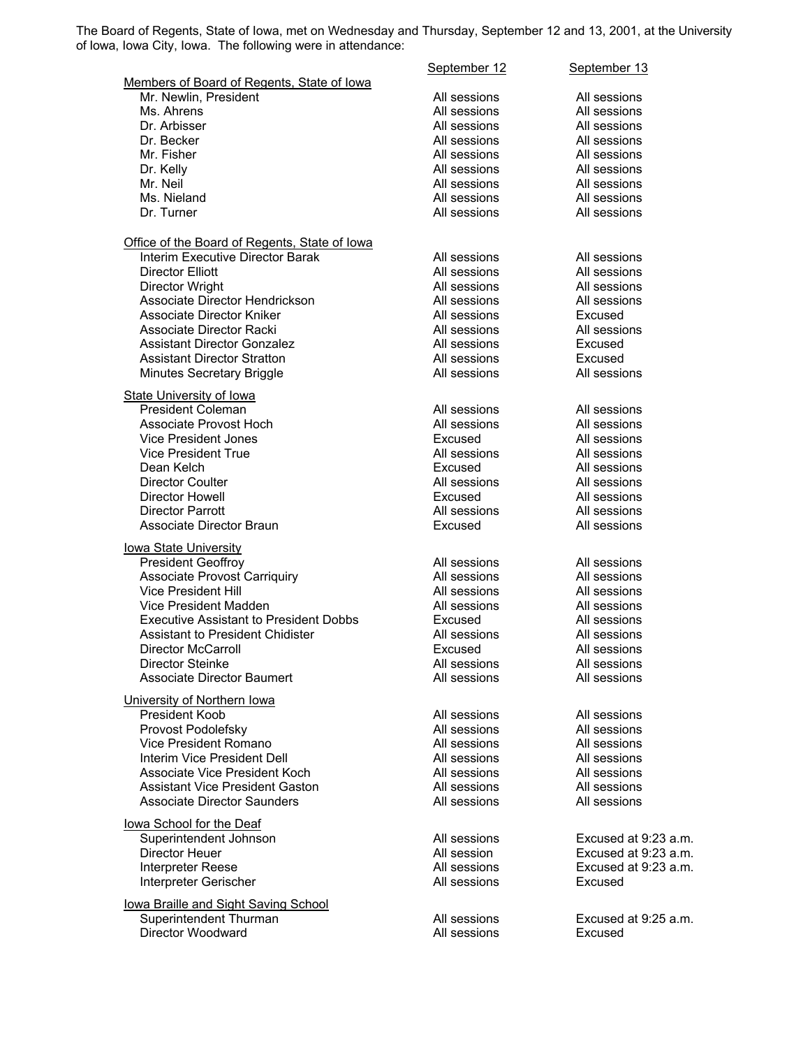The Board of Regents, State of Iowa, met on Wednesday and Thursday, September 12 and 13, 2001, at the University of Iowa, Iowa City, Iowa. The following were in attendance:

| | September 12 | September 13 |
|---|---|---|
| **Members of Board of Regents, State of Iowa** | | |
| Mr. Newlin, President | All sessions | All sessions |
| Ms. Ahrens | All sessions | All sessions |
| Dr. Arbisser | All sessions | All sessions |
| Dr. Becker | All sessions | All sessions |
| Mr. Fisher | All sessions | All sessions |
| Dr. Kelly | All sessions | All sessions |
| Mr. Neil | All sessions | All sessions |
| Ms. Nieland | All sessions | All sessions |
| Dr. Turner | All sessions | All sessions |
| **Office of the Board of Regents, State of Iowa** | | |
| Interim Executive Director Barak | All sessions | All sessions |
| Director Elliott | All sessions | All sessions |
| Director Wright | All sessions | All sessions |
| Associate Director Hendrickson | All sessions | All sessions |
| Associate Director Kniker | All sessions | Excused |
| Associate Director Racki | All sessions | All sessions |
| Assistant Director Gonzalez | All sessions | Excused |
| Assistant Director Stratton | All sessions | Excused |
| Minutes Secretary Briggle | All sessions | All sessions |
| **State University of Iowa** | | |
| President Coleman | All sessions | All sessions |
| Associate Provost Hoch | All sessions | All sessions |
| Vice President Jones | Excused | All sessions |
| Vice President True | All sessions | All sessions |
| Dean Kelch | Excused | All sessions |
| Director Coulter | All sessions | All sessions |
| Director Howell | Excused | All sessions |
| Director Parrott | All sessions | All sessions |
| Associate Director Braun | Excused | All sessions |
| **Iowa State University** | | |
| President Geoffroy | All sessions | All sessions |
| Associate Provost Carriquiry | All sessions | All sessions |
| Vice President Hill | All sessions | All sessions |
| Vice President Madden | All sessions | All sessions |
| Executive Assistant to President Dobbs | Excused | All sessions |
| Assistant to President Chidister | All sessions | All sessions |
| Director McCarroll | Excused | All sessions |
| Director Steinke | All sessions | All sessions |
| Associate Director Baumert | All sessions | All sessions |
| **University of Northern Iowa** | | |
| President Koob | All sessions | All sessions |
| Provost Podolefsky | All sessions | All sessions |
| Vice President Romano | All sessions | All sessions |
| Interim Vice President Dell | All sessions | All sessions |
| Associate Vice President Koch | All sessions | All sessions |
| Assistant Vice President Gaston | All sessions | All sessions |
| Associate Director Saunders | All sessions | All sessions |
| **Iowa School for the Deaf** | | |
| Superintendent Johnson | All sessions | Excused at 9:23 a.m. |
| Director Heuer | All session | Excused at 9:23 a.m. |
| Interpreter Reese | All sessions | Excused at 9:23 a.m. |
| Interpreter Gerischer | All sessions | Excused |
| **Iowa Braille and Sight Saving School** | | |
| Superintendent Thurman | All sessions | Excused at 9:25 a.m. |
| Director Woodward | All sessions | Excused |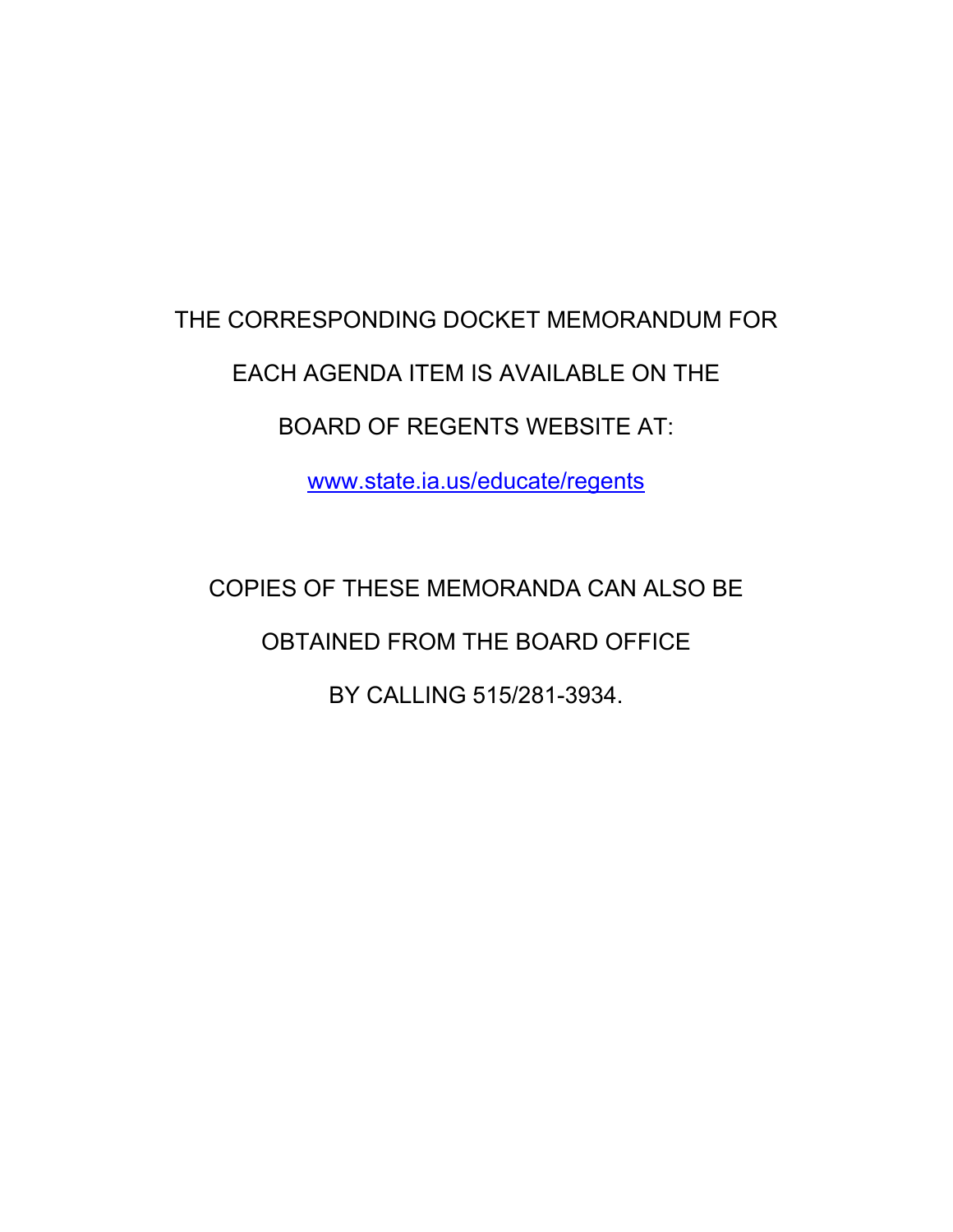THE CORRESPONDING DOCKET MEMORANDUM FOR EACH AGENDA ITEM IS AVAILABLE ON THE BOARD OF REGENTS WEBSITE AT:

[www.state.ia.us/educate/regents](http://www.state.ia.us/educate/regents)

COPIES OF THESE MEMORANDA CAN ALSO BE OBTAINED FROM THE BOARD OFFICE BY CALLING 515/281-3934.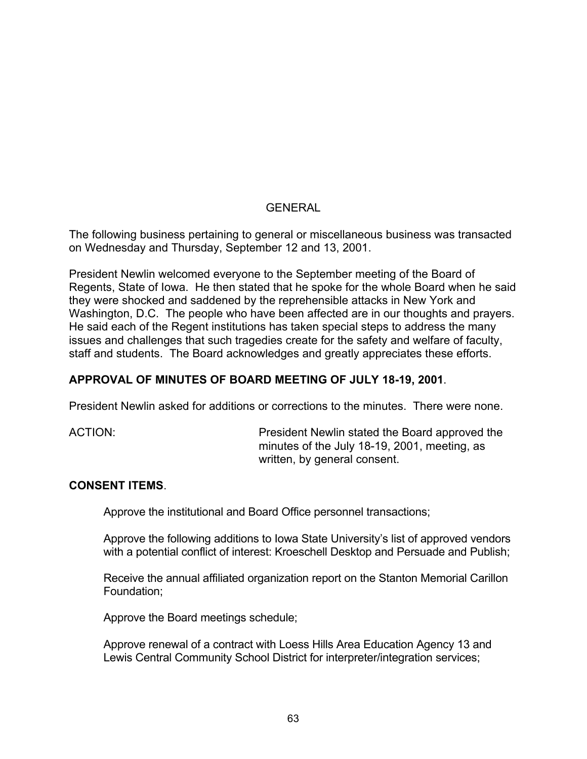## GENERAL

The following business pertaining to general or miscellaneous business was transacted on Wednesday and Thursday, September 12 and 13, 2001.

President Newlin welcomed everyone to the September meeting of the Board of Regents, State of Iowa. He then stated that he spoke for the whole Board when he said they were shocked and saddened by the reprehensible attacks in New York and Washington, D.C. The people who have been affected are in our thoughts and prayers. He said each of the Regent institutions has taken special steps to address the many issues and challenges that such tragedies create for the safety and welfare of faculty, staff and students. The Board acknowledges and greatly appreciates these efforts.

**APPROVAL OF MINUTES OF BOARD MEETING OF JULY 18-19, 2001**.

President Newlin asked for additions or corrections to the minutes. There were none.

ACTION: President Newlin stated the Board approved the minutes of the July 18-19, 2001, meeting, as written, by general consent.

**CONSENT ITEMS**.

Approve the institutional and Board Office personnel transactions;

Approve the following additions to Iowa State University's list of approved vendors with a potential conflict of interest: Kroeschell Desktop and Persuade and Publish;

Receive the annual affiliated organization report on the Stanton Memorial Carillon Foundation;

Approve the Board meetings schedule;

Approve renewal of a contract with Loess Hills Area Education Agency 13 and Lewis Central Community School District for interpreter/integration services;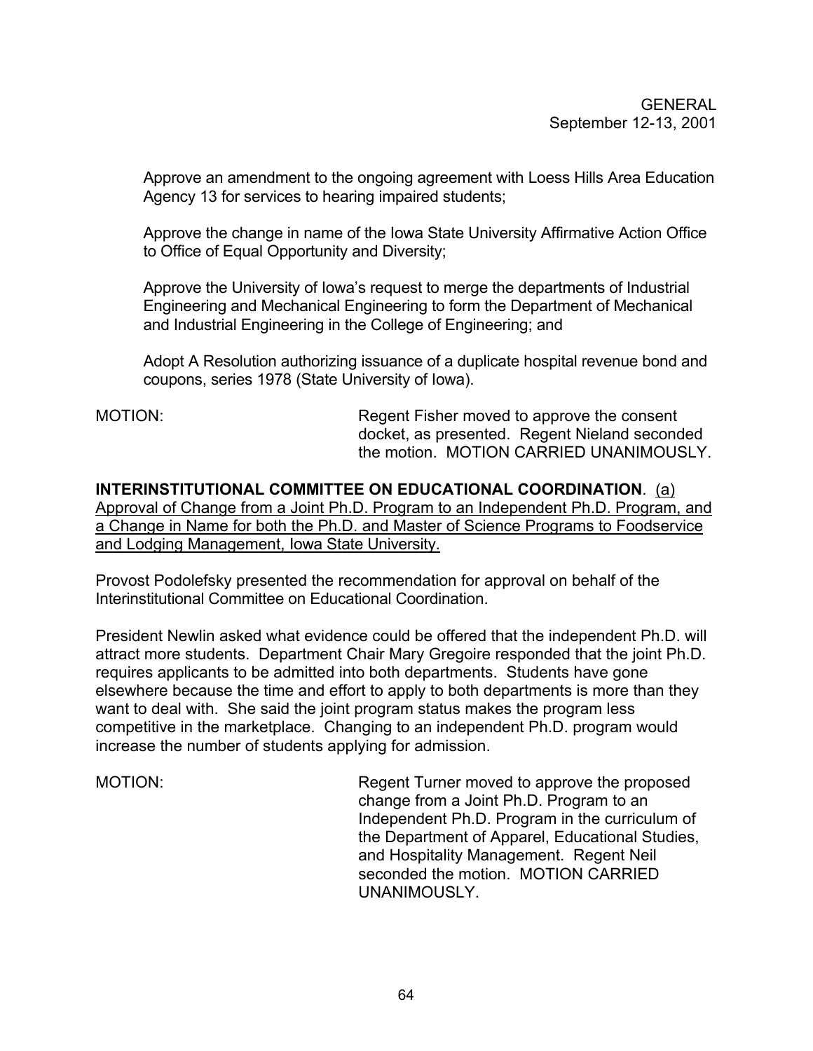Approve an amendment to the ongoing agreement with Loess Hills Area Education Agency 13 for services to hearing impaired students;

Approve the change in name of the Iowa State University Affirmative Action Office to Office of Equal Opportunity and Diversity;

Approve the University of Iowa's request to merge the departments of Industrial Engineering and Mechanical Engineering to form the Department of Mechanical and Industrial Engineering in the College of Engineering; and

Adopt A Resolution authorizing issuance of a duplicate hospital revenue bond and coupons, series 1978 (State University of Iowa).

MOTION: Regent Fisher moved to approve the consent docket, as presented. Regent Nieland seconded the motion. MOTION CARRIED UNANIMOUSLY.

**INTERINSTITUTIONAL COMMITTEE ON EDUCATIONAL COORDINATION**. (a) Approval of Change from a Joint Ph.D. Program to an Independent Ph.D. Program, and a Change in Name for both the Ph.D. and Master of Science Programs to Foodservice and Lodging Management, Iowa State University.

Provost Podolefsky presented the recommendation for approval on behalf of the Interinstitutional Committee on Educational Coordination.

President Newlin asked what evidence could be offered that the independent Ph.D. will attract more students. Department Chair Mary Gregoire responded that the joint Ph.D. requires applicants to be admitted into both departments. Students have gone elsewhere because the time and effort to apply to both departments is more than they want to deal with. She said the joint program status makes the program less competitive in the marketplace. Changing to an independent Ph.D. program would increase the number of students applying for admission.

MOTION: Regent Turner moved to approve the proposed change from a Joint Ph.D. Program to an Independent Ph.D. Program in the curriculum of the Department of Apparel, Educational Studies, and Hospitality Management. Regent Neil seconded the motion. MOTION CARRIED UNANIMOUSLY.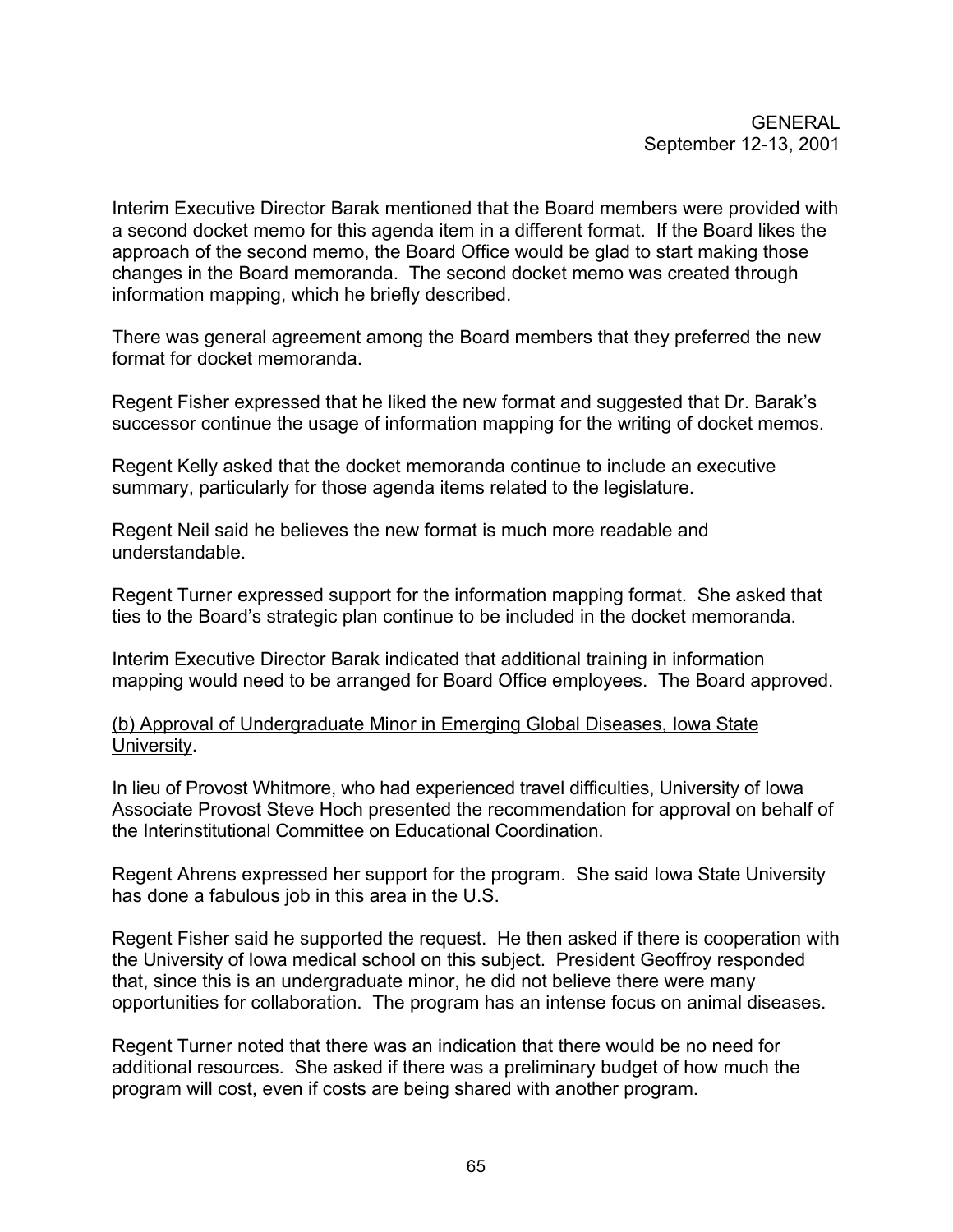Interim Executive Director Barak mentioned that the Board members were provided with a second docket memo for this agenda item in a different format. If the Board likes the approach of the second memo, the Board Office would be glad to start making those changes in the Board memoranda. The second docket memo was created through information mapping, which he briefly described.

There was general agreement among the Board members that they preferred the new format for docket memoranda.

Regent Fisher expressed that he liked the new format and suggested that Dr. Barak's successor continue the usage of information mapping for the writing of docket memos.

Regent Kelly asked that the docket memoranda continue to include an executive summary, particularly for those agenda items related to the legislature.

Regent Neil said he believes the new format is much more readable and understandable.

Regent Turner expressed support for the information mapping format. She asked that ties to the Board's strategic plan continue to be included in the docket memoranda.

Interim Executive Director Barak indicated that additional training in information mapping would need to be arranged for Board Office employees. The Board approved.

(b) Approval of Undergraduate Minor in Emerging Global Diseases, Iowa State University.

In lieu of Provost Whitmore, who had experienced travel difficulties, University of Iowa Associate Provost Steve Hoch presented the recommendation for approval on behalf of the Interinstitutional Committee on Educational Coordination.

Regent Ahrens expressed her support for the program. She said Iowa State University has done a fabulous job in this area in the U.S.

Regent Fisher said he supported the request. He then asked if there is cooperation with the University of Iowa medical school on this subject. President Geoffroy responded that, since this is an undergraduate minor, he did not believe there were many opportunities for collaboration. The program has an intense focus on animal diseases.

Regent Turner noted that there was an indication that there would be no need for additional resources. She asked if there was a preliminary budget of how much the program will cost, even if costs are being shared with another program.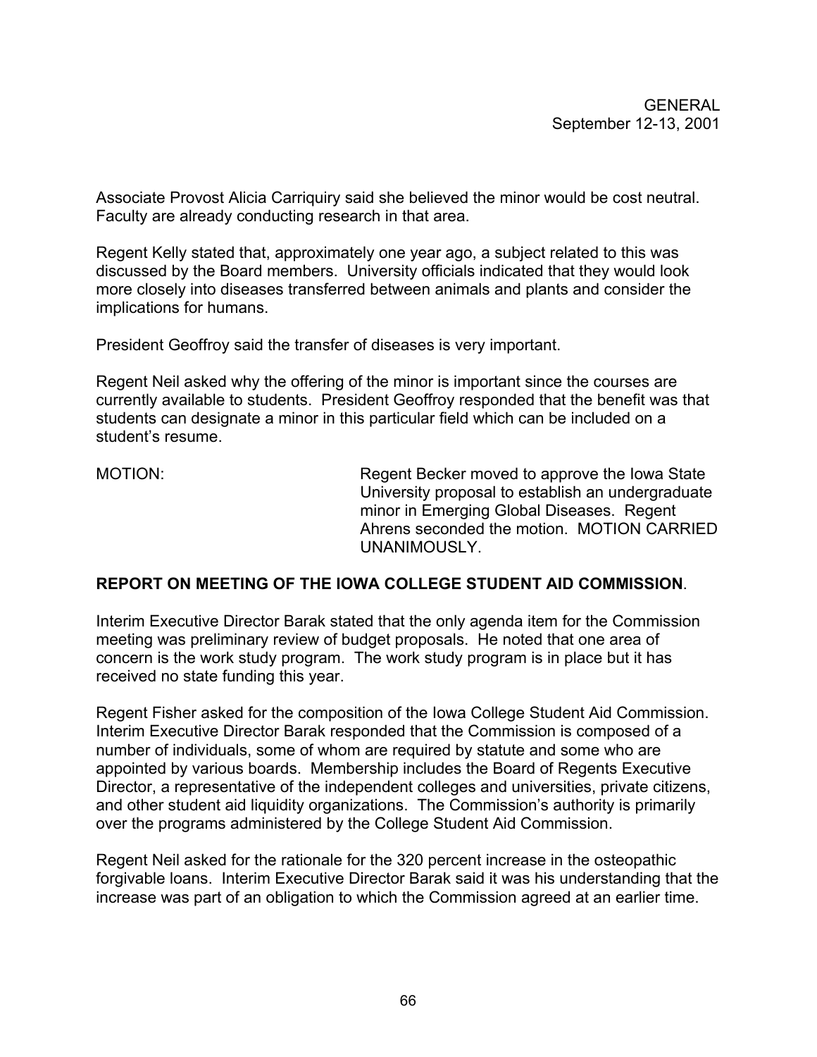Associate Provost Alicia Carriquiry said she believed the minor would be cost neutral. Faculty are already conducting research in that area.

Regent Kelly stated that, approximately one year ago, a subject related to this was discussed by the Board members. University officials indicated that they would look more closely into diseases transferred between animals and plants and consider the implications for humans.

President Geoffroy said the transfer of diseases is very important.

Regent Neil asked why the offering of the minor is important since the courses are currently available to students. President Geoffroy responded that the benefit was that students can designate a minor in this particular field which can be included on a student's resume.

MOTION: Regent Becker moved to approve the Iowa State University proposal to establish an undergraduate minor in Emerging Global Diseases. Regent Ahrens seconded the motion. MOTION CARRIED UNANIMOUSLY.

**REPORT ON MEETING OF THE IOWA COLLEGE STUDENT AID COMMISSION**.

Interim Executive Director Barak stated that the only agenda item for the Commission meeting was preliminary review of budget proposals. He noted that one area of concern is the work study program. The work study program is in place but it has received no state funding this year.

Regent Fisher asked for the composition of the Iowa College Student Aid Commission. Interim Executive Director Barak responded that the Commission is composed of a number of individuals, some of whom are required by statute and some who are appointed by various boards. Membership includes the Board of Regents Executive Director, a representative of the independent colleges and universities, private citizens, and other student aid liquidity organizations. The Commission's authority is primarily over the programs administered by the College Student Aid Commission.

Regent Neil asked for the rationale for the 320 percent increase in the osteopathic forgivable loans. Interim Executive Director Barak said it was his understanding that the increase was part of an obligation to which the Commission agreed at an earlier time.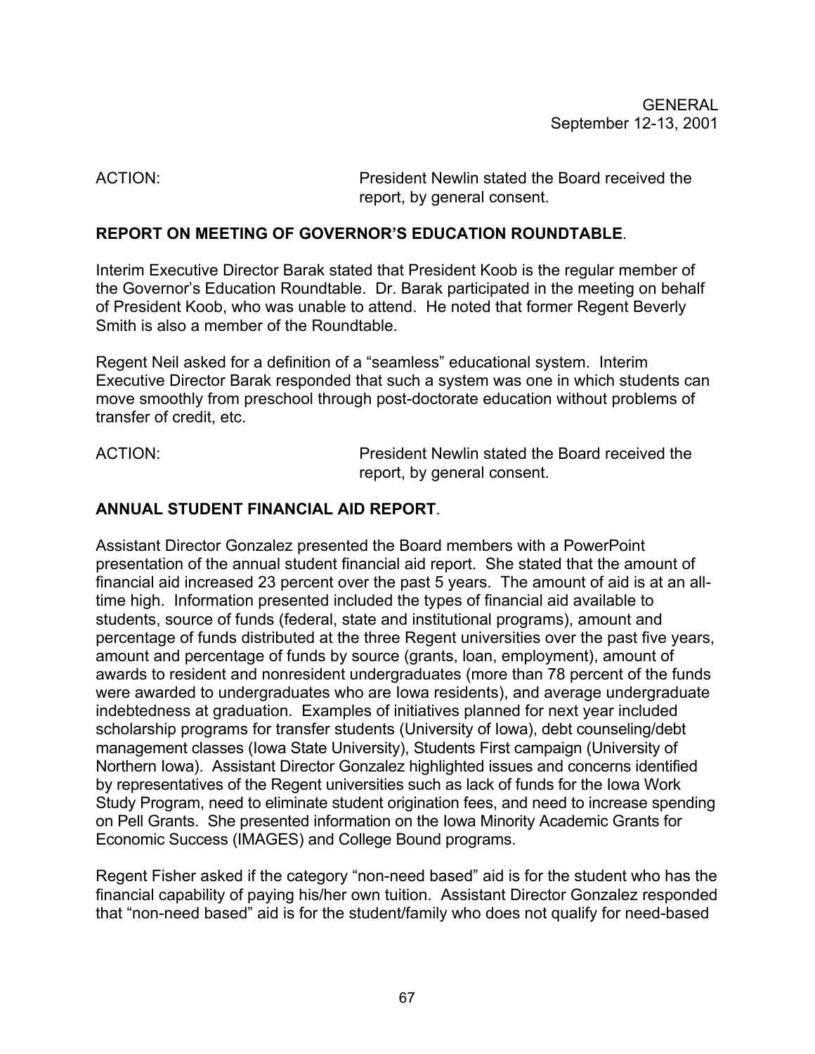ACTION: President Newlin stated the Board received the report, by general consent.

**REPORT ON MEETING OF GOVERNOR'S EDUCATION ROUNDTABLE**.

Interim Executive Director Barak stated that President Koob is the regular member of the Governor's Education Roundtable. Dr. Barak participated in the meeting on behalf of President Koob, who was unable to attend. He noted that former Regent Beverly Smith is also a member of the Roundtable.

Regent Neil asked for a definition of a "seamless" educational system. Interim Executive Director Barak responded that such a system was one in which students can move smoothly from preschool through post-doctorate education without problems of transfer of credit, etc.

ACTION: President Newlin stated the Board received the report, by general consent.

**ANNUAL STUDENT FINANCIAL AID REPORT**.

Assistant Director Gonzalez presented the Board members with a PowerPoint presentation of the annual student financial aid report. She stated that the amount of financial aid increased 23 percent over the past 5 years. The amount of aid is at an all-time high. Information presented included the types of financial aid available to students, source of funds (federal, state and institutional programs), amount and percentage of funds distributed at the three Regent universities over the past five years, amount and percentage of funds by source (grants, loan, employment), amount of awards to resident and nonresident undergraduates (more than 78 percent of the funds were awarded to undergraduates who are Iowa residents), and average undergraduate indebtedness at graduation. Examples of initiatives planned for next year included scholarship programs for transfer students (University of Iowa), debt counseling/debt management classes (Iowa State University), Students First campaign (University of Northern Iowa). Assistant Director Gonzalez highlighted issues and concerns identified by representatives of the Regent universities such as lack of funds for the Iowa Work Study Program, need to eliminate student origination fees, and need to increase spending on Pell Grants. She presented information on the Iowa Minority Academic Grants for Economic Success (IMAGES) and College Bound programs.

Regent Fisher asked if the category "non-need based" aid is for the student who has the financial capability of paying his/her own tuition. Assistant Director Gonzalez responded that "non-need based" aid is for the student/family who does not qualify for need-based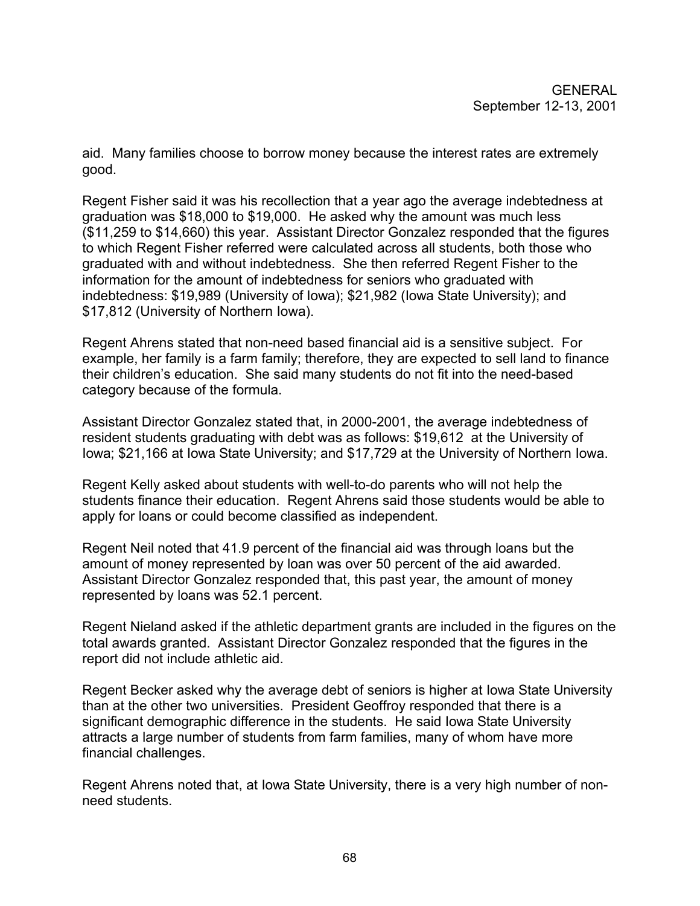aid. Many families choose to borrow money because the interest rates are extremely good.

Regent Fisher said it was his recollection that a year ago the average indebtedness at graduation was $18,000 to $19,000. He asked why the amount was much less ($11,259 to $14,660) this year. Assistant Director Gonzalez responded that the figures to which Regent Fisher referred were calculated across all students, both those who graduated with and without indebtedness. She then referred Regent Fisher to the information for the amount of indebtedness for seniors who graduated with indebtedness: $19,989 (University of Iowa); $21,982 (Iowa State University); and $17,812 (University of Northern Iowa).

Regent Ahrens stated that non-need based financial aid is a sensitive subject. For example, her family is a farm family; therefore, they are expected to sell land to finance their children's education. She said many students do not fit into the need-based category because of the formula.

Assistant Director Gonzalez stated that, in 2000-2001, the average indebtedness of resident students graduating with debt was as follows: $19,612 at the University of Iowa; $21,166 at Iowa State University; and $17,729 at the University of Northern Iowa.

Regent Kelly asked about students with well-to-do parents who will not help the students finance their education. Regent Ahrens said those students would be able to apply for loans or could become classified as independent.

Regent Neil noted that 41.9 percent of the financial aid was through loans but the amount of money represented by loan was over 50 percent of the aid awarded. Assistant Director Gonzalez responded that, this past year, the amount of money represented by loans was 52.1 percent.

Regent Nieland asked if the athletic department grants are included in the figures on the total awards granted. Assistant Director Gonzalez responded that the figures in the report did not include athletic aid.

Regent Becker asked why the average debt of seniors is higher at Iowa State University than at the other two universities. President Geoffroy responded that there is a significant demographic difference in the students. He said Iowa State University attracts a large number of students from farm families, many of whom have more financial challenges.

Regent Ahrens noted that, at Iowa State University, there is a very high number of non-need students.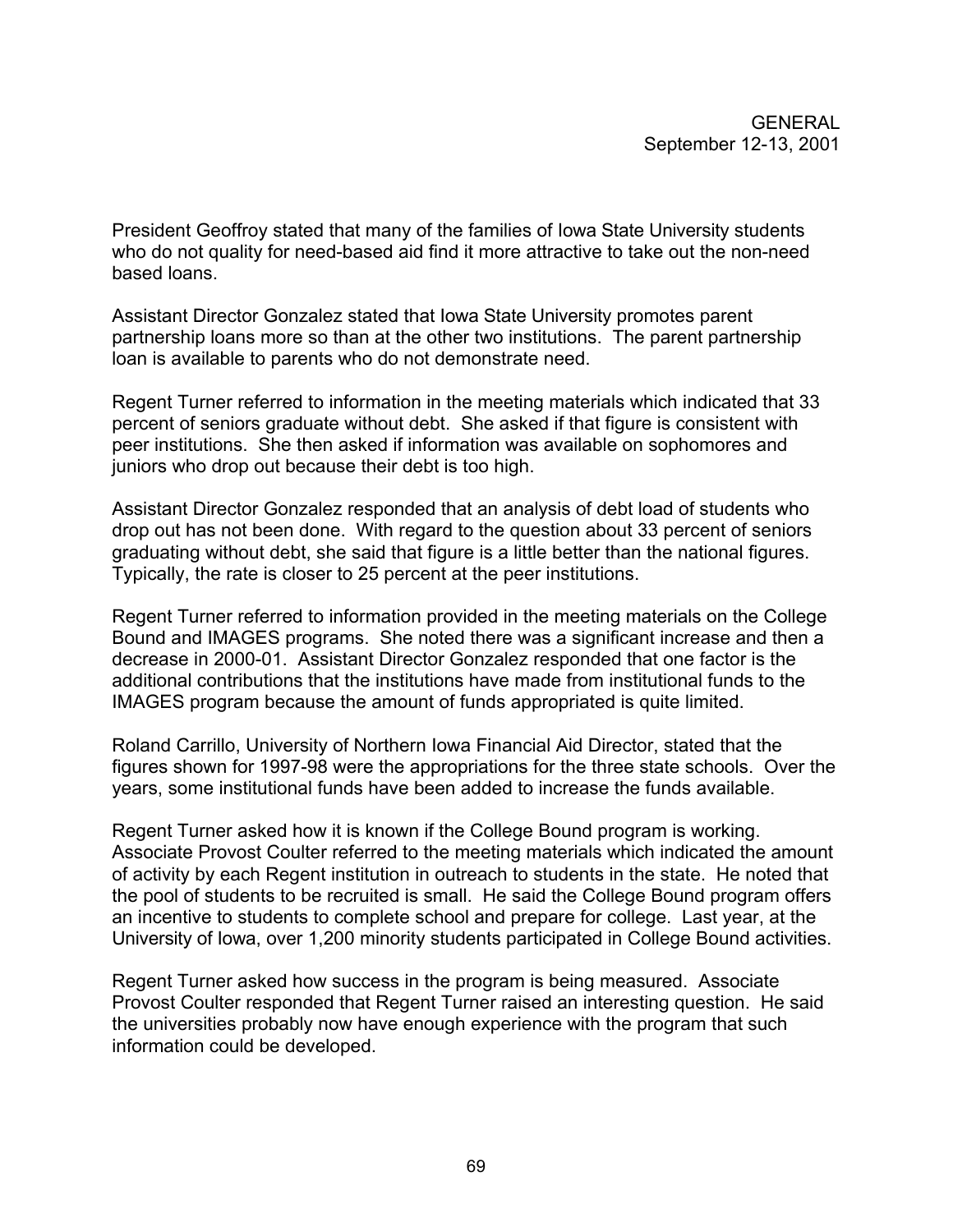President Geoffroy stated that many of the families of Iowa State University students who do not quality for need-based aid find it more attractive to take out the non-need based loans.

Assistant Director Gonzalez stated that Iowa State University promotes parent partnership loans more so than at the other two institutions. The parent partnership loan is available to parents who do not demonstrate need.

Regent Turner referred to information in the meeting materials which indicated that 33 percent of seniors graduate without debt. She asked if that figure is consistent with peer institutions. She then asked if information was available on sophomores and juniors who drop out because their debt is too high.

Assistant Director Gonzalez responded that an analysis of debt load of students who drop out has not been done. With regard to the question about 33 percent of seniors graduating without debt, she said that figure is a little better than the national figures. Typically, the rate is closer to 25 percent at the peer institutions.

Regent Turner referred to information provided in the meeting materials on the College Bound and IMAGES programs. She noted there was a significant increase and then a decrease in 2000-01. Assistant Director Gonzalez responded that one factor is the additional contributions that the institutions have made from institutional funds to the IMAGES program because the amount of funds appropriated is quite limited.

Roland Carrillo, University of Northern Iowa Financial Aid Director, stated that the figures shown for 1997-98 were the appropriations for the three state schools. Over the years, some institutional funds have been added to increase the funds available.

Regent Turner asked how it is known if the College Bound program is working. Associate Provost Coulter referred to the meeting materials which indicated the amount of activity by each Regent institution in outreach to students in the state. He noted that the pool of students to be recruited is small. He said the College Bound program offers an incentive to students to complete school and prepare for college. Last year, at the University of Iowa, over 1,200 minority students participated in College Bound activities.

Regent Turner asked how success in the program is being measured. Associate Provost Coulter responded that Regent Turner raised an interesting question. He said the universities probably now have enough experience with the program that such information could be developed.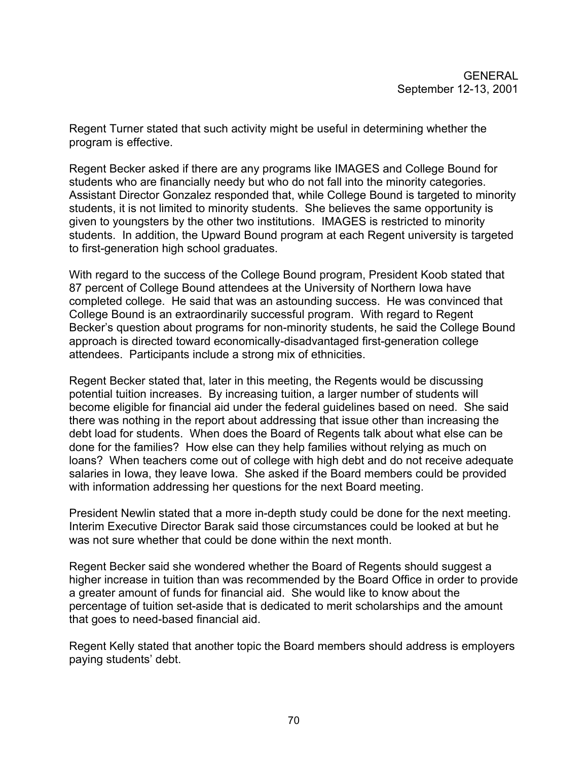Regent Turner stated that such activity might be useful in determining whether the program is effective.

Regent Becker asked if there are any programs like IMAGES and College Bound for students who are financially needy but who do not fall into the minority categories. Assistant Director Gonzalez responded that, while College Bound is targeted to minority students, it is not limited to minority students. She believes the same opportunity is given to youngsters by the other two institutions. IMAGES is restricted to minority students. In addition, the Upward Bound program at each Regent university is targeted to first-generation high school graduates.

With regard to the success of the College Bound program, President Koob stated that 87 percent of College Bound attendees at the University of Northern Iowa have completed college. He said that was an astounding success. He was convinced that College Bound is an extraordinarily successful program. With regard to Regent Becker's question about programs for non-minority students, he said the College Bound approach is directed toward economically-disadvantaged first-generation college attendees. Participants include a strong mix of ethnicities.

Regent Becker stated that, later in this meeting, the Regents would be discussing potential tuition increases. By increasing tuition, a larger number of students will become eligible for financial aid under the federal guidelines based on need. She said there was nothing in the report about addressing that issue other than increasing the debt load for students. When does the Board of Regents talk about what else can be done for the families? How else can they help families without relying as much on loans? When teachers come out of college with high debt and do not receive adequate salaries in Iowa, they leave Iowa. She asked if the Board members could be provided with information addressing her questions for the next Board meeting.

President Newlin stated that a more in-depth study could be done for the next meeting. Interim Executive Director Barak said those circumstances could be looked at but he was not sure whether that could be done within the next month.

Regent Becker said she wondered whether the Board of Regents should suggest a higher increase in tuition than was recommended by the Board Office in order to provide a greater amount of funds for financial aid. She would like to know about the percentage of tuition set-aside that is dedicated to merit scholarships and the amount that goes to need-based financial aid.

Regent Kelly stated that another topic the Board members should address is employers paying students' debt.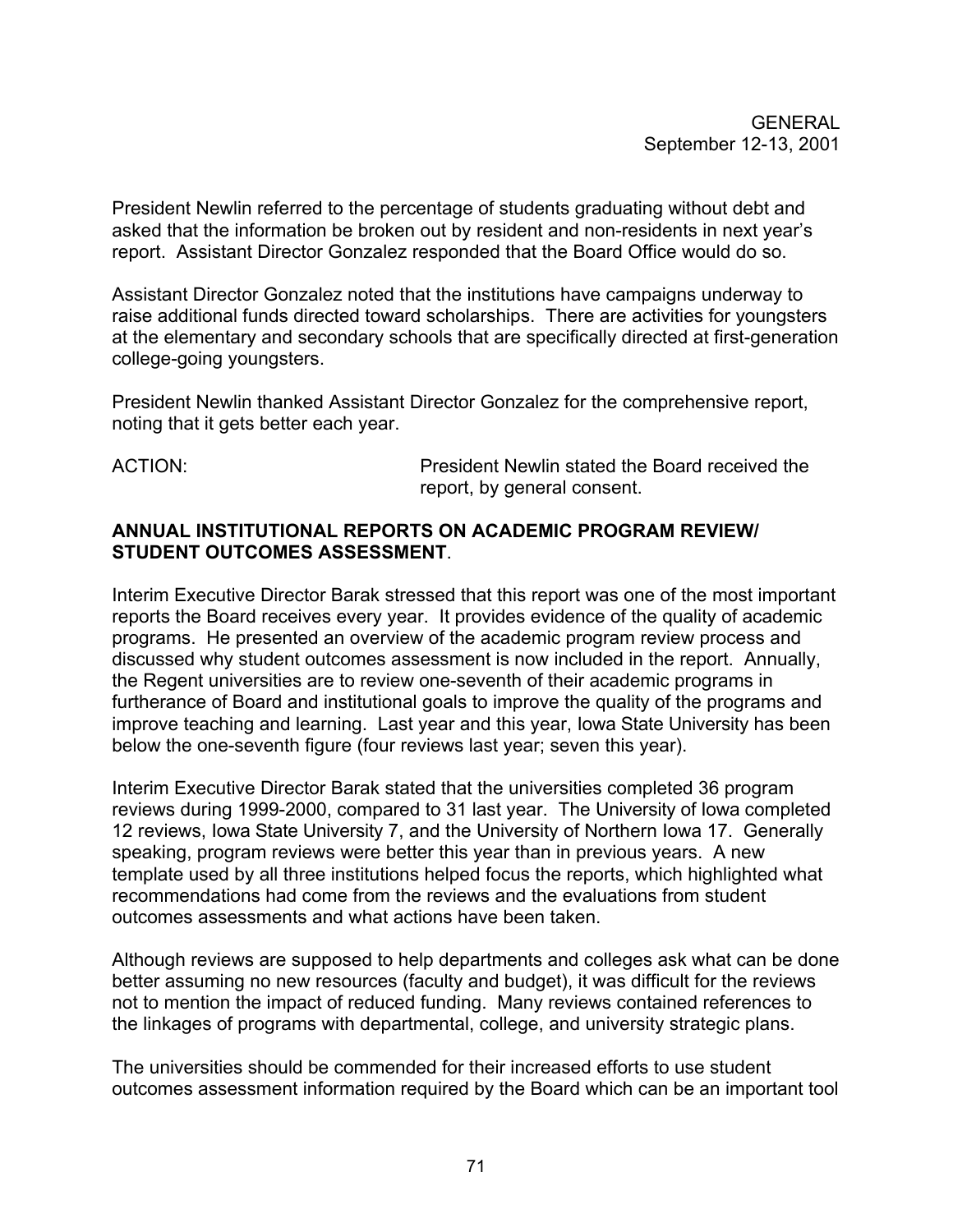President Newlin referred to the percentage of students graduating without debt and asked that the information be broken out by resident and non-residents in next year's report. Assistant Director Gonzalez responded that the Board Office would do so.

Assistant Director Gonzalez noted that the institutions have campaigns underway to raise additional funds directed toward scholarships. There are activities for youngsters at the elementary and secondary schools that are specifically directed at first-generation college-going youngsters.

President Newlin thanked Assistant Director Gonzalez for the comprehensive report, noting that it gets better each year.

ACTION: President Newlin stated the Board received the report, by general consent.

**ANNUAL INSTITUTIONAL REPORTS ON ACADEMIC PROGRAM REVIEW/ STUDENT OUTCOMES ASSESSMENT**.

Interim Executive Director Barak stressed that this report was one of the most important reports the Board receives every year. It provides evidence of the quality of academic programs. He presented an overview of the academic program review process and discussed why student outcomes assessment is now included in the report. Annually, the Regent universities are to review one-seventh of their academic programs in furtherance of Board and institutional goals to improve the quality of the programs and improve teaching and learning. Last year and this year, Iowa State University has been below the one-seventh figure (four reviews last year; seven this year).

Interim Executive Director Barak stated that the universities completed 36 program reviews during 1999-2000, compared to 31 last year. The University of Iowa completed 12 reviews, Iowa State University 7, and the University of Northern Iowa 17. Generally speaking, program reviews were better this year than in previous years. A new template used by all three institutions helped focus the reports, which highlighted what recommendations had come from the reviews and the evaluations from student outcomes assessments and what actions have been taken.

Although reviews are supposed to help departments and colleges ask what can be done better assuming no new resources (faculty and budget), it was difficult for the reviews not to mention the impact of reduced funding. Many reviews contained references to the linkages of programs with departmental, college, and university strategic plans.

The universities should be commended for their increased efforts to use student outcomes assessment information required by the Board which can be an important tool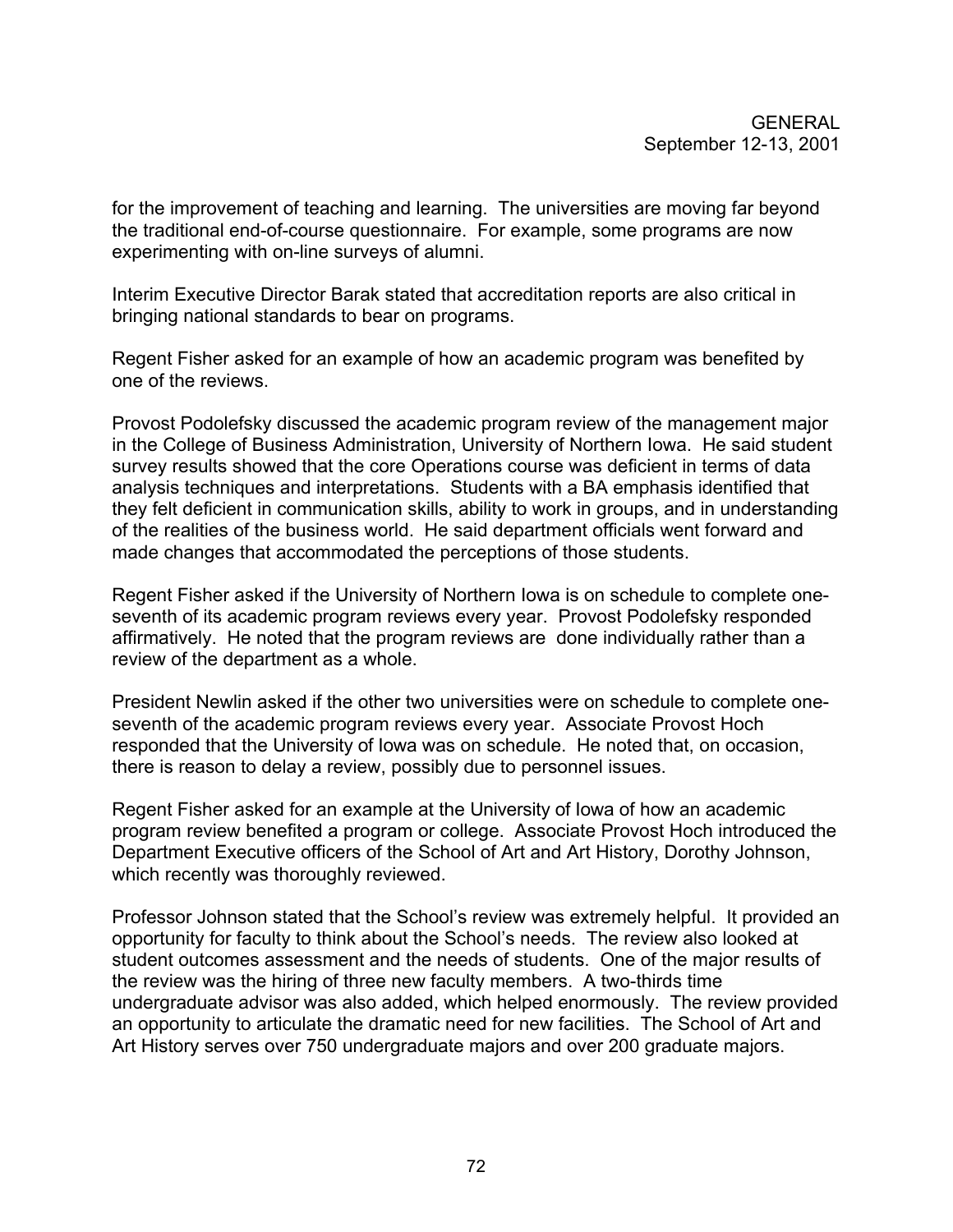for the improvement of teaching and learning. The universities are moving far beyond the traditional end-of-course questionnaire. For example, some programs are now experimenting with on-line surveys of alumni.

Interim Executive Director Barak stated that accreditation reports are also critical in bringing national standards to bear on programs.

Regent Fisher asked for an example of how an academic program was benefited by one of the reviews.

Provost Podolefsky discussed the academic program review of the management major in the College of Business Administration, University of Northern Iowa. He said student survey results showed that the core Operations course was deficient in terms of data analysis techniques and interpretations. Students with a BA emphasis identified that they felt deficient in communication skills, ability to work in groups, and in understanding of the realities of the business world. He said department officials went forward and made changes that accommodated the perceptions of those students.

Regent Fisher asked if the University of Northern Iowa is on schedule to complete one-seventh of its academic program reviews every year. Provost Podolefsky responded affirmatively. He noted that the program reviews are done individually rather than a review of the department as a whole.

President Newlin asked if the other two universities were on schedule to complete one-seventh of the academic program reviews every year. Associate Provost Hoch responded that the University of Iowa was on schedule. He noted that, on occasion, there is reason to delay a review, possibly due to personnel issues.

Regent Fisher asked for an example at the University of Iowa of how an academic program review benefited a program or college. Associate Provost Hoch introduced the Department Executive officers of the School of Art and Art History, Dorothy Johnson, which recently was thoroughly reviewed.

Professor Johnson stated that the School's review was extremely helpful. It provided an opportunity for faculty to think about the School's needs. The review also looked at student outcomes assessment and the needs of students. One of the major results of the review was the hiring of three new faculty members. A two-thirds time undergraduate advisor was also added, which helped enormously. The review provided an opportunity to articulate the dramatic need for new facilities. The School of Art and Art History serves over 750 undergraduate majors and over 200 graduate majors.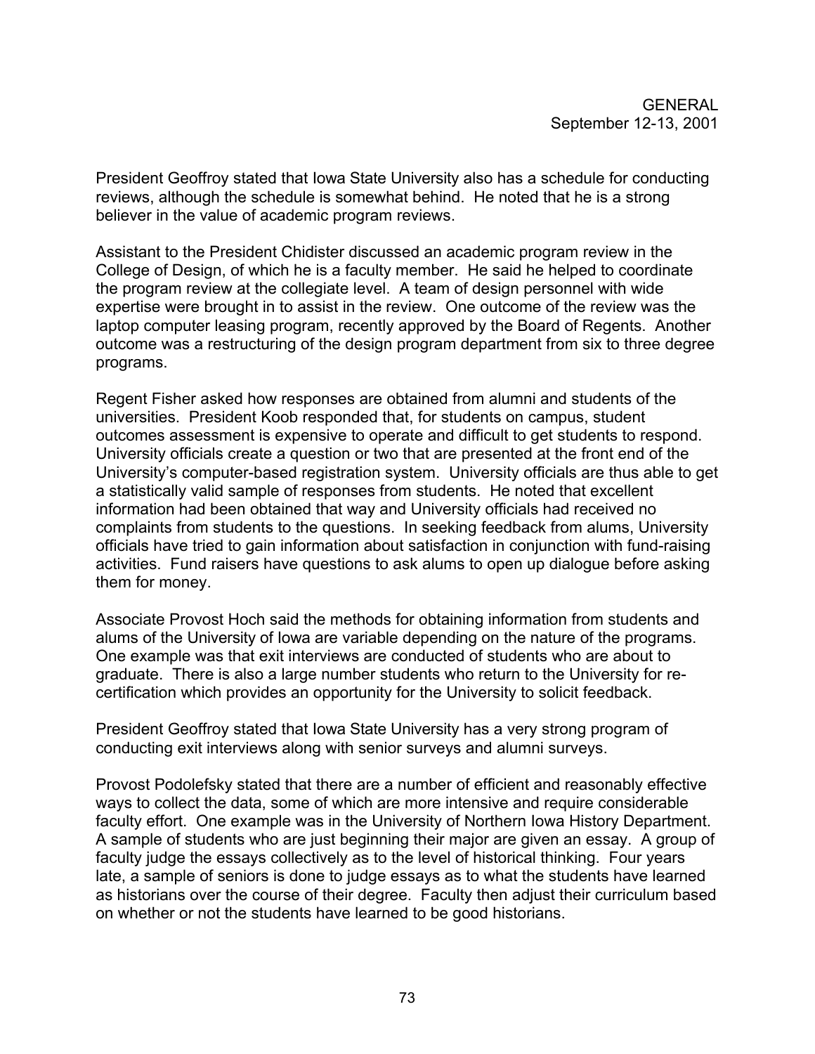President Geoffroy stated that Iowa State University also has a schedule for conducting reviews, although the schedule is somewhat behind. He noted that he is a strong believer in the value of academic program reviews.

Assistant to the President Chidister discussed an academic program review in the College of Design, of which he is a faculty member. He said he helped to coordinate the program review at the collegiate level. A team of design personnel with wide expertise were brought in to assist in the review. One outcome of the review was the laptop computer leasing program, recently approved by the Board of Regents. Another outcome was a restructuring of the design program department from six to three degree programs.

Regent Fisher asked how responses are obtained from alumni and students of the universities. President Koob responded that, for students on campus, student outcomes assessment is expensive to operate and difficult to get students to respond. University officials create a question or two that are presented at the front end of the University's computer-based registration system. University officials are thus able to get a statistically valid sample of responses from students. He noted that excellent information had been obtained that way and University officials had received no complaints from students to the questions. In seeking feedback from alums, University officials have tried to gain information about satisfaction in conjunction with fund-raising activities. Fund raisers have questions to ask alums to open up dialogue before asking them for money.

Associate Provost Hoch said the methods for obtaining information from students and alums of the University of Iowa are variable depending on the nature of the programs. One example was that exit interviews are conducted of students who are about to graduate. There is also a large number students who return to the University for re-certification which provides an opportunity for the University to solicit feedback.

President Geoffroy stated that Iowa State University has a very strong program of conducting exit interviews along with senior surveys and alumni surveys.

Provost Podolefsky stated that there are a number of efficient and reasonably effective ways to collect the data, some of which are more intensive and require considerable faculty effort. One example was in the University of Northern Iowa History Department. A sample of students who are just beginning their major are given an essay. A group of faculty judge the essays collectively as to the level of historical thinking. Four years late, a sample of seniors is done to judge essays as to what the students have learned as historians over the course of their degree. Faculty then adjust their curriculum based on whether or not the students have learned to be good historians.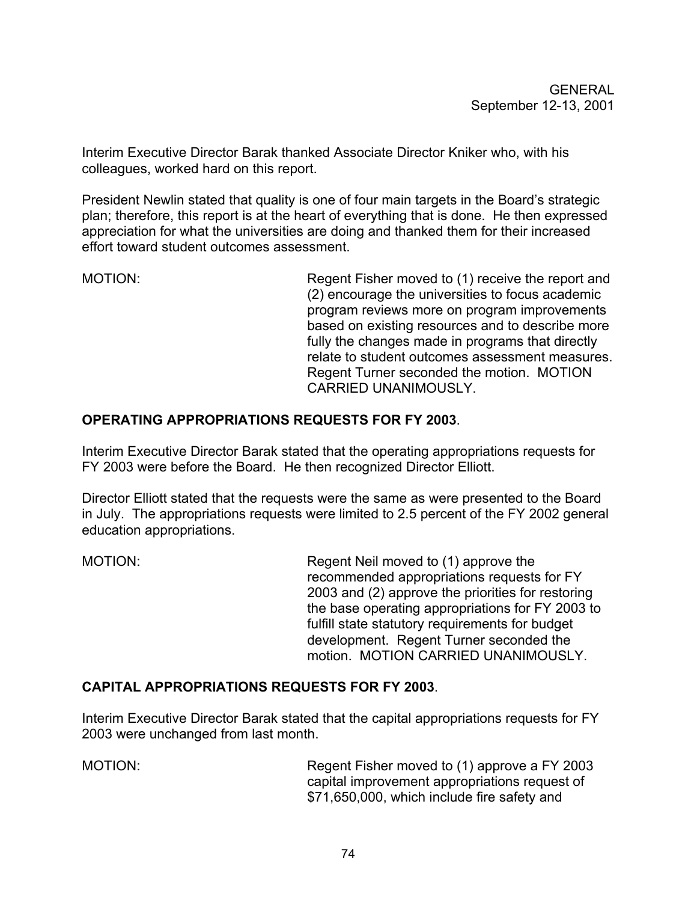Interim Executive Director Barak thanked Associate Director Kniker who, with his colleagues, worked hard on this report.

President Newlin stated that quality is one of four main targets in the Board's strategic plan; therefore, this report is at the heart of everything that is done. He then expressed appreciation for what the universities are doing and thanked them for their increased effort toward student outcomes assessment.

MOTION: Regent Fisher moved to (1) receive the report and (2) encourage the universities to focus academic program reviews more on program improvements based on existing resources and to describe more fully the changes made in programs that directly relate to student outcomes assessment measures. Regent Turner seconded the motion. MOTION CARRIED UNANIMOUSLY.

**OPERATING APPROPRIATIONS REQUESTS FOR FY 2003**.

Interim Executive Director Barak stated that the operating appropriations requests for FY 2003 were before the Board. He then recognized Director Elliott.

Director Elliott stated that the requests were the same as were presented to the Board in July. The appropriations requests were limited to 2.5 percent of the FY 2002 general education appropriations.

MOTION: Regent Neil moved to (1) approve the recommended appropriations requests for FY 2003 and (2) approve the priorities for restoring the base operating appropriations for FY 2003 to fulfill state statutory requirements for budget development. Regent Turner seconded the motion. MOTION CARRIED UNANIMOUSLY.

**CAPITAL APPROPRIATIONS REQUESTS FOR FY 2003**.

Interim Executive Director Barak stated that the capital appropriations requests for FY 2003 were unchanged from last month.

MOTION: Regent Fisher moved to (1) approve a FY 2003 capital improvement appropriations request of $71,650,000, which include fire safety and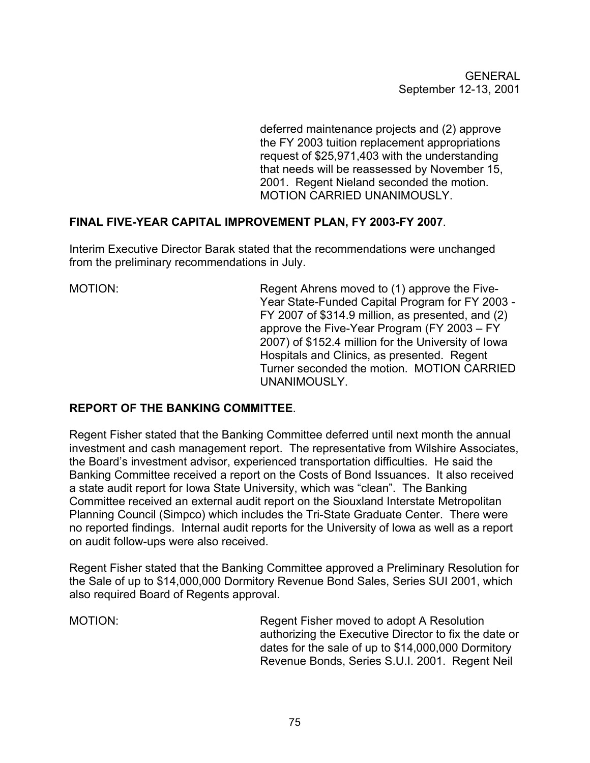deferred maintenance projects and (2) approve the FY 2003 tuition replacement appropriations request of $25,971,403 with the understanding that needs will be reassessed by November 15, 2001. Regent Nieland seconded the motion. MOTION CARRIED UNANIMOUSLY.

**FINAL FIVE-YEAR CAPITAL IMPROVEMENT PLAN, FY 2003-FY 2007**.

Interim Executive Director Barak stated that the recommendations were unchanged from the preliminary recommendations in July.

MOTION: Regent Ahrens moved to (1) approve the Five-Year State-Funded Capital Program for FY 2003 - FY 2007 of $314.9 million, as presented, and (2) approve the Five-Year Program (FY 2003 – FY 2007) of $152.4 million for the University of Iowa Hospitals and Clinics, as presented. Regent Turner seconded the motion. MOTION CARRIED UNANIMOUSLY.

**REPORT OF THE BANKING COMMITTEE**.

Regent Fisher stated that the Banking Committee deferred until next month the annual investment and cash management report. The representative from Wilshire Associates, the Board's investment advisor, experienced transportation difficulties. He said the Banking Committee received a report on the Costs of Bond Issuances. It also received a state audit report for Iowa State University, which was "clean". The Banking Committee received an external audit report on the Siouxland Interstate Metropolitan Planning Council (Simpco) which includes the Tri-State Graduate Center. There were no reported findings. Internal audit reports for the University of Iowa as well as a report on audit follow-ups were also received.

Regent Fisher stated that the Banking Committee approved a Preliminary Resolution for the Sale of up to $14,000,000 Dormitory Revenue Bond Sales, Series SUI 2001, which also required Board of Regents approval.

MOTION: Regent Fisher moved to adopt A Resolution authorizing the Executive Director to fix the date or dates for the sale of up to $14,000,000 Dormitory Revenue Bonds, Series S.U.I. 2001. Regent Neil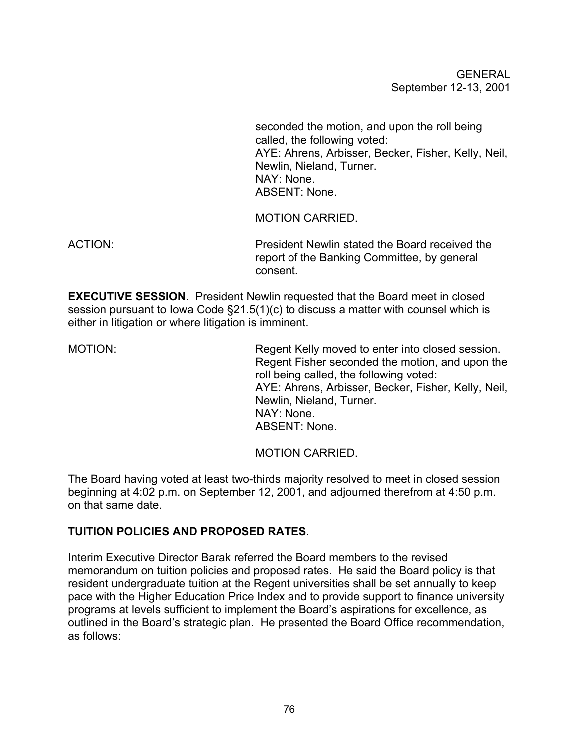seconded the motion, and upon the roll being called, the following voted:
AYE: Ahrens, Arbisser, Becker, Fisher, Kelly, Neil, Newlin, Nieland, Turner.
NAY: None.
ABSENT: None.

MOTION CARRIED.

ACTION: President Newlin stated the Board received the report of the Banking Committee, by general consent.

**EXECUTIVE SESSION**. President Newlin requested that the Board meet in closed session pursuant to Iowa Code §21.5(1)(c) to discuss a matter with counsel which is either in litigation or where litigation is imminent.

MOTION: Regent Kelly moved to enter into closed session. Regent Fisher seconded the motion, and upon the roll being called, the following voted:
AYE: Ahrens, Arbisser, Becker, Fisher, Kelly, Neil, Newlin, Nieland, Turner.
NAY: None.
ABSENT: None.

MOTION CARRIED.

The Board having voted at least two-thirds majority resolved to meet in closed session beginning at 4:02 p.m. on September 12, 2001, and adjourned therefrom at 4:50 p.m. on that same date.

**TUITION POLICIES AND PROPOSED RATES**.

Interim Executive Director Barak referred the Board members to the revised memorandum on tuition policies and proposed rates. He said the Board policy is that resident undergraduate tuition at the Regent universities shall be set annually to keep pace with the Higher Education Price Index and to provide support to finance university programs at levels sufficient to implement the Board's aspirations for excellence, as outlined in the Board's strategic plan. He presented the Board Office recommendation, as follows: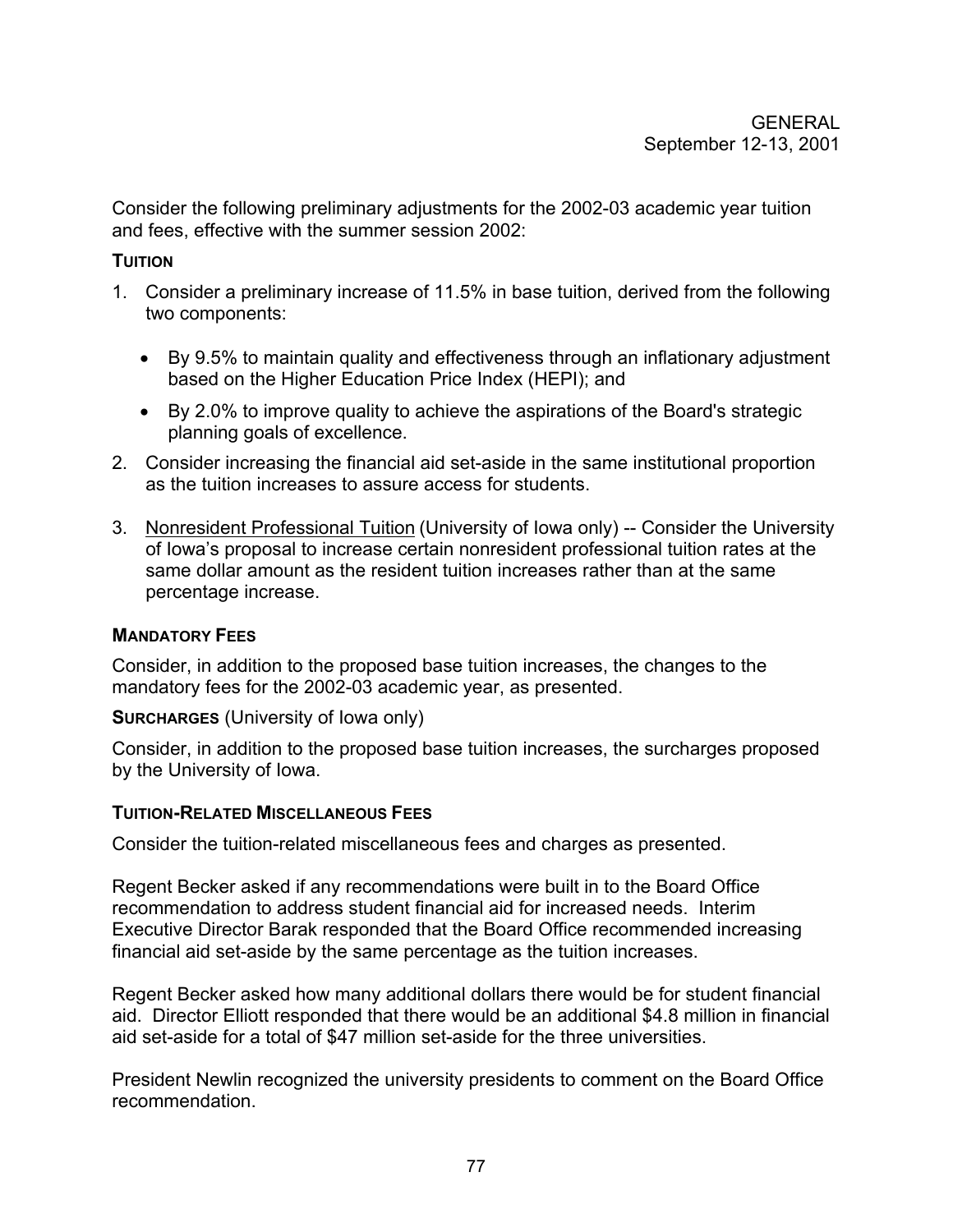Consider the following preliminary adjustments for the 2002-03 academic year tuition and fees, effective with the summer session 2002:

**TUITION**

1. Consider a preliminary increase of 11.5% in base tuition, derived from the following two components:

   - By 9.5% to maintain quality and effectiveness through an inflationary adjustment based on the Higher Education Price Index (HEPI); and
   - By 2.0% to improve quality to achieve the aspirations of the Board's strategic planning goals of excellence.

2. Consider increasing the financial aid set-aside in the same institutional proportion as the tuition increases to assure access for students.

3. Nonresident Professional Tuition (University of Iowa only) -- Consider the University of Iowa's proposal to increase certain nonresident professional tuition rates at the same dollar amount as the resident tuition increases rather than at the same percentage increase.

**MANDATORY FEES**

Consider, in addition to the proposed base tuition increases, the changes to the mandatory fees for the 2002-03 academic year, as presented.

**SURCHARGES** (University of Iowa only)

Consider, in addition to the proposed base tuition increases, the surcharges proposed by the University of Iowa.

**TUITION-RELATED MISCELLANEOUS FEES**

Consider the tuition-related miscellaneous fees and charges as presented.

Regent Becker asked if any recommendations were built in to the Board Office recommendation to address student financial aid for increased needs. Interim Executive Director Barak responded that the Board Office recommended increasing financial aid set-aside by the same percentage as the tuition increases.

Regent Becker asked how many additional dollars there would be for student financial aid. Director Elliott responded that there would be an additional $4.8 million in financial aid set-aside for a total of $47 million set-aside for the three universities.

President Newlin recognized the university presidents to comment on the Board Office recommendation.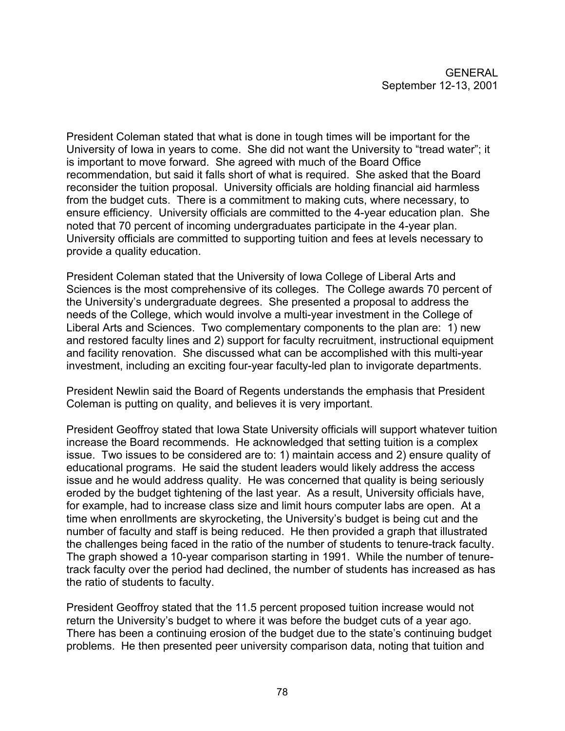President Coleman stated that what is done in tough times will be important for the University of Iowa in years to come. She did not want the University to "tread water"; it is important to move forward. She agreed with much of the Board Office recommendation, but said it falls short of what is required. She asked that the Board reconsider the tuition proposal. University officials are holding financial aid harmless from the budget cuts. There is a commitment to making cuts, where necessary, to ensure efficiency. University officials are committed to the 4-year education plan. She noted that 70 percent of incoming undergraduates participate in the 4-year plan. University officials are committed to supporting tuition and fees at levels necessary to provide a quality education.

President Coleman stated that the University of Iowa College of Liberal Arts and Sciences is the most comprehensive of its colleges. The College awards 70 percent of the University's undergraduate degrees. She presented a proposal to address the needs of the College, which would involve a multi-year investment in the College of Liberal Arts and Sciences. Two complementary components to the plan are: 1) new and restored faculty lines and 2) support for faculty recruitment, instructional equipment and facility renovation. She discussed what can be accomplished with this multi-year investment, including an exciting four-year faculty-led plan to invigorate departments.

President Newlin said the Board of Regents understands the emphasis that President Coleman is putting on quality, and believes it is very important.

President Geoffroy stated that Iowa State University officials will support whatever tuition increase the Board recommends. He acknowledged that setting tuition is a complex issue. Two issues to be considered are to: 1) maintain access and 2) ensure quality of educational programs. He said the student leaders would likely address the access issue and he would address quality. He was concerned that quality is being seriously eroded by the budget tightening of the last year. As a result, University officials have, for example, had to increase class size and limit hours computer labs are open. At a time when enrollments are skyrocketing, the University's budget is being cut and the number of faculty and staff is being reduced. He then provided a graph that illustrated the challenges being faced in the ratio of the number of students to tenure-track faculty. The graph showed a 10-year comparison starting in 1991. While the number of tenure-track faculty over the period had declined, the number of students has increased as has the ratio of students to faculty.

President Geoffroy stated that the 11.5 percent proposed tuition increase would not return the University's budget to where it was before the budget cuts of a year ago. There has been a continuing erosion of the budget due to the state's continuing budget problems. He then presented peer university comparison data, noting that tuition and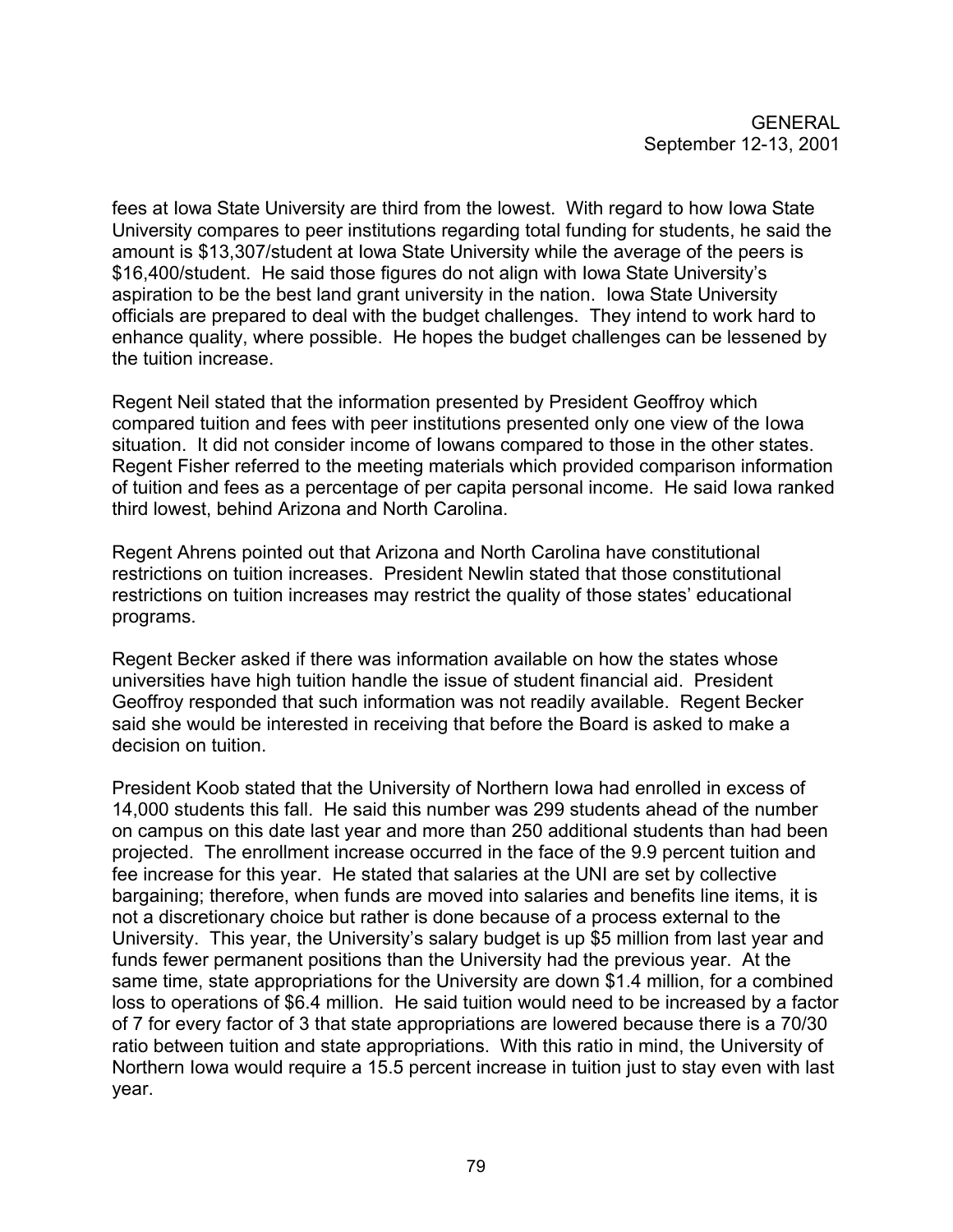fees at Iowa State University are third from the lowest. With regard to how Iowa State University compares to peer institutions regarding total funding for students, he said the amount is $13,307/student at Iowa State University while the average of the peers is $16,400/student. He said those figures do not align with Iowa State University's aspiration to be the best land grant university in the nation. Iowa State University officials are prepared to deal with the budget challenges. They intend to work hard to enhance quality, where possible. He hopes the budget challenges can be lessened by the tuition increase.

Regent Neil stated that the information presented by President Geoffroy which compared tuition and fees with peer institutions presented only one view of the Iowa situation. It did not consider income of Iowans compared to those in the other states. Regent Fisher referred to the meeting materials which provided comparison information of tuition and fees as a percentage of per capita personal income. He said Iowa ranked third lowest, behind Arizona and North Carolina.

Regent Ahrens pointed out that Arizona and North Carolina have constitutional restrictions on tuition increases. President Newlin stated that those constitutional restrictions on tuition increases may restrict the quality of those states' educational programs.

Regent Becker asked if there was information available on how the states whose universities have high tuition handle the issue of student financial aid. President Geoffroy responded that such information was not readily available. Regent Becker said she would be interested in receiving that before the Board is asked to make a decision on tuition.

President Koob stated that the University of Northern Iowa had enrolled in excess of 14,000 students this fall. He said this number was 299 students ahead of the number on campus on this date last year and more than 250 additional students than had been projected. The enrollment increase occurred in the face of the 9.9 percent tuition and fee increase for this year. He stated that salaries at the UNI are set by collective bargaining; therefore, when funds are moved into salaries and benefits line items, it is not a discretionary choice but rather is done because of a process external to the University. This year, the University's salary budget is up $5 million from last year and funds fewer permanent positions than the University had the previous year. At the same time, state appropriations for the University are down $1.4 million, for a combined loss to operations of $6.4 million. He said tuition would need to be increased by a factor of 7 for every factor of 3 that state appropriations are lowered because there is a 70/30 ratio between tuition and state appropriations. With this ratio in mind, the University of Northern Iowa would require a 15.5 percent increase in tuition just to stay even with last year.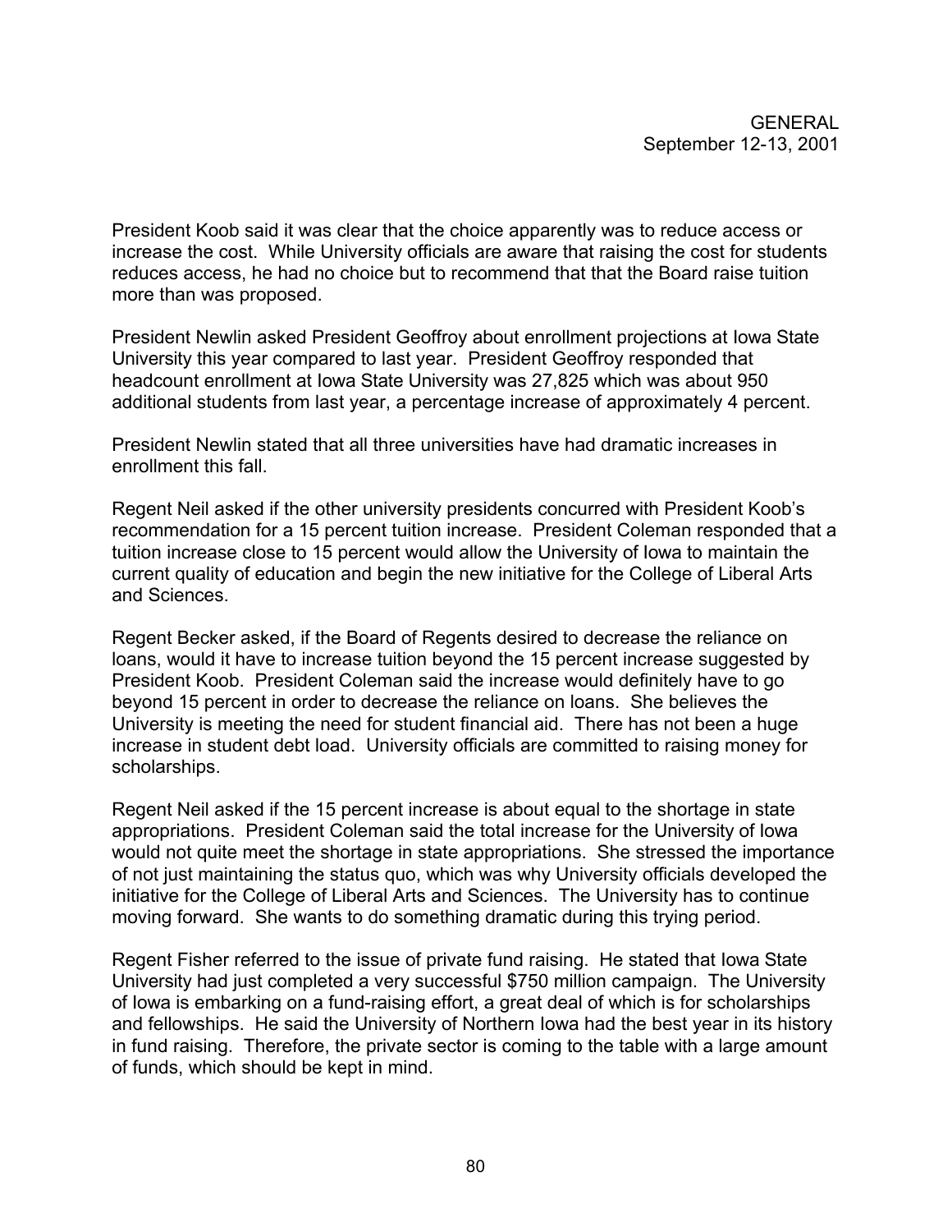President Koob said it was clear that the choice apparently was to reduce access or increase the cost. While University officials are aware that raising the cost for students reduces access, he had no choice but to recommend that that the Board raise tuition more than was proposed.

President Newlin asked President Geoffroy about enrollment projections at Iowa State University this year compared to last year. President Geoffroy responded that headcount enrollment at Iowa State University was 27,825 which was about 950 additional students from last year, a percentage increase of approximately 4 percent.

President Newlin stated that all three universities have had dramatic increases in enrollment this fall.

Regent Neil asked if the other university presidents concurred with President Koob's recommendation for a 15 percent tuition increase. President Coleman responded that a tuition increase close to 15 percent would allow the University of Iowa to maintain the current quality of education and begin the new initiative for the College of Liberal Arts and Sciences.

Regent Becker asked, if the Board of Regents desired to decrease the reliance on loans, would it have to increase tuition beyond the 15 percent increase suggested by President Koob. President Coleman said the increase would definitely have to go beyond 15 percent in order to decrease the reliance on loans. She believes the University is meeting the need for student financial aid. There has not been a huge increase in student debt load. University officials are committed to raising money for scholarships.

Regent Neil asked if the 15 percent increase is about equal to the shortage in state appropriations. President Coleman said the total increase for the University of Iowa would not quite meet the shortage in state appropriations. She stressed the importance of not just maintaining the status quo, which was why University officials developed the initiative for the College of Liberal Arts and Sciences. The University has to continue moving forward. She wants to do something dramatic during this trying period.

Regent Fisher referred to the issue of private fund raising. He stated that Iowa State University had just completed a very successful $750 million campaign. The University of Iowa is embarking on a fund-raising effort, a great deal of which is for scholarships and fellowships. He said the University of Northern Iowa had the best year in its history in fund raising. Therefore, the private sector is coming to the table with a large amount of funds, which should be kept in mind.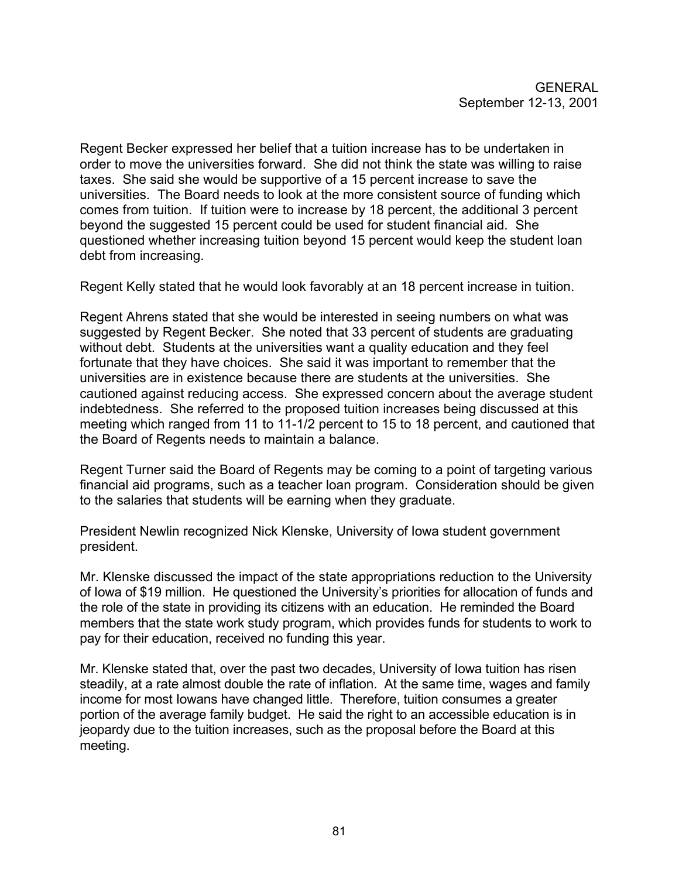Regent Becker expressed her belief that a tuition increase has to be undertaken in order to move the universities forward. She did not think the state was willing to raise taxes. She said she would be supportive of a 15 percent increase to save the universities. The Board needs to look at the more consistent source of funding which comes from tuition. If tuition were to increase by 18 percent, the additional 3 percent beyond the suggested 15 percent could be used for student financial aid. She questioned whether increasing tuition beyond 15 percent would keep the student loan debt from increasing.

Regent Kelly stated that he would look favorably at an 18 percent increase in tuition.

Regent Ahrens stated that she would be interested in seeing numbers on what was suggested by Regent Becker. She noted that 33 percent of students are graduating without debt. Students at the universities want a quality education and they feel fortunate that they have choices. She said it was important to remember that the universities are in existence because there are students at the universities. She cautioned against reducing access. She expressed concern about the average student indebtedness. She referred to the proposed tuition increases being discussed at this meeting which ranged from 11 to 11-1/2 percent to 15 to 18 percent, and cautioned that the Board of Regents needs to maintain a balance.

Regent Turner said the Board of Regents may be coming to a point of targeting various financial aid programs, such as a teacher loan program. Consideration should be given to the salaries that students will be earning when they graduate.

President Newlin recognized Nick Klenske, University of Iowa student government president.

Mr. Klenske discussed the impact of the state appropriations reduction to the University of Iowa of $19 million. He questioned the University's priorities for allocation of funds and the role of the state in providing its citizens with an education. He reminded the Board members that the state work study program, which provides funds for students to work to pay for their education, received no funding this year.

Mr. Klenske stated that, over the past two decades, University of Iowa tuition has risen steadily, at a rate almost double the rate of inflation. At the same time, wages and family income for most Iowans have changed little. Therefore, tuition consumes a greater portion of the average family budget. He said the right to an accessible education is in jeopardy due to the tuition increases, such as the proposal before the Board at this meeting.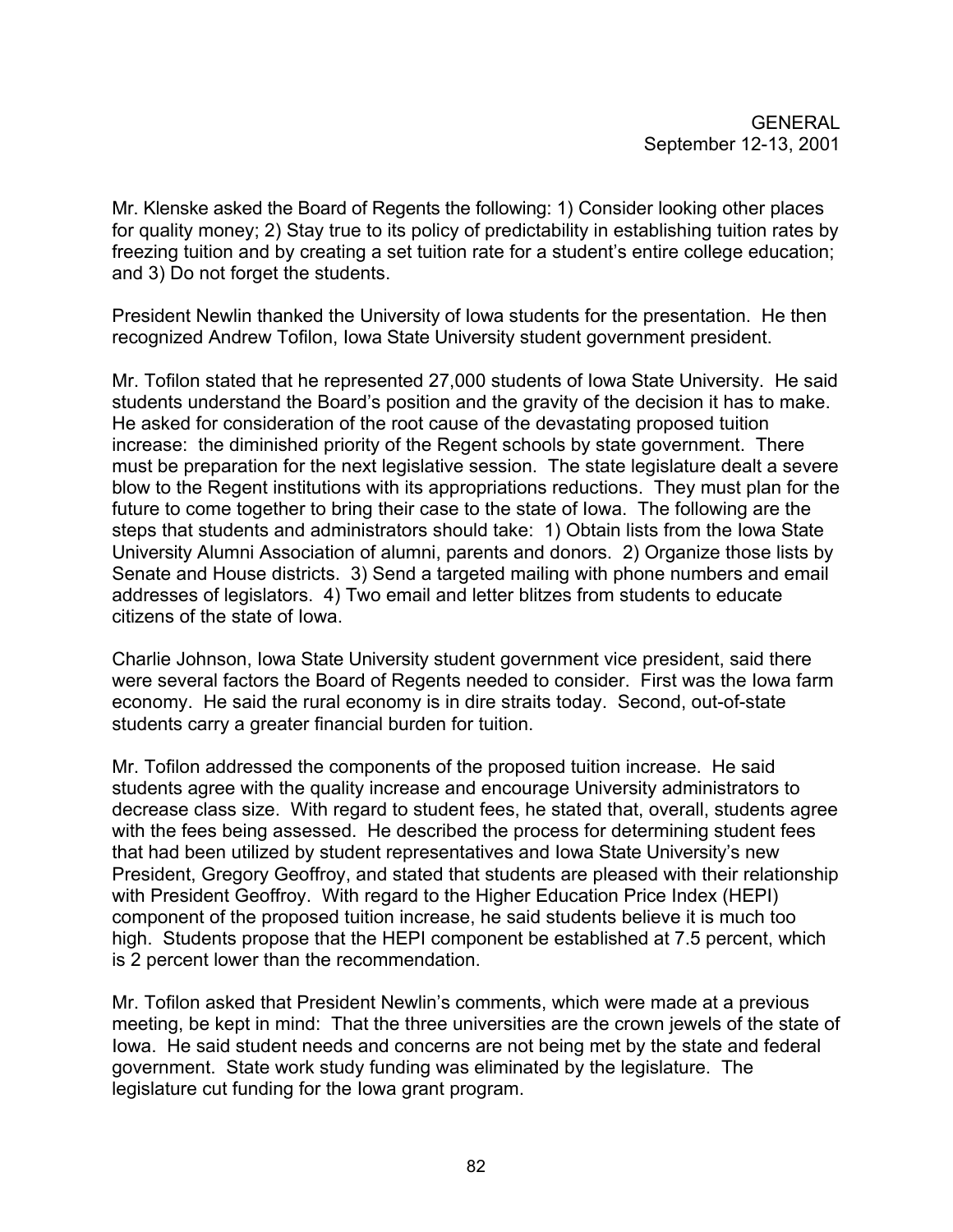Mr. Klenske asked the Board of Regents the following: 1) Consider looking other places for quality money; 2) Stay true to its policy of predictability in establishing tuition rates by freezing tuition and by creating a set tuition rate for a student's entire college education; and 3) Do not forget the students.

President Newlin thanked the University of Iowa students for the presentation. He then recognized Andrew Tofilon, Iowa State University student government president.

Mr. Tofilon stated that he represented 27,000 students of Iowa State University. He said students understand the Board's position and the gravity of the decision it has to make. He asked for consideration of the root cause of the devastating proposed tuition increase: the diminished priority of the Regent schools by state government. There must be preparation for the next legislative session. The state legislature dealt a severe blow to the Regent institutions with its appropriations reductions. They must plan for the future to come together to bring their case to the state of Iowa. The following are the steps that students and administrators should take: 1) Obtain lists from the Iowa State University Alumni Association of alumni, parents and donors. 2) Organize those lists by Senate and House districts. 3) Send a targeted mailing with phone numbers and email addresses of legislators. 4) Two email and letter blitzes from students to educate citizens of the state of Iowa.

Charlie Johnson, Iowa State University student government vice president, said there were several factors the Board of Regents needed to consider. First was the Iowa farm economy. He said the rural economy is in dire straits today. Second, out-of-state students carry a greater financial burden for tuition.

Mr. Tofilon addressed the components of the proposed tuition increase. He said students agree with the quality increase and encourage University administrators to decrease class size. With regard to student fees, he stated that, overall, students agree with the fees being assessed. He described the process for determining student fees that had been utilized by student representatives and Iowa State University's new President, Gregory Geoffroy, and stated that students are pleased with their relationship with President Geoffroy. With regard to the Higher Education Price Index (HEPI) component of the proposed tuition increase, he said students believe it is much too high. Students propose that the HEPI component be established at 7.5 percent, which is 2 percent lower than the recommendation.

Mr. Tofilon asked that President Newlin's comments, which were made at a previous meeting, be kept in mind: That the three universities are the crown jewels of the state of Iowa. He said student needs and concerns are not being met by the state and federal government. State work study funding was eliminated by the legislature. The legislature cut funding for the Iowa grant program.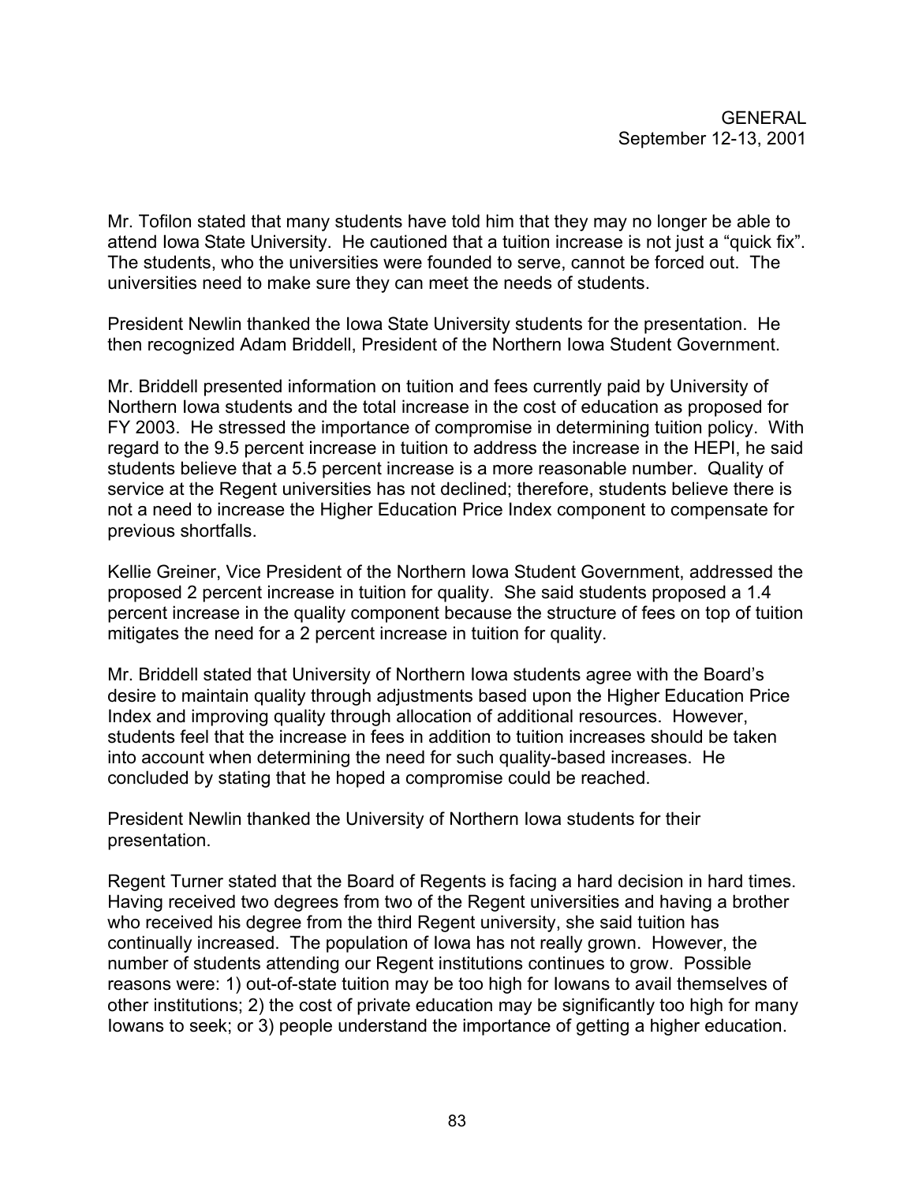Mr. Tofilon stated that many students have told him that they may no longer be able to attend Iowa State University. He cautioned that a tuition increase is not just a “quick fix”. The students, who the universities were founded to serve, cannot be forced out. The universities need to make sure they can meet the needs of students.

President Newlin thanked the Iowa State University students for the presentation. He then recognized Adam Briddell, President of the Northern Iowa Student Government.

Mr. Briddell presented information on tuition and fees currently paid by University of Northern Iowa students and the total increase in the cost of education as proposed for FY 2003. He stressed the importance of compromise in determining tuition policy. With regard to the 9.5 percent increase in tuition to address the increase in the HEPI, he said students believe that a 5.5 percent increase is a more reasonable number. Quality of service at the Regent universities has not declined; therefore, students believe there is not a need to increase the Higher Education Price Index component to compensate for previous shortfalls.

Kellie Greiner, Vice President of the Northern Iowa Student Government, addressed the proposed 2 percent increase in tuition for quality. She said students proposed a 1.4 percent increase in the quality component because the structure of fees on top of tuition mitigates the need for a 2 percent increase in tuition for quality.

Mr. Briddell stated that University of Northern Iowa students agree with the Board’s desire to maintain quality through adjustments based upon the Higher Education Price Index and improving quality through allocation of additional resources. However, students feel that the increase in fees in addition to tuition increases should be taken into account when determining the need for such quality-based increases. He concluded by stating that he hoped a compromise could be reached.

President Newlin thanked the University of Northern Iowa students for their presentation.

Regent Turner stated that the Board of Regents is facing a hard decision in hard times. Having received two degrees from two of the Regent universities and having a brother who received his degree from the third Regent university, she said tuition has continually increased. The population of Iowa has not really grown. However, the number of students attending our Regent institutions continues to grow. Possible reasons were: 1) out-of-state tuition may be too high for Iowans to avail themselves of other institutions; 2) the cost of private education may be significantly too high for many Iowans to seek; or 3) people understand the importance of getting a higher education.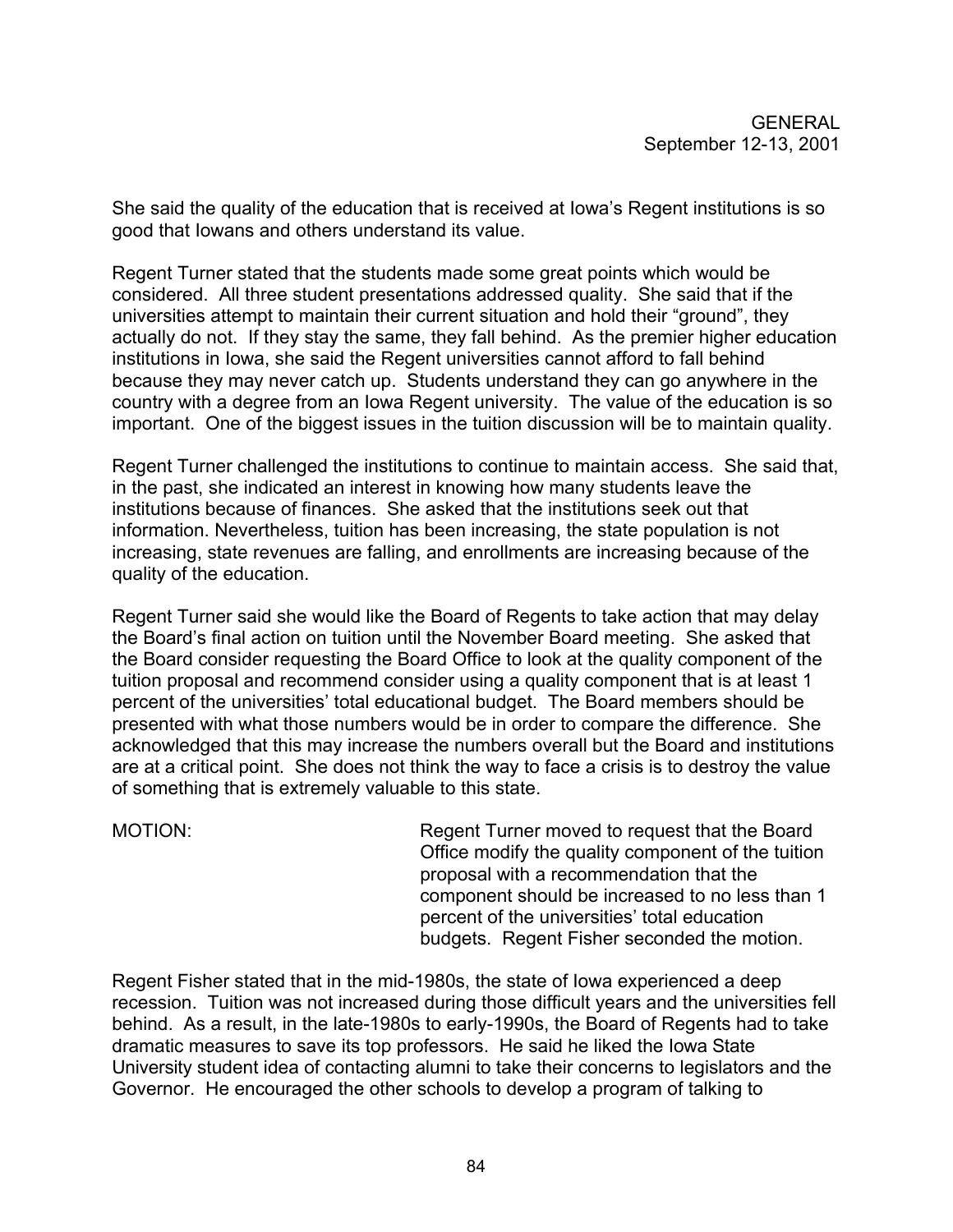She said the quality of the education that is received at Iowa's Regent institutions is so good that Iowans and others understand its value.

Regent Turner stated that the students made some great points which would be considered. All three student presentations addressed quality. She said that if the universities attempt to maintain their current situation and hold their "ground", they actually do not. If they stay the same, they fall behind. As the premier higher education institutions in Iowa, she said the Regent universities cannot afford to fall behind because they may never catch up. Students understand they can go anywhere in the country with a degree from an Iowa Regent university. The value of the education is so important. One of the biggest issues in the tuition discussion will be to maintain quality.

Regent Turner challenged the institutions to continue to maintain access. She said that, in the past, she indicated an interest in knowing how many students leave the institutions because of finances. She asked that the institutions seek out that information. Nevertheless, tuition has been increasing, the state population is not increasing, state revenues are falling, and enrollments are increasing because of the quality of the education.

Regent Turner said she would like the Board of Regents to take action that may delay the Board's final action on tuition until the November Board meeting. She asked that the Board consider requesting the Board Office to look at the quality component of the tuition proposal and recommend consider using a quality component that is at least 1 percent of the universities' total educational budget. The Board members should be presented with what those numbers would be in order to compare the difference. She acknowledged that this may increase the numbers overall but the Board and institutions are at a critical point. She does not think the way to face a crisis is to destroy the value of something that is extremely valuable to this state.

MOTION: Regent Turner moved to request that the Board Office modify the quality component of the tuition proposal with a recommendation that the component should be increased to no less than 1 percent of the universities' total education budgets. Regent Fisher seconded the motion.

Regent Fisher stated that in the mid-1980s, the state of Iowa experienced a deep recession. Tuition was not increased during those difficult years and the universities fell behind. As a result, in the late-1980s to early-1990s, the Board of Regents had to take dramatic measures to save its top professors. He said he liked the Iowa State University student idea of contacting alumni to take their concerns to legislators and the Governor. He encouraged the other schools to develop a program of talking to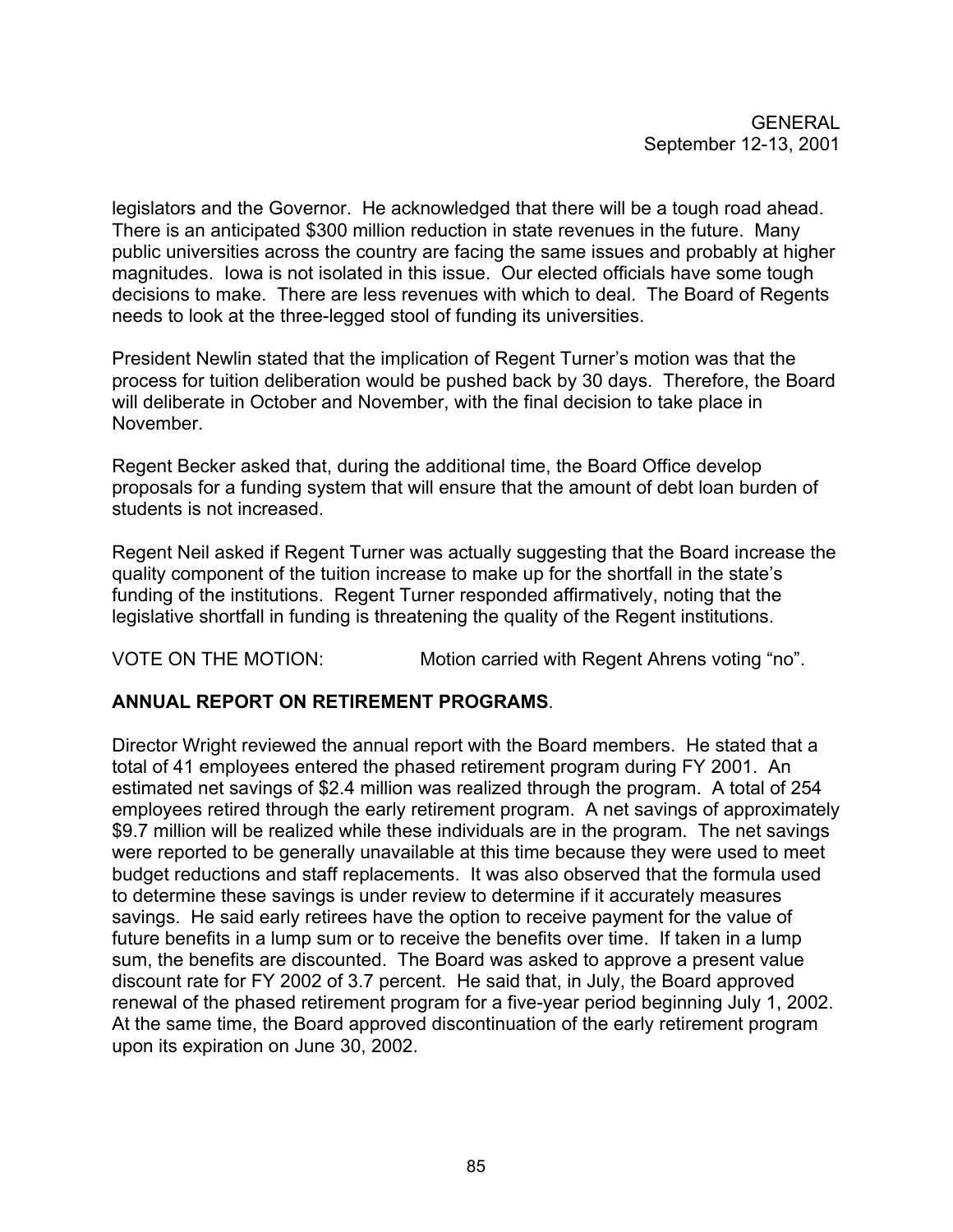legislators and the Governor. He acknowledged that there will be a tough road ahead. There is an anticipated $300 million reduction in state revenues in the future. Many public universities across the country are facing the same issues and probably at higher magnitudes. Iowa is not isolated in this issue. Our elected officials have some tough decisions to make. There are less revenues with which to deal. The Board of Regents needs to look at the three-legged stool of funding its universities.

President Newlin stated that the implication of Regent Turner's motion was that the process for tuition deliberation would be pushed back by 30 days. Therefore, the Board will deliberate in October and November, with the final decision to take place in November.

Regent Becker asked that, during the additional time, the Board Office develop proposals for a funding system that will ensure that the amount of debt loan burden of students is not increased.

Regent Neil asked if Regent Turner was actually suggesting that the Board increase the quality component of the tuition increase to make up for the shortfall in the state's funding of the institutions. Regent Turner responded affirmatively, noting that the legislative shortfall in funding is threatening the quality of the Regent institutions.

VOTE ON THE MOTION: Motion carried with Regent Ahrens voting "no".

**ANNUAL REPORT ON RETIREMENT PROGRAMS**.

Director Wright reviewed the annual report with the Board members. He stated that a total of 41 employees entered the phased retirement program during FY 2001. An estimated net savings of $2.4 million was realized through the program. A total of 254 employees retired through the early retirement program. A net savings of approximately $9.7 million will be realized while these individuals are in the program. The net savings were reported to be generally unavailable at this time because they were used to meet budget reductions and staff replacements. It was also observed that the formula used to determine these savings is under review to determine if it accurately measures savings. He said early retirees have the option to receive payment for the value of future benefits in a lump sum or to receive the benefits over time. If taken in a lump sum, the benefits are discounted. The Board was asked to approve a present value discount rate for FY 2002 of 3.7 percent. He said that, in July, the Board approved renewal of the phased retirement program for a five-year period beginning July 1, 2002. At the same time, the Board approved discontinuation of the early retirement program upon its expiration on June 30, 2002.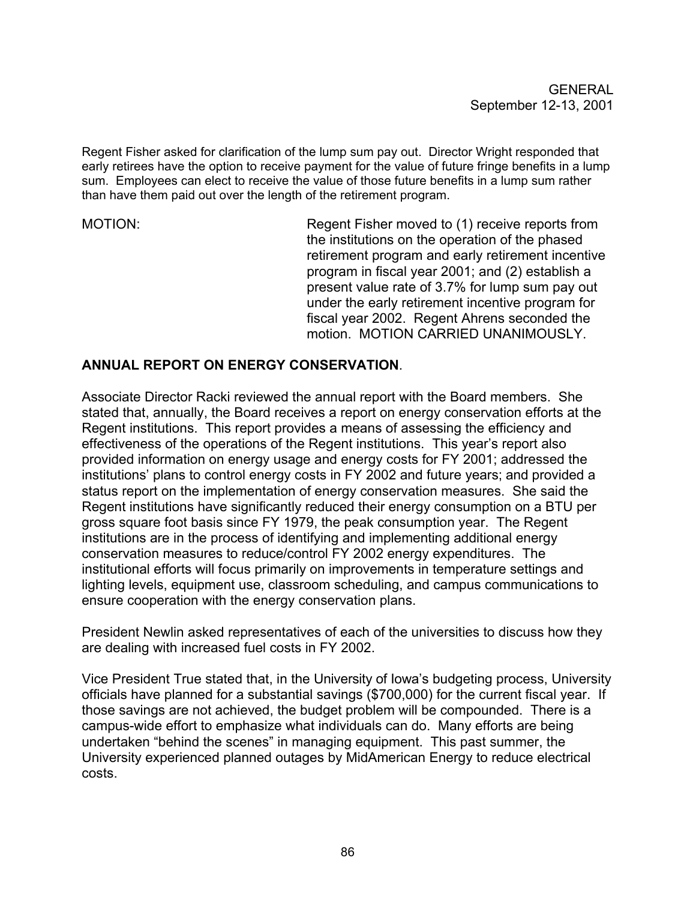Regent Fisher asked for clarification of the lump sum pay out. Director Wright responded that early retirees have the option to receive payment for the value of future fringe benefits in a lump sum. Employees can elect to receive the value of those future benefits in a lump sum rather than have them paid out over the length of the retirement program.

MOTION: Regent Fisher moved to (1) receive reports from the institutions on the operation of the phased retirement program and early retirement incentive program in fiscal year 2001; and (2) establish a present value rate of 3.7% for lump sum pay out under the early retirement incentive program for fiscal year 2002. Regent Ahrens seconded the motion. MOTION CARRIED UNANIMOUSLY.

**ANNUAL REPORT ON ENERGY CONSERVATION**.

Associate Director Racki reviewed the annual report with the Board members. She stated that, annually, the Board receives a report on energy conservation efforts at the Regent institutions. This report provides a means of assessing the efficiency and effectiveness of the operations of the Regent institutions. This year's report also provided information on energy usage and energy costs for FY 2001; addressed the institutions' plans to control energy costs in FY 2002 and future years; and provided a status report on the implementation of energy conservation measures. She said the Regent institutions have significantly reduced their energy consumption on a BTU per gross square foot basis since FY 1979, the peak consumption year. The Regent institutions are in the process of identifying and implementing additional energy conservation measures to reduce/control FY 2002 energy expenditures. The institutional efforts will focus primarily on improvements in temperature settings and lighting levels, equipment use, classroom scheduling, and campus communications to ensure cooperation with the energy conservation plans.

President Newlin asked representatives of each of the universities to discuss how they are dealing with increased fuel costs in FY 2002.

Vice President True stated that, in the University of Iowa's budgeting process, University officials have planned for a substantial savings ($700,000) for the current fiscal year. If those savings are not achieved, the budget problem will be compounded. There is a campus-wide effort to emphasize what individuals can do. Many efforts are being undertaken "behind the scenes" in managing equipment. This past summer, the University experienced planned outages by MidAmerican Energy to reduce electrical costs.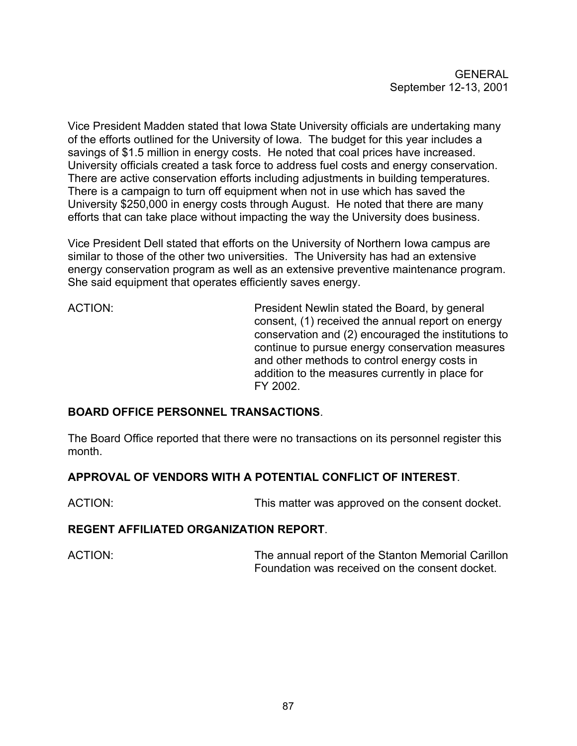Vice President Madden stated that Iowa State University officials are undertaking many of the efforts outlined for the University of Iowa. The budget for this year includes a savings of $1.5 million in energy costs. He noted that coal prices have increased. University officials created a task force to address fuel costs and energy conservation. There are active conservation efforts including adjustments in building temperatures. There is a campaign to turn off equipment when not in use which has saved the University $250,000 in energy costs through August. He noted that there are many efforts that can take place without impacting the way the University does business.

Vice President Dell stated that efforts on the University of Northern Iowa campus are similar to those of the other two universities. The University has had an extensive energy conservation program as well as an extensive preventive maintenance program. She said equipment that operates efficiently saves energy.

ACTION: President Newlin stated the Board, by general consent, (1) received the annual report on energy conservation and (2) encouraged the institutions to continue to pursue energy conservation measures and other methods to control energy costs in addition to the measures currently in place for FY 2002.

**BOARD OFFICE PERSONNEL TRANSACTIONS**.

The Board Office reported that there were no transactions on its personnel register this month.

**APPROVAL OF VENDORS WITH A POTENTIAL CONFLICT OF INTEREST**.

ACTION: This matter was approved on the consent docket.

**REGENT AFFILIATED ORGANIZATION REPORT**.

ACTION: The annual report of the Stanton Memorial Carillon Foundation was received on the consent docket.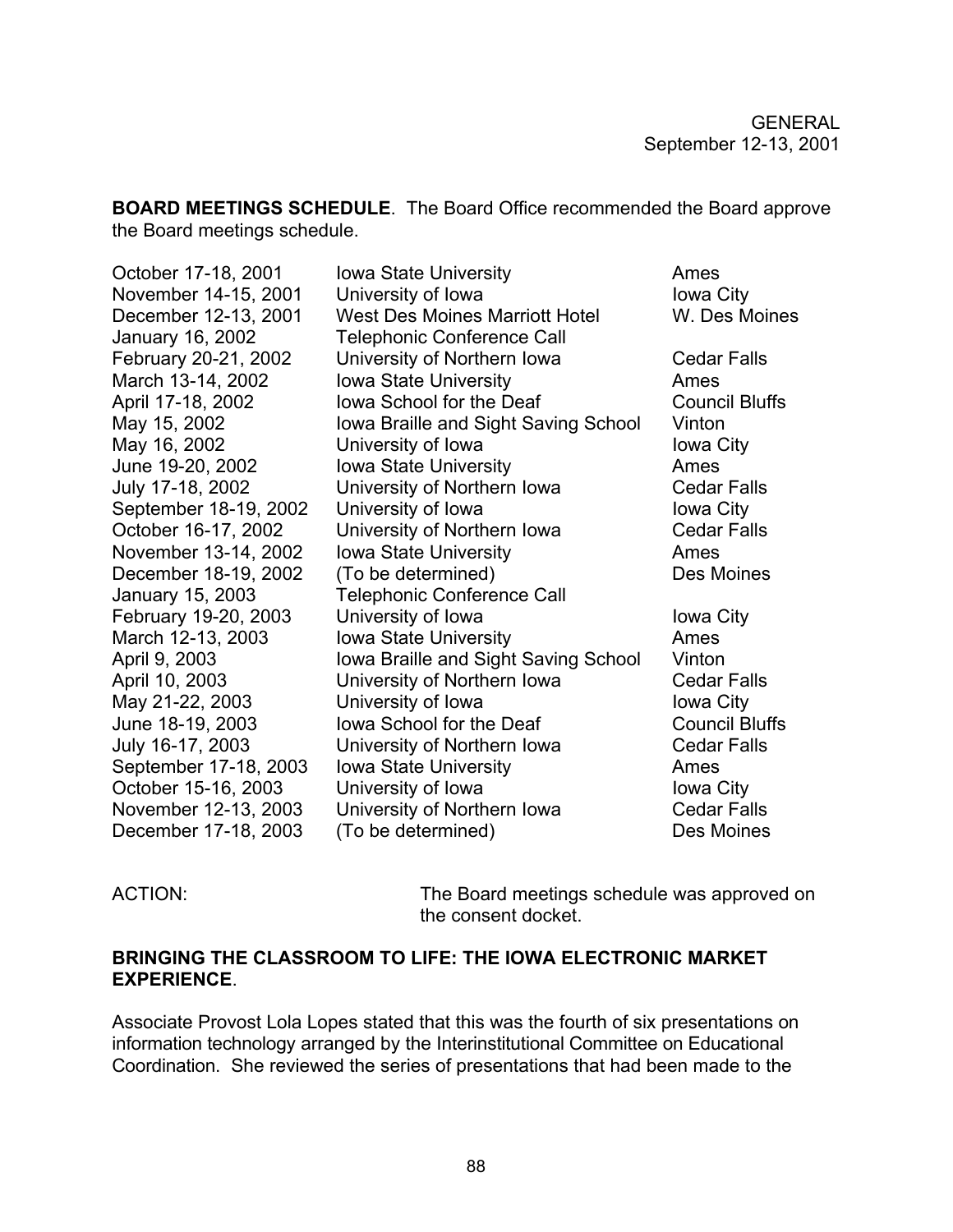GENERAL
September 12-13, 2001

**BOARD MEETINGS SCHEDULE**. The Board Office recommended the Board approve the Board meetings schedule.

| | | |
|---|---|---|
| October 17-18, 2001 | Iowa State University | Ames |
| November 14-15, 2001 | University of Iowa | Iowa City |
| December 12-13, 2001 | West Des Moines Marriott Hotel | W. Des Moines |
| January 16, 2002 | Telephonic Conference Call | |
| February 20-21, 2002 | University of Northern Iowa | Cedar Falls |
| March 13-14, 2002 | Iowa State University | Ames |
| April 17-18, 2002 | Iowa School for the Deaf | Council Bluffs |
| May 15, 2002 | Iowa Braille and Sight Saving School | Vinton |
| May 16, 2002 | University of Iowa | Iowa City |
| June 19-20, 2002 | Iowa State University | Ames |
| July 17-18, 2002 | University of Northern Iowa | Cedar Falls |
| September 18-19, 2002 | University of Iowa | Iowa City |
| October 16-17, 2002 | University of Northern Iowa | Cedar Falls |
| November 13-14, 2002 | Iowa State University | Ames |
| December 18-19, 2002 | (To be determined) | Des Moines |
| January 15, 2003 | Telephonic Conference Call | |
| February 19-20, 2003 | University of Iowa | Iowa City |
| March 12-13, 2003 | Iowa State University | Ames |
| April 9, 2003 | Iowa Braille and Sight Saving School | Vinton |
| April 10, 2003 | University of Northern Iowa | Cedar Falls |
| May 21-22, 2003 | University of Iowa | Iowa City |
| June 18-19, 2003 | Iowa School for the Deaf | Council Bluffs |
| July 16-17, 2003 | University of Northern Iowa | Cedar Falls |
| September 17-18, 2003 | Iowa State University | Ames |
| October 15-16, 2003 | University of Iowa | Iowa City |
| November 12-13, 2003 | University of Northern Iowa | Cedar Falls |
| December 17-18, 2003 | (To be determined) | Des Moines |

ACTION: The Board meetings schedule was approved on the consent docket.

**BRINGING THE CLASSROOM TO LIFE: THE IOWA ELECTRONIC MARKET EXPERIENCE**.

Associate Provost Lola Lopes stated that this was the fourth of six presentations on information technology arranged by the Interinstitutional Committee on Educational Coordination. She reviewed the series of presentations that had been made to the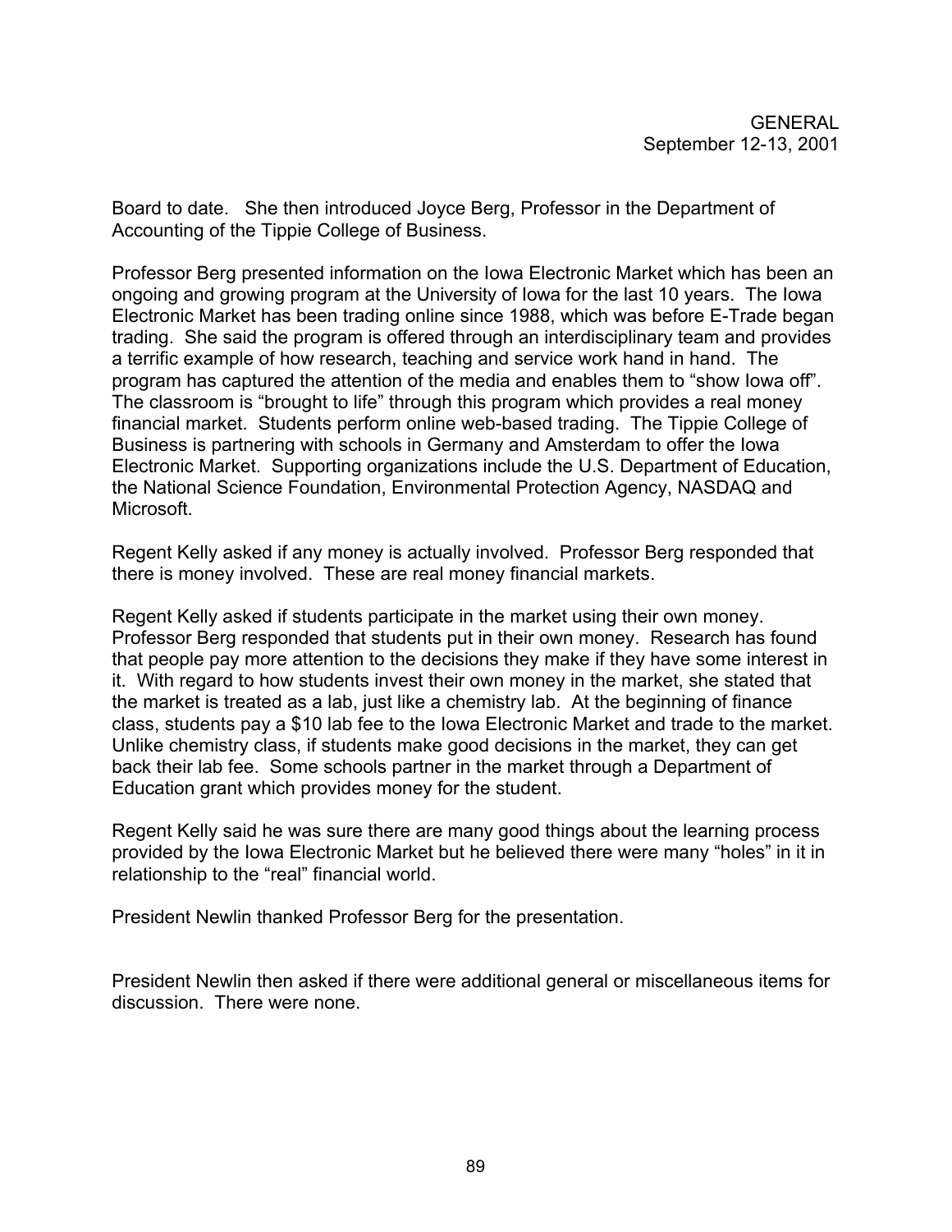Board to date. She then introduced Joyce Berg, Professor in the Department of Accounting of the Tippie College of Business.

Professor Berg presented information on the Iowa Electronic Market which has been an ongoing and growing program at the University of Iowa for the last 10 years. The Iowa Electronic Market has been trading online since 1988, which was before E-Trade began trading. She said the program is offered through an interdisciplinary team and provides a terrific example of how research, teaching and service work hand in hand. The program has captured the attention of the media and enables them to "show Iowa off". The classroom is "brought to life" through this program which provides a real money financial market. Students perform online web-based trading. The Tippie College of Business is partnering with schools in Germany and Amsterdam to offer the Iowa Electronic Market. Supporting organizations include the U.S. Department of Education, the National Science Foundation, Environmental Protection Agency, NASDAQ and Microsoft.

Regent Kelly asked if any money is actually involved. Professor Berg responded that there is money involved. These are real money financial markets.

Regent Kelly asked if students participate in the market using their own money. Professor Berg responded that students put in their own money. Research has found that people pay more attention to the decisions they make if they have some interest in it. With regard to how students invest their own money in the market, she stated that the market is treated as a lab, just like a chemistry lab. At the beginning of finance class, students pay a $10 lab fee to the Iowa Electronic Market and trade to the market. Unlike chemistry class, if students make good decisions in the market, they can get back their lab fee. Some schools partner in the market through a Department of Education grant which provides money for the student.

Regent Kelly said he was sure there are many good things about the learning process provided by the Iowa Electronic Market but he believed there were many "holes" in it in relationship to the "real" financial world.

President Newlin thanked Professor Berg for the presentation.

President Newlin then asked if there were additional general or miscellaneous items for discussion. There were none.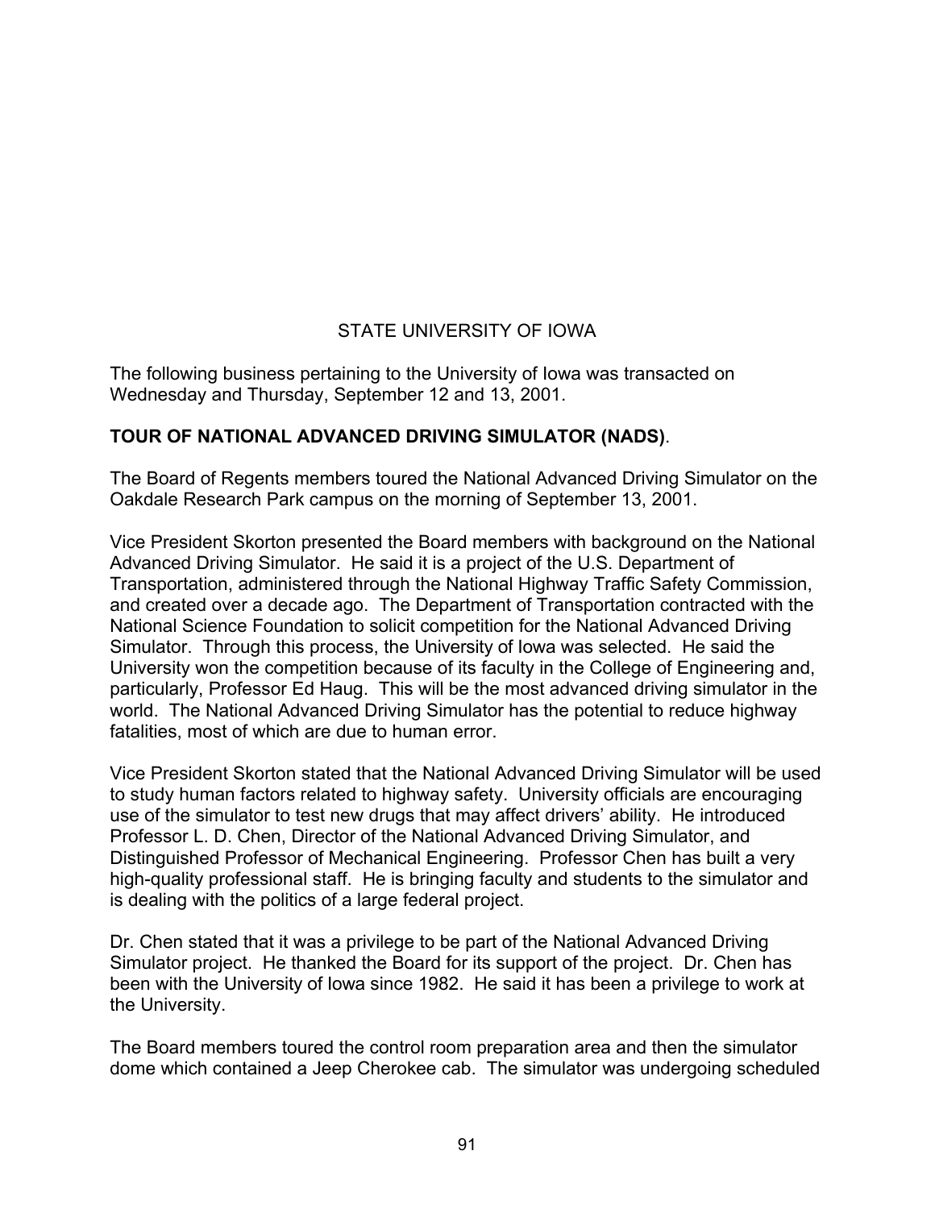STATE UNIVERSITY OF IOWA

The following business pertaining to the University of Iowa was transacted on Wednesday and Thursday, September 12 and 13, 2001.

**TOUR OF NATIONAL ADVANCED DRIVING SIMULATOR (NADS)**.

The Board of Regents members toured the National Advanced Driving Simulator on the Oakdale Research Park campus on the morning of September 13, 2001.

Vice President Skorton presented the Board members with background on the National Advanced Driving Simulator. He said it is a project of the U.S. Department of Transportation, administered through the National Highway Traffic Safety Commission, and created over a decade ago. The Department of Transportation contracted with the National Science Foundation to solicit competition for the National Advanced Driving Simulator. Through this process, the University of Iowa was selected. He said the University won the competition because of its faculty in the College of Engineering and, particularly, Professor Ed Haug. This will be the most advanced driving simulator in the world. The National Advanced Driving Simulator has the potential to reduce highway fatalities, most of which are due to human error.

Vice President Skorton stated that the National Advanced Driving Simulator will be used to study human factors related to highway safety. University officials are encouraging use of the simulator to test new drugs that may affect drivers' ability. He introduced Professor L. D. Chen, Director of the National Advanced Driving Simulator, and Distinguished Professor of Mechanical Engineering. Professor Chen has built a very high-quality professional staff. He is bringing faculty and students to the simulator and is dealing with the politics of a large federal project.

Dr. Chen stated that it was a privilege to be part of the National Advanced Driving Simulator project. He thanked the Board for its support of the project. Dr. Chen has been with the University of Iowa since 1982. He said it has been a privilege to work at the University.

The Board members toured the control room preparation area and then the simulator dome which contained a Jeep Cherokee cab. The simulator was undergoing scheduled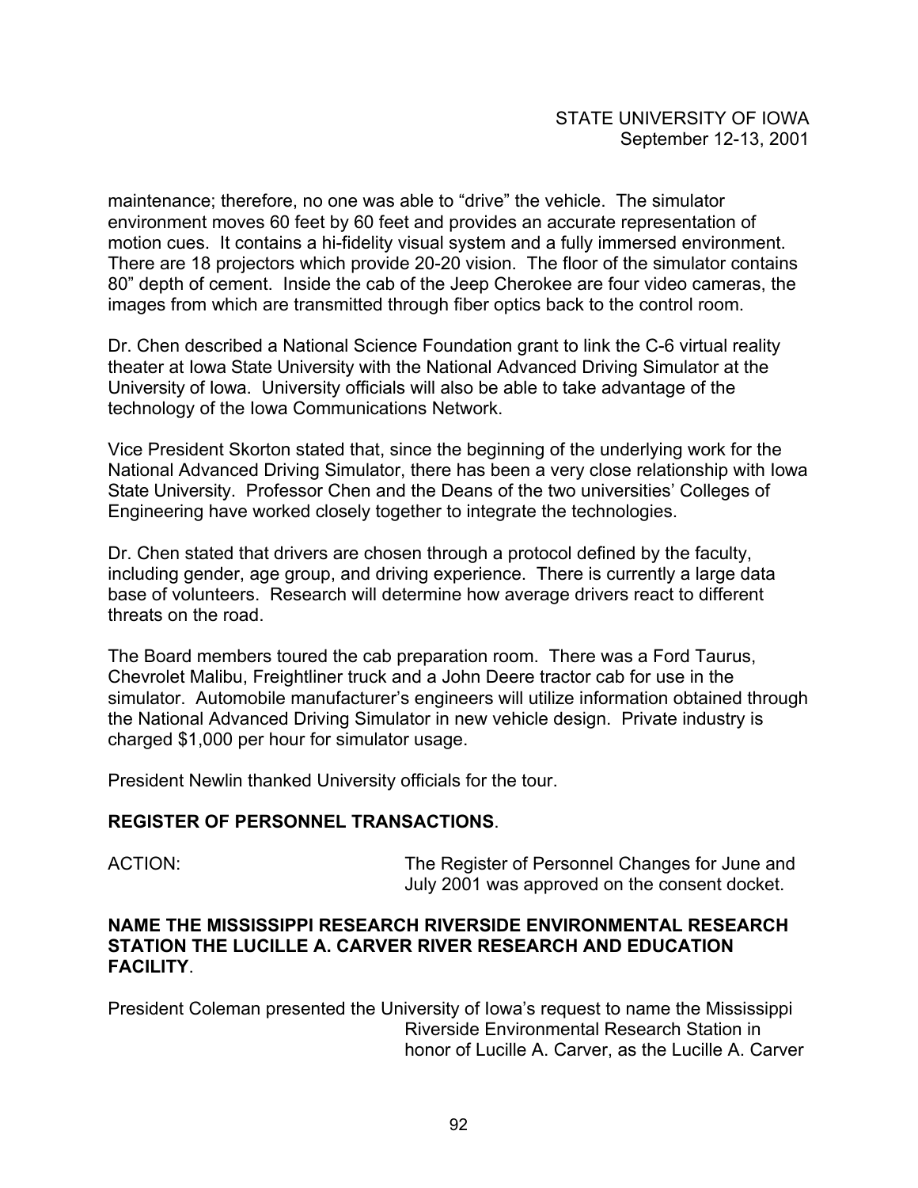maintenance; therefore, no one was able to "drive" the vehicle. The simulator environment moves 60 feet by 60 feet and provides an accurate representation of motion cues. It contains a hi-fidelity visual system and a fully immersed environment. There are 18 projectors which provide 20-20 vision. The floor of the simulator contains 80" depth of cement. Inside the cab of the Jeep Cherokee are four video cameras, the images from which are transmitted through fiber optics back to the control room.

Dr. Chen described a National Science Foundation grant to link the C-6 virtual reality theater at Iowa State University with the National Advanced Driving Simulator at the University of Iowa. University officials will also be able to take advantage of the technology of the Iowa Communications Network.

Vice President Skorton stated that, since the beginning of the underlying work for the National Advanced Driving Simulator, there has been a very close relationship with Iowa State University. Professor Chen and the Deans of the two universities' Colleges of Engineering have worked closely together to integrate the technologies.

Dr. Chen stated that drivers are chosen through a protocol defined by the faculty, including gender, age group, and driving experience. There is currently a large data base of volunteers. Research will determine how average drivers react to different threats on the road.

The Board members toured the cab preparation room. There was a Ford Taurus, Chevrolet Malibu, Freightliner truck and a John Deere tractor cab for use in the simulator. Automobile manufacturer's engineers will utilize information obtained through the National Advanced Driving Simulator in new vehicle design. Private industry is charged $1,000 per hour for simulator usage.

President Newlin thanked University officials for the tour.

**REGISTER OF PERSONNEL TRANSACTIONS**.

ACTION: The Register of Personnel Changes for June and July 2001 was approved on the consent docket.

**NAME THE MISSISSIPPI RESEARCH RIVERSIDE ENVIRONMENTAL RESEARCH STATION THE LUCILLE A. CARVER RIVER RESEARCH AND EDUCATION FACILITY**.

President Coleman presented the University of Iowa's request to name the Mississippi Riverside Environmental Research Station in honor of Lucille A. Carver, as the Lucille A. Carver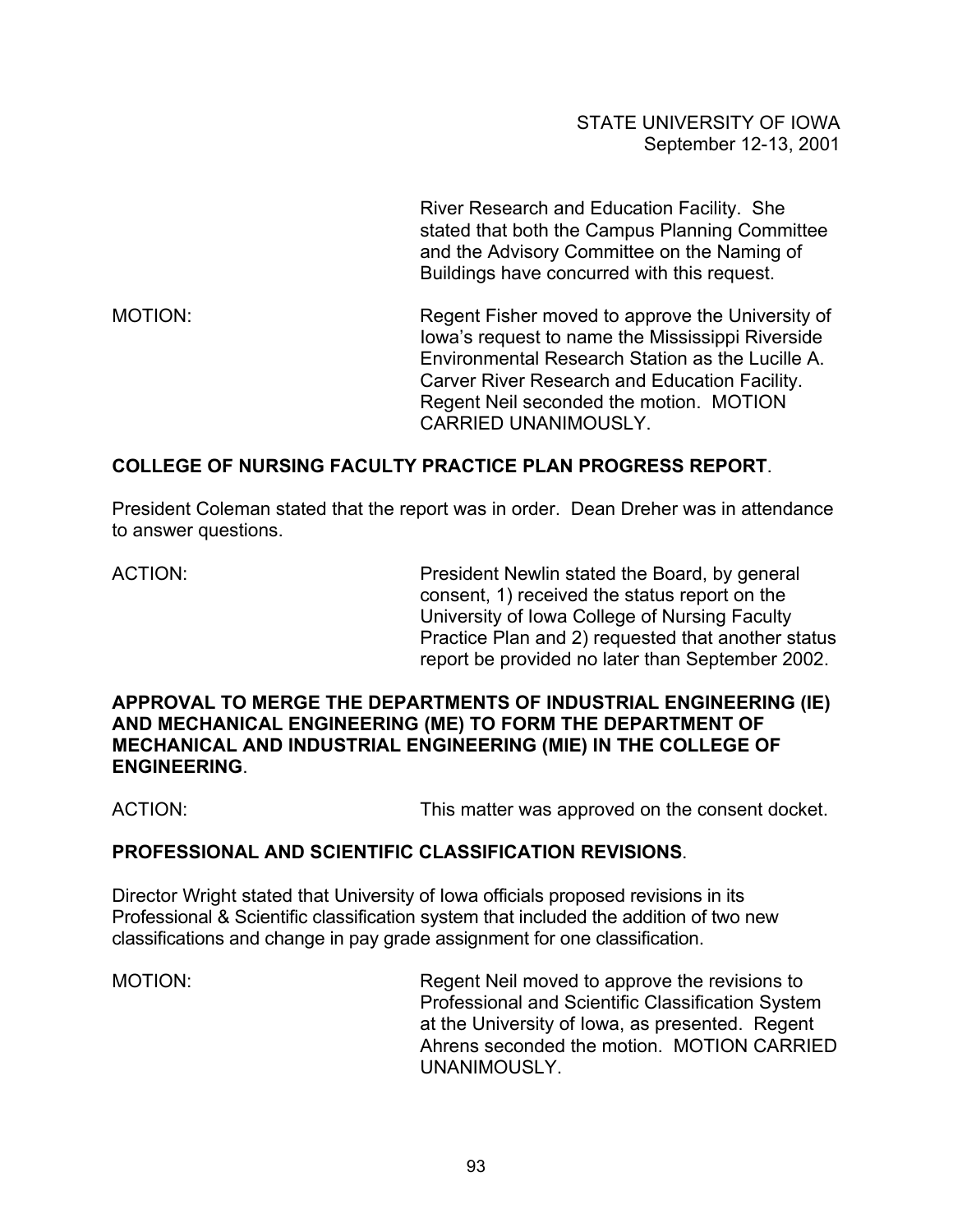River Research and Education Facility. She stated that both the Campus Planning Committee and the Advisory Committee on the Naming of Buildings have concurred with this request.

MOTION: Regent Fisher moved to approve the University of Iowa's request to name the Mississippi Riverside Environmental Research Station as the Lucille A. Carver River Research and Education Facility. Regent Neil seconded the motion. MOTION CARRIED UNANIMOUSLY.

**COLLEGE OF NURSING FACULTY PRACTICE PLAN PROGRESS REPORT**.

President Coleman stated that the report was in order. Dean Dreher was in attendance to answer questions.

ACTION: President Newlin stated the Board, by general consent, 1) received the status report on the University of Iowa College of Nursing Faculty Practice Plan and 2) requested that another status report be provided no later than September 2002.

**APPROVAL TO MERGE THE DEPARTMENTS OF INDUSTRIAL ENGINEERING (IE) AND MECHANICAL ENGINEERING (ME) TO FORM THE DEPARTMENT OF MECHANICAL AND INDUSTRIAL ENGINEERING (MIE) IN THE COLLEGE OF ENGINEERING**.

ACTION: This matter was approved on the consent docket.

**PROFESSIONAL AND SCIENTIFIC CLASSIFICATION REVISIONS**.

Director Wright stated that University of Iowa officials proposed revisions in its Professional & Scientific classification system that included the addition of two new classifications and change in pay grade assignment for one classification.

MOTION: Regent Neil moved to approve the revisions to Professional and Scientific Classification System at the University of Iowa, as presented. Regent Ahrens seconded the motion. MOTION CARRIED UNANIMOUSLY.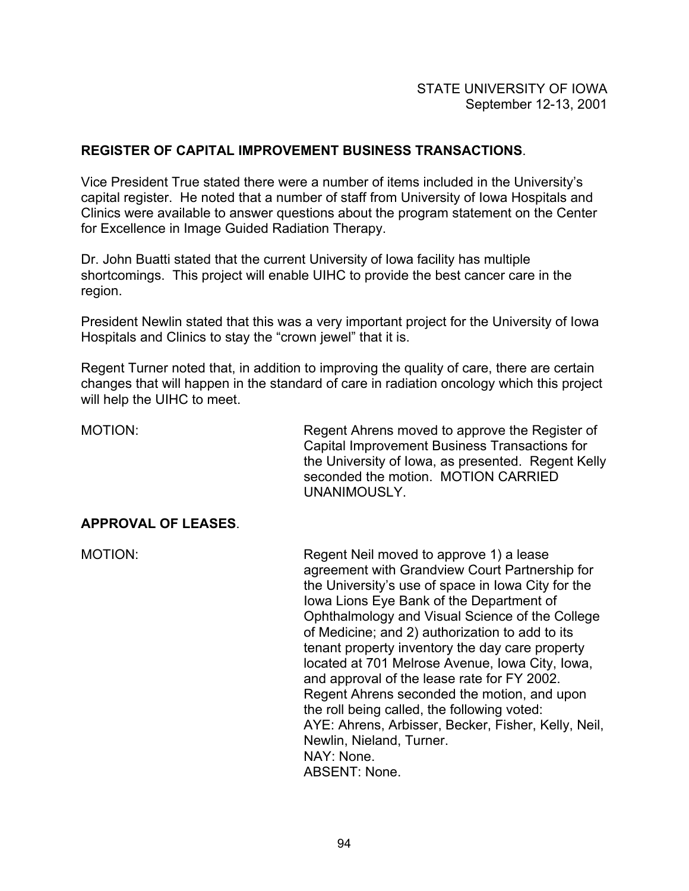**REGISTER OF CAPITAL IMPROVEMENT BUSINESS TRANSACTIONS**.

Vice President True stated there were a number of items included in the University's capital register. He noted that a number of staff from University of Iowa Hospitals and Clinics were available to answer questions about the program statement on the Center for Excellence in Image Guided Radiation Therapy.

Dr. John Buatti stated that the current University of Iowa facility has multiple shortcomings. This project will enable UIHC to provide the best cancer care in the region.

President Newlin stated that this was a very important project for the University of Iowa Hospitals and Clinics to stay the "crown jewel" that it is.

Regent Turner noted that, in addition to improving the quality of care, there are certain changes that will happen in the standard of care in radiation oncology which this project will help the UIHC to meet.

MOTION: Regent Ahrens moved to approve the Register of Capital Improvement Business Transactions for the University of Iowa, as presented. Regent Kelly seconded the motion. MOTION CARRIED UNANIMOUSLY.

**APPROVAL OF LEASES**.

MOTION: Regent Neil moved to approve 1) a lease agreement with Grandview Court Partnership for the University's use of space in Iowa City for the Iowa Lions Eye Bank of the Department of Ophthalmology and Visual Science of the College of Medicine; and 2) authorization to add to its tenant property inventory the day care property located at 701 Melrose Avenue, Iowa City, Iowa, and approval of the lease rate for FY 2002. Regent Ahrens seconded the motion, and upon the roll being called, the following voted:
AYE: Ahrens, Arbisser, Becker, Fisher, Kelly, Neil, Newlin, Nieland, Turner.
NAY: None.
ABSENT: None.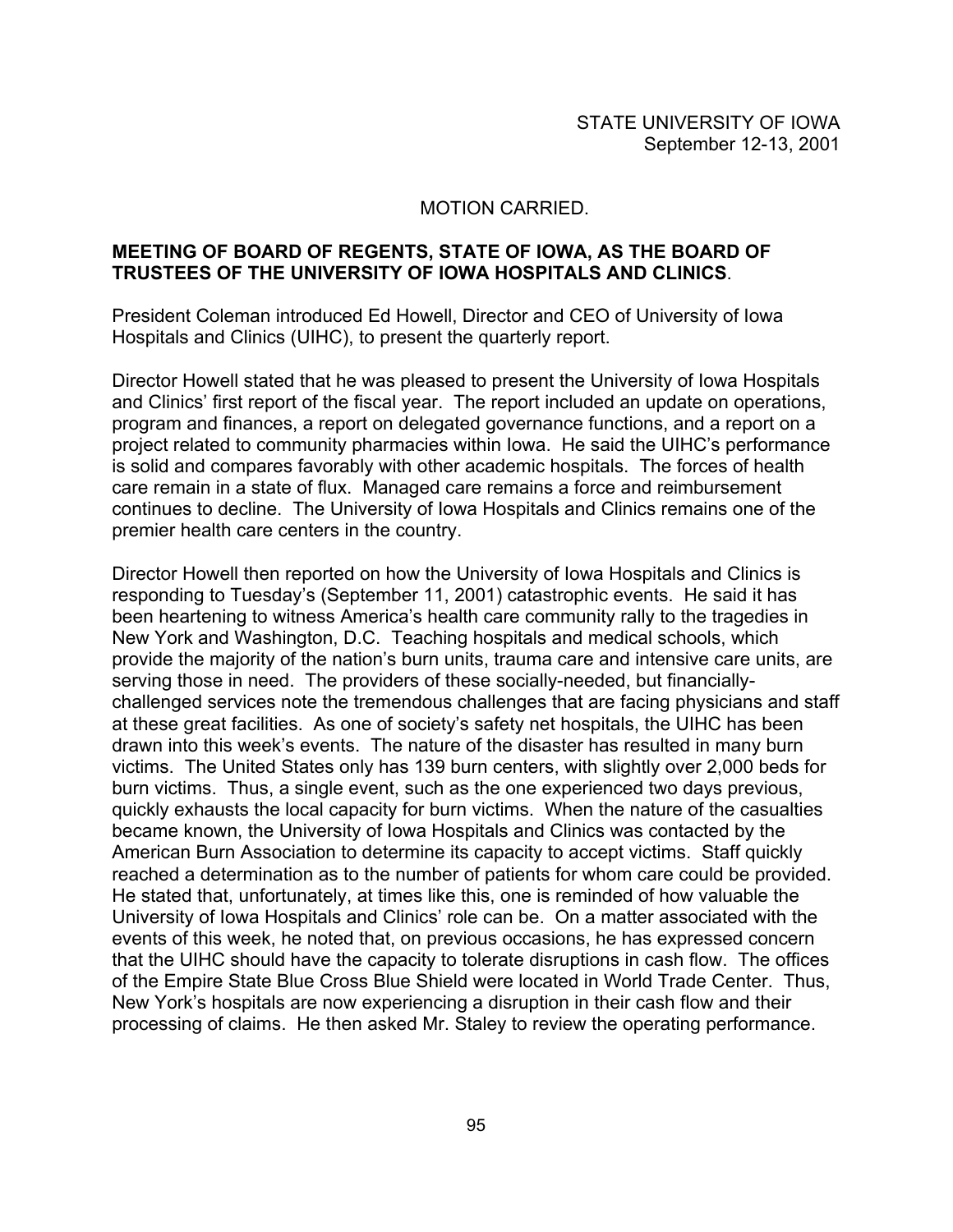MOTION CARRIED.

**MEETING OF BOARD OF REGENTS, STATE OF IOWA, AS THE BOARD OF TRUSTEES OF THE UNIVERSITY OF IOWA HOSPITALS AND CLINICS**.

President Coleman introduced Ed Howell, Director and CEO of University of Iowa Hospitals and Clinics (UIHC), to present the quarterly report.

Director Howell stated that he was pleased to present the University of Iowa Hospitals and Clinics' first report of the fiscal year. The report included an update on operations, program and finances, a report on delegated governance functions, and a report on a project related to community pharmacies within Iowa. He said the UIHC's performance is solid and compares favorably with other academic hospitals. The forces of health care remain in a state of flux. Managed care remains a force and reimbursement continues to decline. The University of Iowa Hospitals and Clinics remains one of the premier health care centers in the country.

Director Howell then reported on how the University of Iowa Hospitals and Clinics is responding to Tuesday's (September 11, 2001) catastrophic events. He said it has been heartening to witness America's health care community rally to the tragedies in New York and Washington, D.C. Teaching hospitals and medical schools, which provide the majority of the nation's burn units, trauma care and intensive care units, are serving those in need. The providers of these socially-needed, but financially-challenged services note the tremendous challenges that are facing physicians and staff at these great facilities. As one of society's safety net hospitals, the UIHC has been drawn into this week's events. The nature of the disaster has resulted in many burn victims. The United States only has 139 burn centers, with slightly over 2,000 beds for burn victims. Thus, a single event, such as the one experienced two days previous, quickly exhausts the local capacity for burn victims. When the nature of the casualties became known, the University of Iowa Hospitals and Clinics was contacted by the American Burn Association to determine its capacity to accept victims. Staff quickly reached a determination as to the number of patients for whom care could be provided. He stated that, unfortunately, at times like this, one is reminded of how valuable the University of Iowa Hospitals and Clinics' role can be. On a matter associated with the events of this week, he noted that, on previous occasions, he has expressed concern that the UIHC should have the capacity to tolerate disruptions in cash flow. The offices of the Empire State Blue Cross Blue Shield were located in World Trade Center. Thus, New York's hospitals are now experiencing a disruption in their cash flow and their processing of claims. He then asked Mr. Staley to review the operating performance.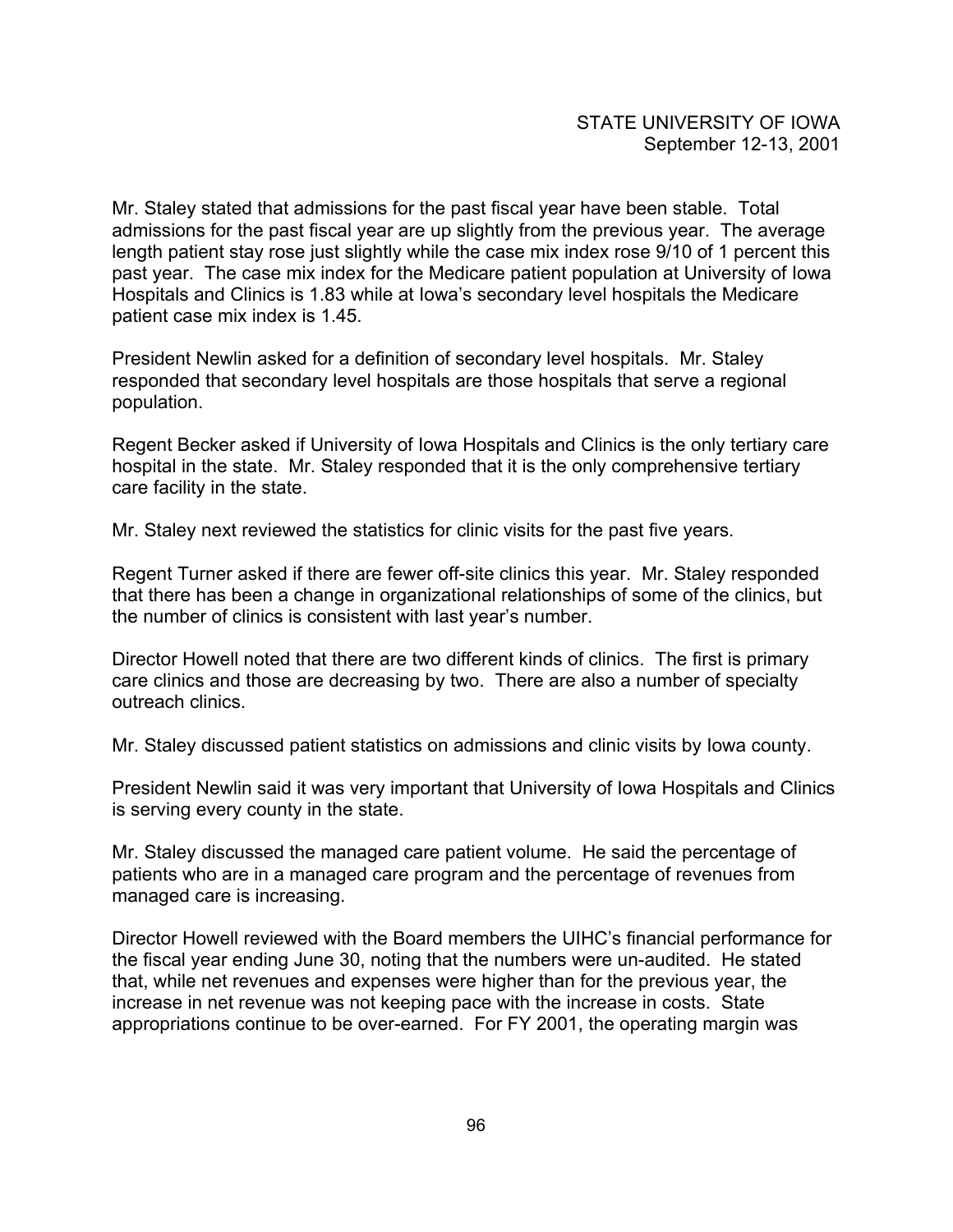Mr. Staley stated that admissions for the past fiscal year have been stable. Total admissions for the past fiscal year are up slightly from the previous year. The average length patient stay rose just slightly while the case mix index rose 9/10 of 1 percent this past year. The case mix index for the Medicare patient population at University of Iowa Hospitals and Clinics is 1.83 while at Iowa's secondary level hospitals the Medicare patient case mix index is 1.45.

President Newlin asked for a definition of secondary level hospitals. Mr. Staley responded that secondary level hospitals are those hospitals that serve a regional population.

Regent Becker asked if University of Iowa Hospitals and Clinics is the only tertiary care hospital in the state. Mr. Staley responded that it is the only comprehensive tertiary care facility in the state.

Mr. Staley next reviewed the statistics for clinic visits for the past five years.

Regent Turner asked if there are fewer off-site clinics this year. Mr. Staley responded that there has been a change in organizational relationships of some of the clinics, but the number of clinics is consistent with last year's number.

Director Howell noted that there are two different kinds of clinics. The first is primary care clinics and those are decreasing by two. There are also a number of specialty outreach clinics.

Mr. Staley discussed patient statistics on admissions and clinic visits by Iowa county.

President Newlin said it was very important that University of Iowa Hospitals and Clinics is serving every county in the state.

Mr. Staley discussed the managed care patient volume. He said the percentage of patients who are in a managed care program and the percentage of revenues from managed care is increasing.

Director Howell reviewed with the Board members the UIHC's financial performance for the fiscal year ending June 30, noting that the numbers were un-audited. He stated that, while net revenues and expenses were higher than for the previous year, the increase in net revenue was not keeping pace with the increase in costs. State appropriations continue to be over-earned. For FY 2001, the operating margin was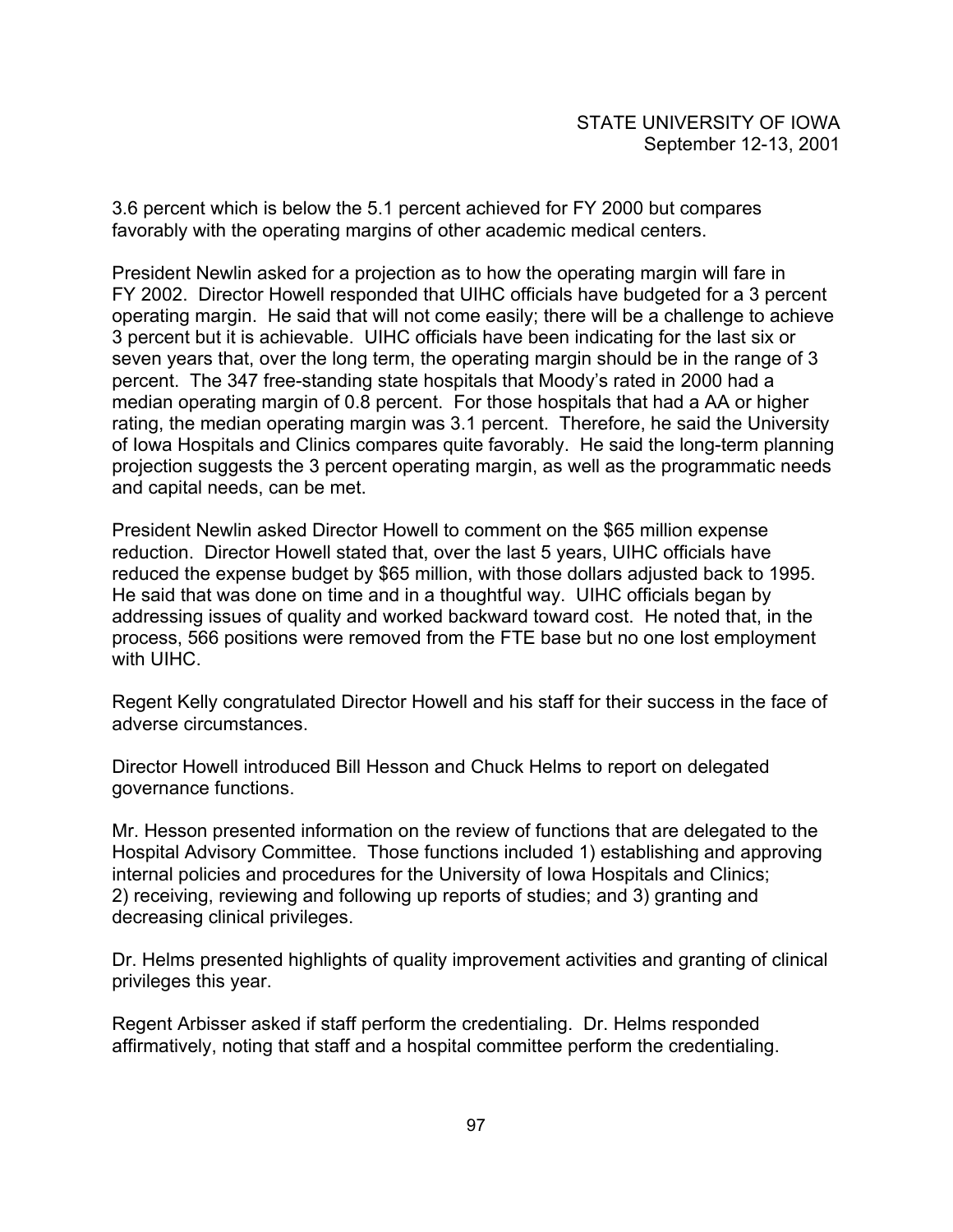3.6 percent which is below the 5.1 percent achieved for FY 2000 but compares favorably with the operating margins of other academic medical centers.

President Newlin asked for a projection as to how the operating margin will fare in FY 2002. Director Howell responded that UIHC officials have budgeted for a 3 percent operating margin. He said that will not come easily; there will be a challenge to achieve 3 percent but it is achievable. UIHC officials have been indicating for the last six or seven years that, over the long term, the operating margin should be in the range of 3 percent. The 347 free-standing state hospitals that Moody's rated in 2000 had a median operating margin of 0.8 percent. For those hospitals that had a AA or higher rating, the median operating margin was 3.1 percent. Therefore, he said the University of Iowa Hospitals and Clinics compares quite favorably. He said the long-term planning projection suggests the 3 percent operating margin, as well as the programmatic needs and capital needs, can be met.

President Newlin asked Director Howell to comment on the $65 million expense reduction. Director Howell stated that, over the last 5 years, UIHC officials have reduced the expense budget by $65 million, with those dollars adjusted back to 1995. He said that was done on time and in a thoughtful way. UIHC officials began by addressing issues of quality and worked backward toward cost. He noted that, in the process, 566 positions were removed from the FTE base but no one lost employment with UIHC.

Regent Kelly congratulated Director Howell and his staff for their success in the face of adverse circumstances.

Director Howell introduced Bill Hesson and Chuck Helms to report on delegated governance functions.

Mr. Hesson presented information on the review of functions that are delegated to the Hospital Advisory Committee. Those functions included 1) establishing and approving internal policies and procedures for the University of Iowa Hospitals and Clinics; 2) receiving, reviewing and following up reports of studies; and 3) granting and decreasing clinical privileges.

Dr. Helms presented highlights of quality improvement activities and granting of clinical privileges this year.

Regent Arbisser asked if staff perform the credentialing. Dr. Helms responded affirmatively, noting that staff and a hospital committee perform the credentialing.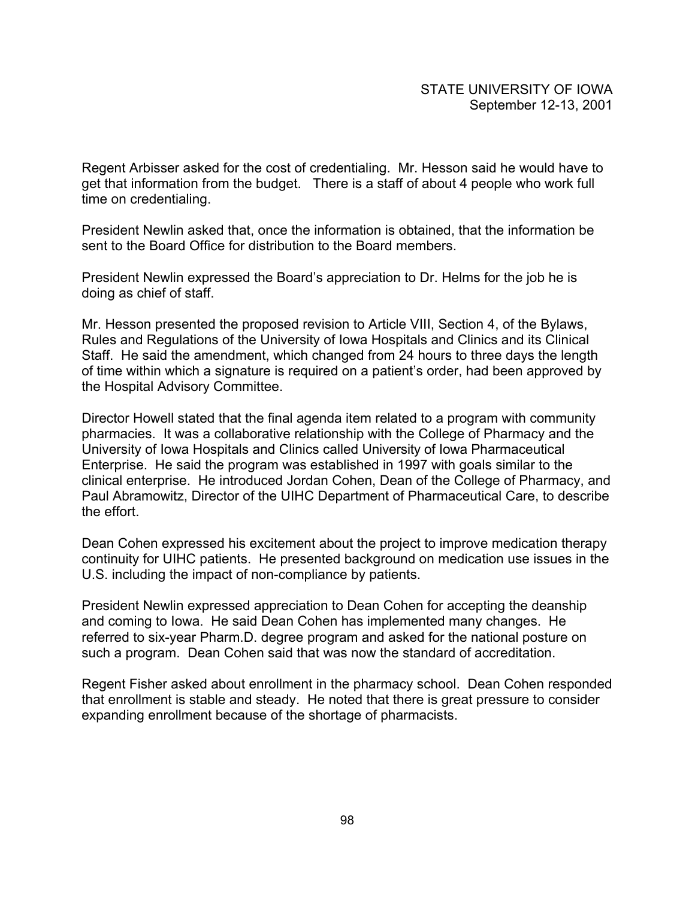Regent Arbisser asked for the cost of credentialing. Mr. Hesson said he would have to get that information from the budget. There is a staff of about 4 people who work full time on credentialing.

President Newlin asked that, once the information is obtained, that the information be sent to the Board Office for distribution to the Board members.

President Newlin expressed the Board's appreciation to Dr. Helms for the job he is doing as chief of staff.

Mr. Hesson presented the proposed revision to Article VIII, Section 4, of the Bylaws, Rules and Regulations of the University of Iowa Hospitals and Clinics and its Clinical Staff. He said the amendment, which changed from 24 hours to three days the length of time within which a signature is required on a patient's order, had been approved by the Hospital Advisory Committee.

Director Howell stated that the final agenda item related to a program with community pharmacies. It was a collaborative relationship with the College of Pharmacy and the University of Iowa Hospitals and Clinics called University of Iowa Pharmaceutical Enterprise. He said the program was established in 1997 with goals similar to the clinical enterprise. He introduced Jordan Cohen, Dean of the College of Pharmacy, and Paul Abramowitz, Director of the UIHC Department of Pharmaceutical Care, to describe the effort.

Dean Cohen expressed his excitement about the project to improve medication therapy continuity for UIHC patients. He presented background on medication use issues in the U.S. including the impact of non-compliance by patients.

President Newlin expressed appreciation to Dean Cohen for accepting the deanship and coming to Iowa. He said Dean Cohen has implemented many changes. He referred to six-year Pharm.D. degree program and asked for the national posture on such a program. Dean Cohen said that was now the standard of accreditation.

Regent Fisher asked about enrollment in the pharmacy school. Dean Cohen responded that enrollment is stable and steady. He noted that there is great pressure to consider expanding enrollment because of the shortage of pharmacists.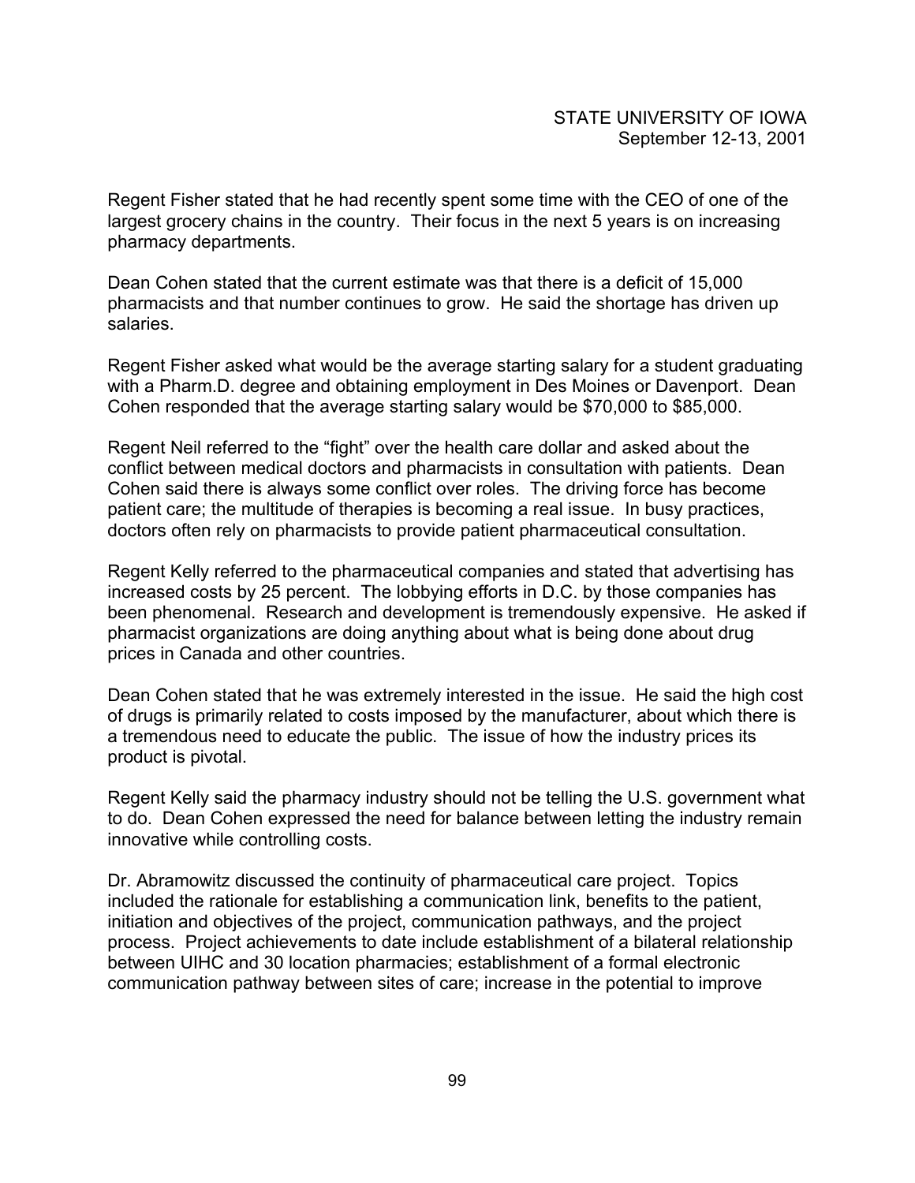Regent Fisher stated that he had recently spent some time with the CEO of one of the largest grocery chains in the country. Their focus in the next 5 years is on increasing pharmacy departments.

Dean Cohen stated that the current estimate was that there is a deficit of 15,000 pharmacists and that number continues to grow. He said the shortage has driven up salaries.

Regent Fisher asked what would be the average starting salary for a student graduating with a Pharm.D. degree and obtaining employment in Des Moines or Davenport. Dean Cohen responded that the average starting salary would be $70,000 to $85,000.

Regent Neil referred to the "fight" over the health care dollar and asked about the conflict between medical doctors and pharmacists in consultation with patients. Dean Cohen said there is always some conflict over roles. The driving force has become patient care; the multitude of therapies is becoming a real issue. In busy practices, doctors often rely on pharmacists to provide patient pharmaceutical consultation.

Regent Kelly referred to the pharmaceutical companies and stated that advertising has increased costs by 25 percent. The lobbying efforts in D.C. by those companies has been phenomenal. Research and development is tremendously expensive. He asked if pharmacist organizations are doing anything about what is being done about drug prices in Canada and other countries.

Dean Cohen stated that he was extremely interested in the issue. He said the high cost of drugs is primarily related to costs imposed by the manufacturer, about which there is a tremendous need to educate the public. The issue of how the industry prices its product is pivotal.

Regent Kelly said the pharmacy industry should not be telling the U.S. government what to do. Dean Cohen expressed the need for balance between letting the industry remain innovative while controlling costs.

Dr. Abramowitz discussed the continuity of pharmaceutical care project. Topics included the rationale for establishing a communication link, benefits to the patient, initiation and objectives of the project, communication pathways, and the project process. Project achievements to date include establishment of a bilateral relationship between UIHC and 30 location pharmacies; establishment of a formal electronic communication pathway between sites of care; increase in the potential to improve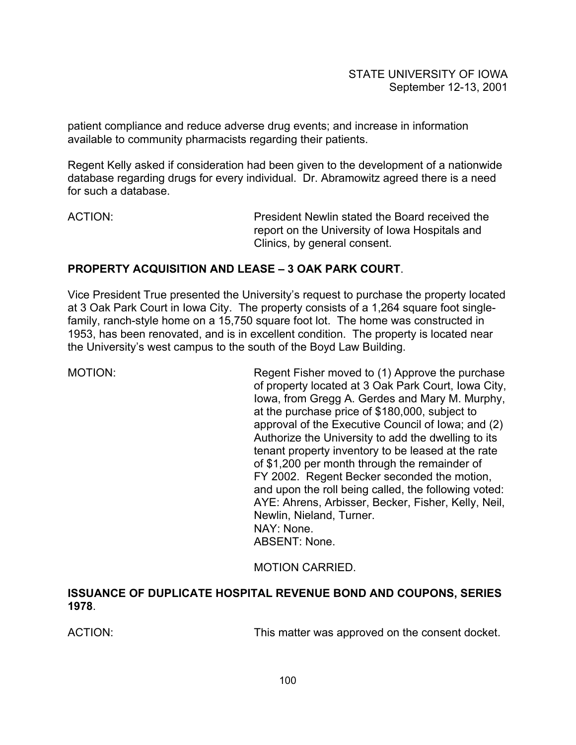patient compliance and reduce adverse drug events; and increase in information available to community pharmacists regarding their patients.

Regent Kelly asked if consideration had been given to the development of a nationwide database regarding drugs for every individual. Dr. Abramowitz agreed there is a need for such a database.

ACTION: President Newlin stated the Board received the report on the University of Iowa Hospitals and Clinics, by general consent.

**PROPERTY ACQUISITION AND LEASE – 3 OAK PARK COURT**.

Vice President True presented the University's request to purchase the property located at 3 Oak Park Court in Iowa City. The property consists of a 1,264 square foot single-family, ranch-style home on a 15,750 square foot lot. The home was constructed in 1953, has been renovated, and is in excellent condition. The property is located near the University's west campus to the south of the Boyd Law Building.

MOTION: Regent Fisher moved to (1) Approve the purchase of property located at 3 Oak Park Court, Iowa City, Iowa, from Gregg A. Gerdes and Mary M. Murphy, at the purchase price of $180,000, subject to approval of the Executive Council of Iowa; and (2) Authorize the University to add the dwelling to its tenant property inventory to be leased at the rate of $1,200 per month through the remainder of FY 2002. Regent Becker seconded the motion, and upon the roll being called, the following voted:
AYE: Ahrens, Arbisser, Becker, Fisher, Kelly, Neil, Newlin, Nieland, Turner.
NAY: None.
ABSENT: None.

MOTION CARRIED.

**ISSUANCE OF DUPLICATE HOSPITAL REVENUE BOND AND COUPONS, SERIES 1978**.

ACTION: This matter was approved on the consent docket.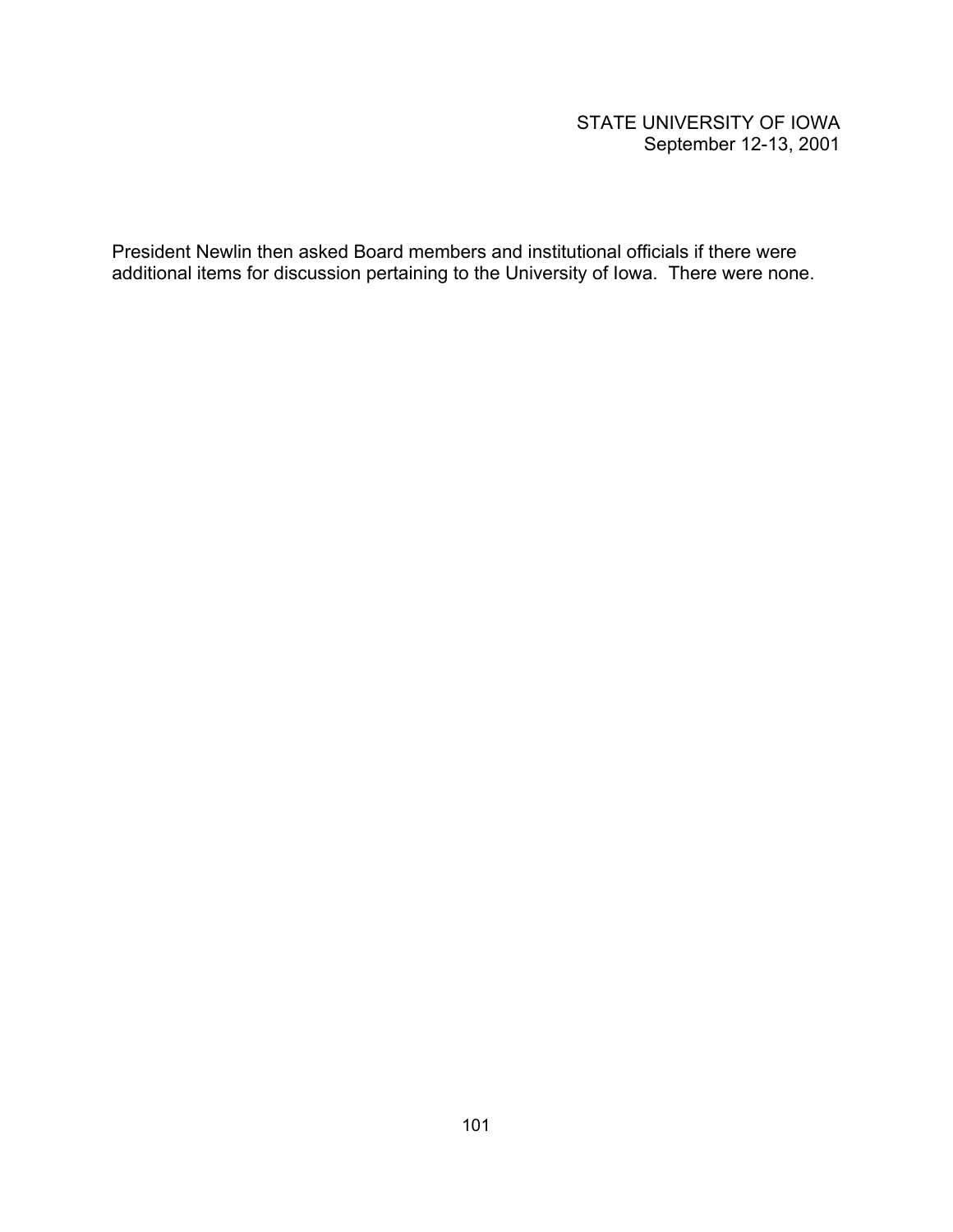President Newlin then asked Board members and institutional officials if there were additional items for discussion pertaining to the University of Iowa. There were none.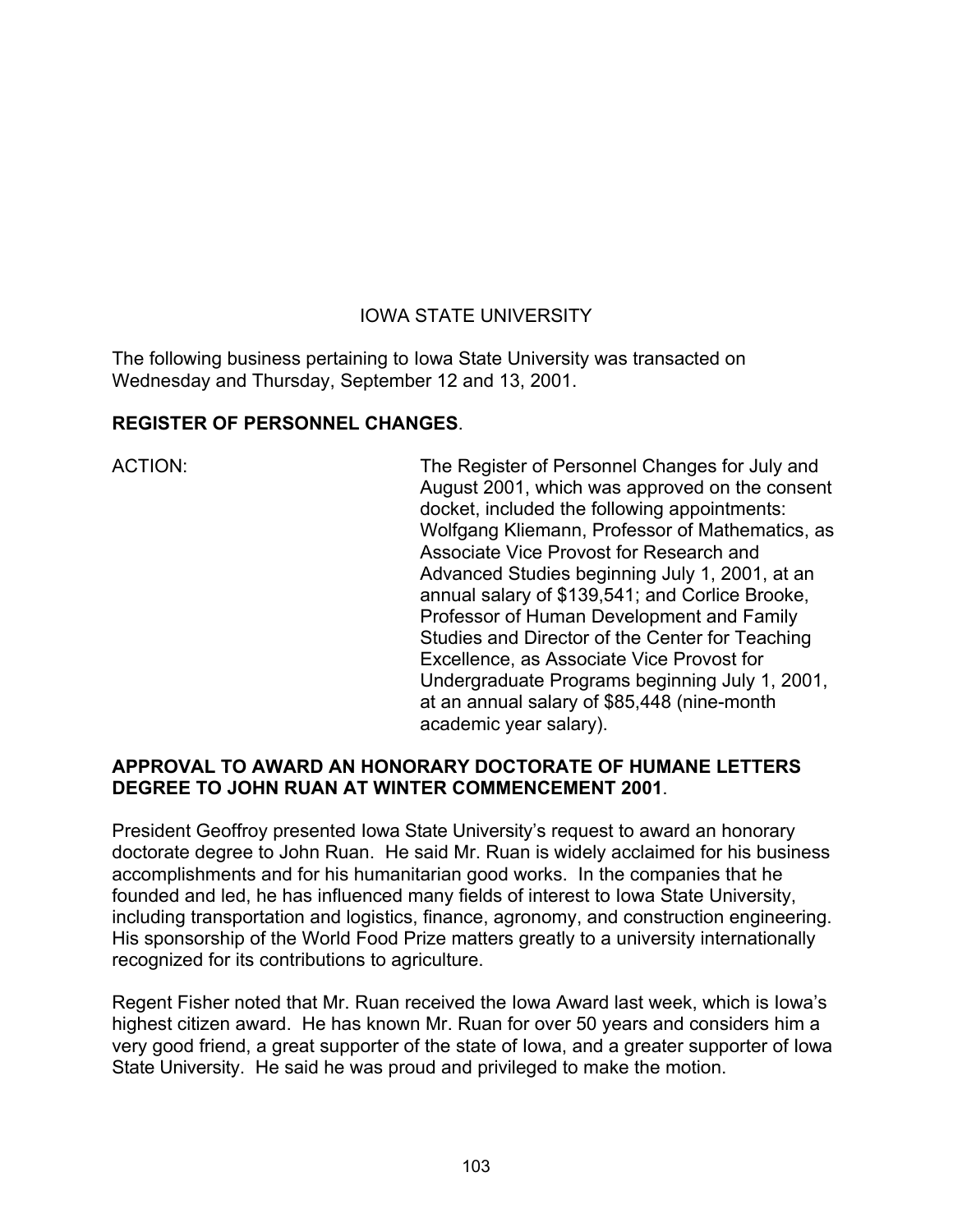## IOWA STATE UNIVERSITY

The following business pertaining to Iowa State University was transacted on Wednesday and Thursday, September 12 and 13, 2001.

**REGISTER OF PERSONNEL CHANGES**.

ACTION: The Register of Personnel Changes for July and August 2001, which was approved on the consent docket, included the following appointments: Wolfgang Kliemann, Professor of Mathematics, as Associate Vice Provost for Research and Advanced Studies beginning July 1, 2001, at an annual salary of $139,541; and Corlice Brooke, Professor of Human Development and Family Studies and Director of the Center for Teaching Excellence, as Associate Vice Provost for Undergraduate Programs beginning July 1, 2001, at an annual salary of $85,448 (nine-month academic year salary).

**APPROVAL TO AWARD AN HONORARY DOCTORATE OF HUMANE LETTERS DEGREE TO JOHN RUAN AT WINTER COMMENCEMENT 2001**.

President Geoffroy presented Iowa State University's request to award an honorary doctorate degree to John Ruan. He said Mr. Ruan is widely acclaimed for his business accomplishments and for his humanitarian good works. In the companies that he founded and led, he has influenced many fields of interest to Iowa State University, including transportation and logistics, finance, agronomy, and construction engineering. His sponsorship of the World Food Prize matters greatly to a university internationally recognized for its contributions to agriculture.

Regent Fisher noted that Mr. Ruan received the Iowa Award last week, which is Iowa's highest citizen award. He has known Mr. Ruan for over 50 years and considers him a very good friend, a great supporter of the state of Iowa, and a greater supporter of Iowa State University. He said he was proud and privileged to make the motion.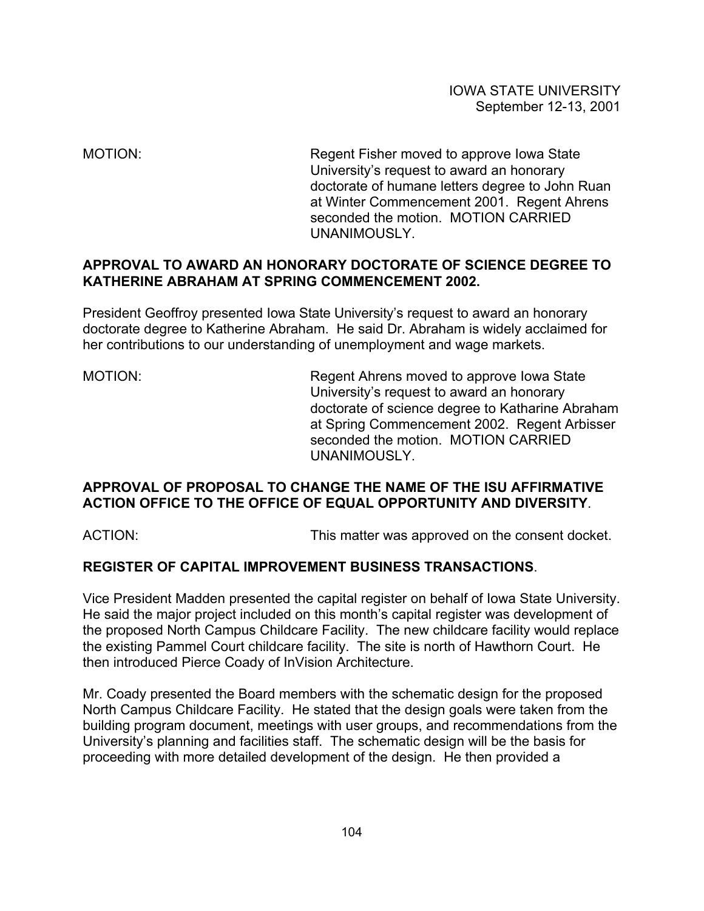MOTION: Regent Fisher moved to approve Iowa State University's request to award an honorary doctorate of humane letters degree to John Ruan at Winter Commencement 2001. Regent Ahrens seconded the motion. MOTION CARRIED UNANIMOUSLY.

**APPROVAL TO AWARD AN HONORARY DOCTORATE OF SCIENCE DEGREE TO KATHERINE ABRAHAM AT SPRING COMMENCEMENT 2002.**

President Geoffroy presented Iowa State University's request to award an honorary doctorate degree to Katherine Abraham. He said Dr. Abraham is widely acclaimed for her contributions to our understanding of unemployment and wage markets.

MOTION: Regent Ahrens moved to approve Iowa State University's request to award an honorary doctorate of science degree to Katharine Abraham at Spring Commencement 2002. Regent Arbisser seconded the motion. MOTION CARRIED UNANIMOUSLY.

**APPROVAL OF PROPOSAL TO CHANGE THE NAME OF THE ISU AFFIRMATIVE ACTION OFFICE TO THE OFFICE OF EQUAL OPPORTUNITY AND DIVERSITY**.

ACTION: This matter was approved on the consent docket.

**REGISTER OF CAPITAL IMPROVEMENT BUSINESS TRANSACTIONS**.

Vice President Madden presented the capital register on behalf of Iowa State University. He said the major project included on this month's capital register was development of the proposed North Campus Childcare Facility. The new childcare facility would replace the existing Pammel Court childcare facility. The site is north of Hawthorn Court. He then introduced Pierce Coady of InVision Architecture.

Mr. Coady presented the Board members with the schematic design for the proposed North Campus Childcare Facility. He stated that the design goals were taken from the building program document, meetings with user groups, and recommendations from the University's planning and facilities staff. The schematic design will be the basis for proceeding with more detailed development of the design. He then provided a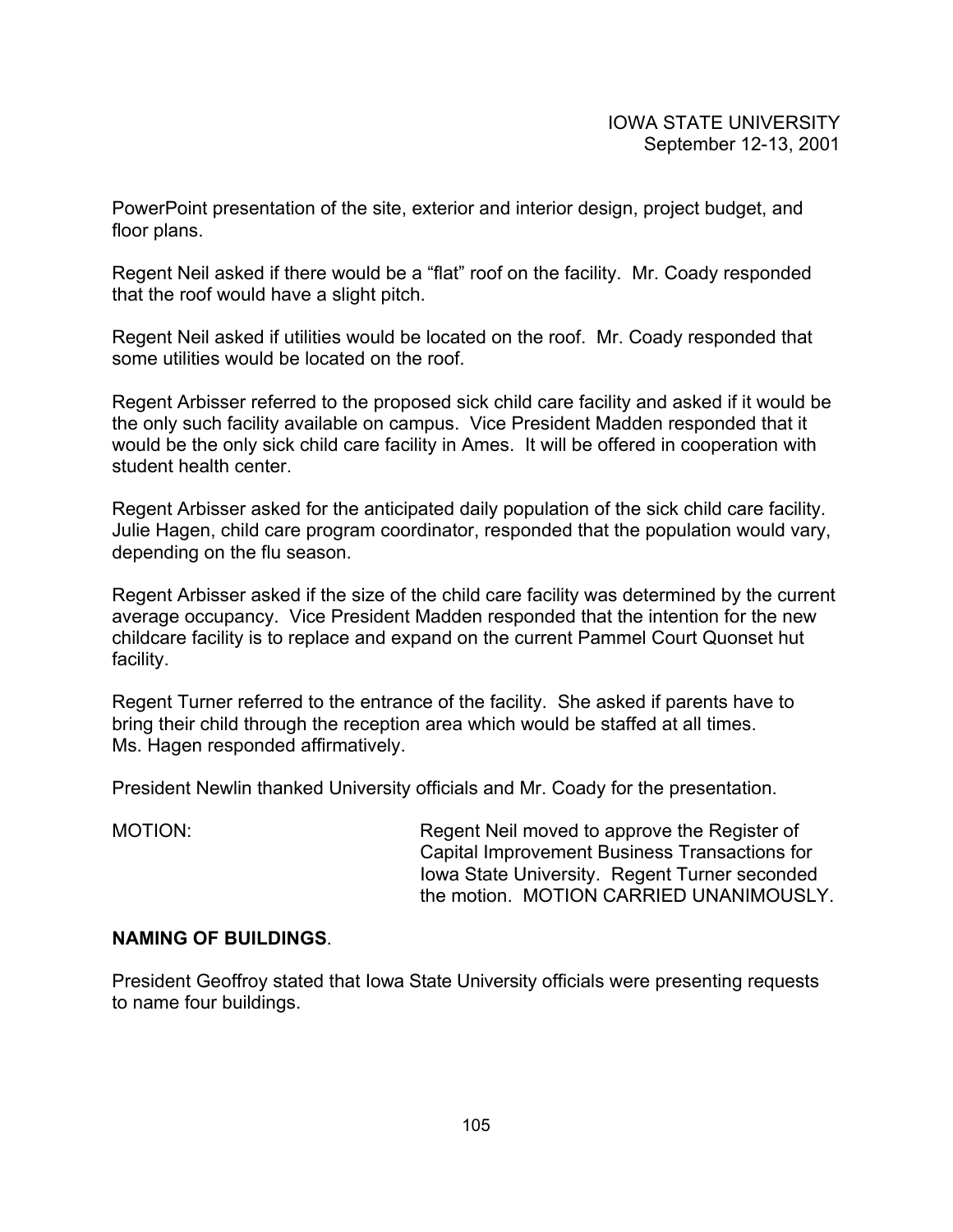PowerPoint presentation of the site, exterior and interior design, project budget, and floor plans.

Regent Neil asked if there would be a "flat" roof on the facility. Mr. Coady responded that the roof would have a slight pitch.

Regent Neil asked if utilities would be located on the roof. Mr. Coady responded that some utilities would be located on the roof.

Regent Arbisser referred to the proposed sick child care facility and asked if it would be the only such facility available on campus. Vice President Madden responded that it would be the only sick child care facility in Ames. It will be offered in cooperation with student health center.

Regent Arbisser asked for the anticipated daily population of the sick child care facility. Julie Hagen, child care program coordinator, responded that the population would vary, depending on the flu season.

Regent Arbisser asked if the size of the child care facility was determined by the current average occupancy. Vice President Madden responded that the intention for the new childcare facility is to replace and expand on the current Pammel Court Quonset hut facility.

Regent Turner referred to the entrance of the facility. She asked if parents have to bring their child through the reception area which would be staffed at all times. Ms. Hagen responded affirmatively.

President Newlin thanked University officials and Mr. Coady for the presentation.

MOTION: Regent Neil moved to approve the Register of Capital Improvement Business Transactions for Iowa State University. Regent Turner seconded the motion. MOTION CARRIED UNANIMOUSLY.

**NAMING OF BUILDINGS**.

President Geoffroy stated that Iowa State University officials were presenting requests to name four buildings.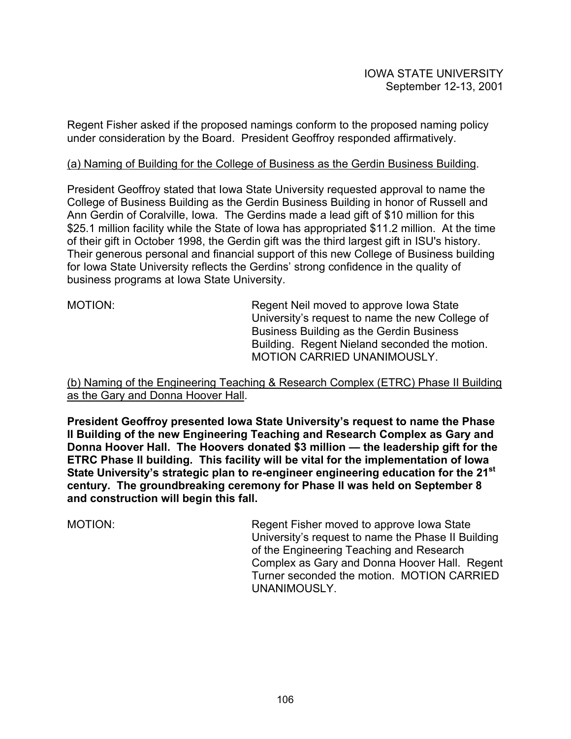Regent Fisher asked if the proposed namings conform to the proposed naming policy under consideration by the Board. President Geoffroy responded affirmatively.

(a) Naming of Building for the College of Business as the Gerdin Business Building.

President Geoffroy stated that Iowa State University requested approval to name the College of Business Building as the Gerdin Business Building in honor of Russell and Ann Gerdin of Coralville, Iowa. The Gerdins made a lead gift of $10 million for this $25.1 million facility while the State of Iowa has appropriated $11.2 million. At the time of their gift in October 1998, the Gerdin gift was the third largest gift in ISU's history. Their generous personal and financial support of this new College of Business building for Iowa State University reflects the Gerdins' strong confidence in the quality of business programs at Iowa State University.

MOTION: Regent Neil moved to approve Iowa State University's request to name the new College of Business Building as the Gerdin Business Building. Regent Nieland seconded the motion. MOTION CARRIED UNANIMOUSLY.

(b) Naming of the Engineering Teaching & Research Complex (ETRC) Phase II Building as the Gary and Donna Hoover Hall.

**President Geoffroy presented Iowa State University's request to name the Phase II Building of the new Engineering Teaching and Research Complex as Gary and Donna Hoover Hall. The Hoovers donated $3 million — the leadership gift for the ETRC Phase II building. This facility will be vital for the implementation of Iowa State University's strategic plan to re-engineer engineering education for the 21st century. The groundbreaking ceremony for Phase II was held on September 8 and construction will begin this fall.**

MOTION: Regent Fisher moved to approve Iowa State University's request to name the Phase II Building of the Engineering Teaching and Research Complex as Gary and Donna Hoover Hall. Regent Turner seconded the motion. MOTION CARRIED UNANIMOUSLY.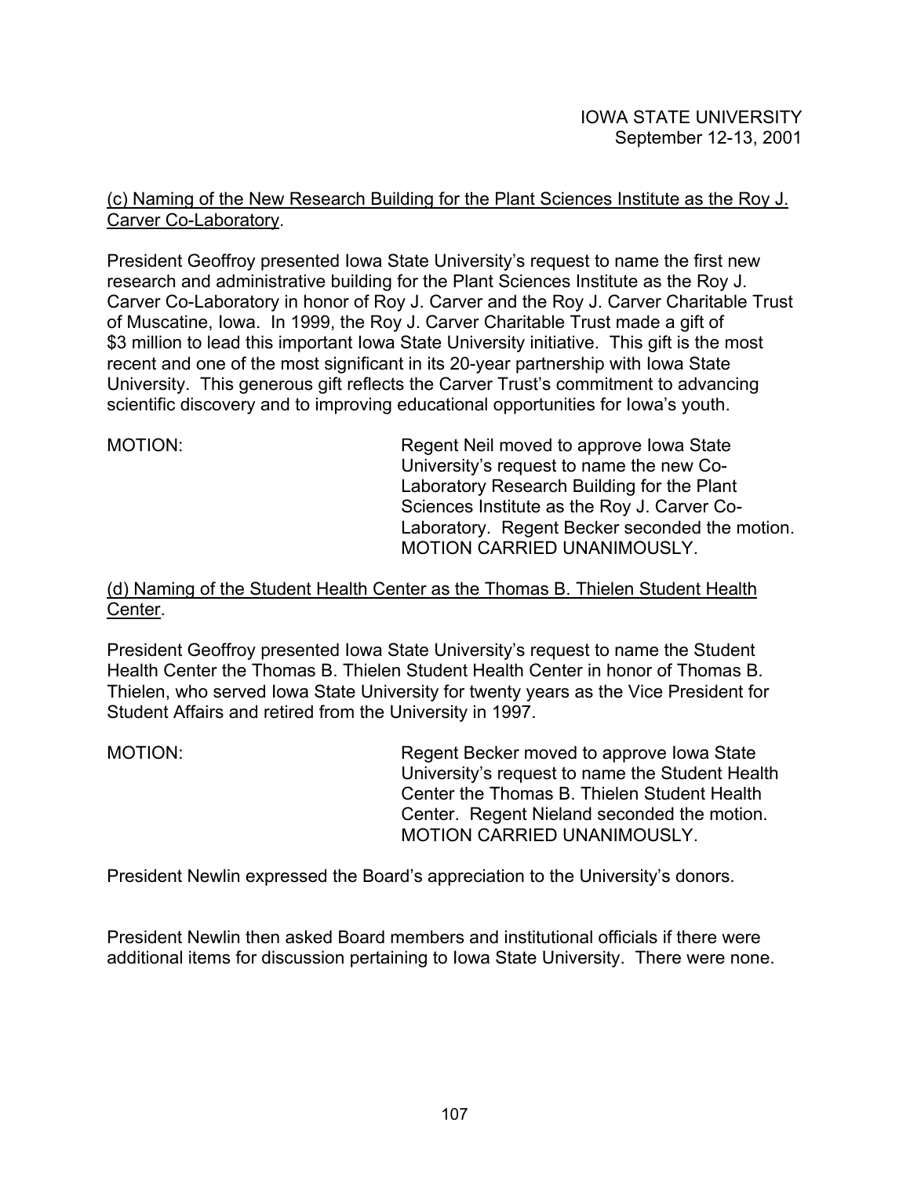(c) Naming of the New Research Building for the Plant Sciences Institute as the Roy J. Carver Co-Laboratory.

President Geoffroy presented Iowa State University's request to name the first new research and administrative building for the Plant Sciences Institute as the Roy J. Carver Co-Laboratory in honor of Roy J. Carver and the Roy J. Carver Charitable Trust of Muscatine, Iowa. In 1999, the Roy J. Carver Charitable Trust made a gift of $3 million to lead this important Iowa State University initiative. This gift is the most recent and one of the most significant in its 20-year partnership with Iowa State University. This generous gift reflects the Carver Trust's commitment to advancing scientific discovery and to improving educational opportunities for Iowa's youth.

MOTION: Regent Neil moved to approve Iowa State University's request to name the new Co-Laboratory Research Building for the Plant Sciences Institute as the Roy J. Carver Co-Laboratory. Regent Becker seconded the motion. MOTION CARRIED UNANIMOUSLY.

(d) Naming of the Student Health Center as the Thomas B. Thielen Student Health Center.

President Geoffroy presented Iowa State University's request to name the Student Health Center the Thomas B. Thielen Student Health Center in honor of Thomas B. Thielen, who served Iowa State University for twenty years as the Vice President for Student Affairs and retired from the University in 1997.

MOTION: Regent Becker moved to approve Iowa State University's request to name the Student Health Center the Thomas B. Thielen Student Health Center. Regent Nieland seconded the motion. MOTION CARRIED UNANIMOUSLY.

President Newlin expressed the Board's appreciation to the University's donors.

President Newlin then asked Board members and institutional officials if there were additional items for discussion pertaining to Iowa State University. There were none.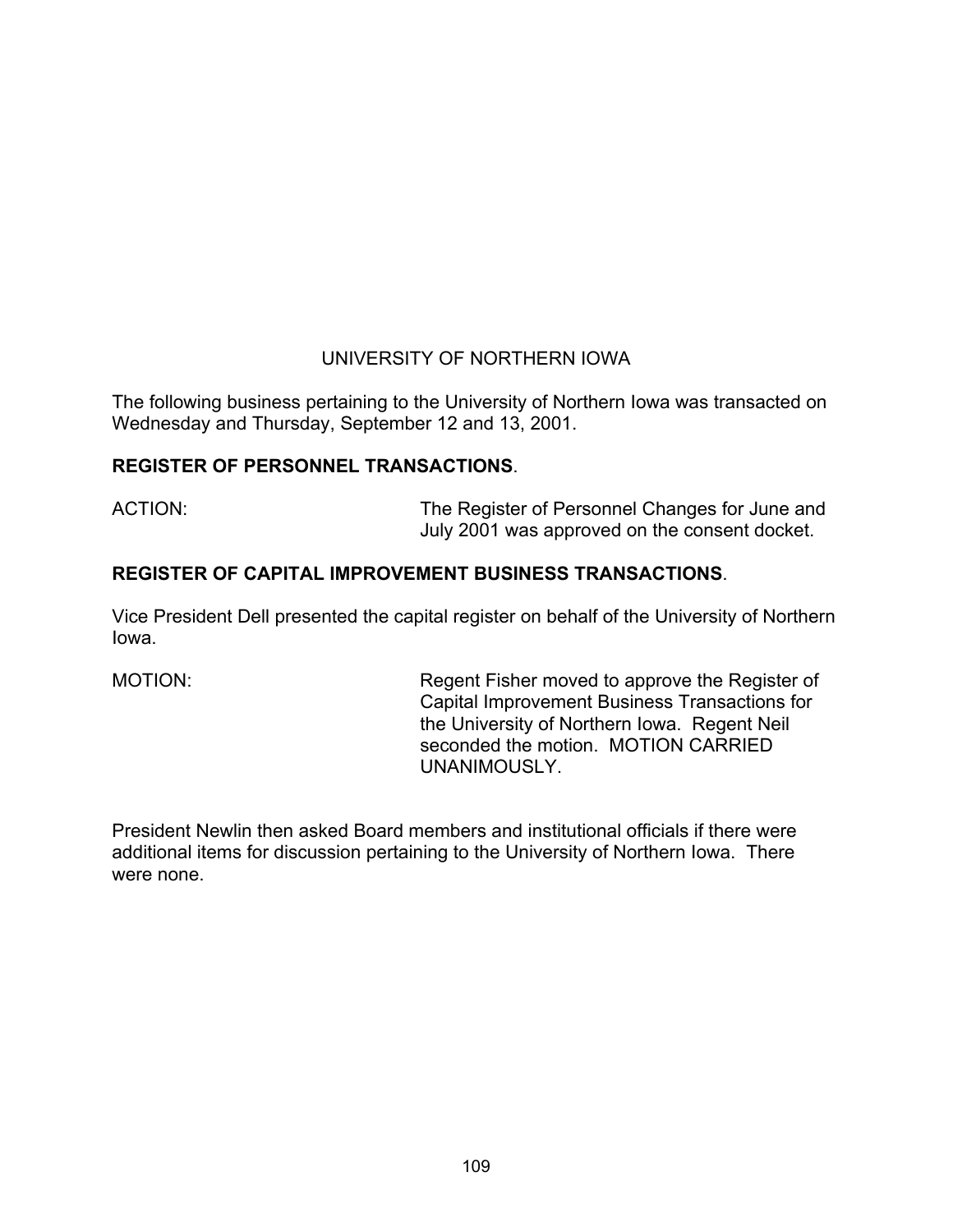## UNIVERSITY OF NORTHERN IOWA

The following business pertaining to the University of Northern Iowa was transacted on Wednesday and Thursday, September 12 and 13, 2001.

**REGISTER OF PERSONNEL TRANSACTIONS**.

ACTION: The Register of Personnel Changes for June and July 2001 was approved on the consent docket.

**REGISTER OF CAPITAL IMPROVEMENT BUSINESS TRANSACTIONS**.

Vice President Dell presented the capital register on behalf of the University of Northern Iowa.

MOTION: Regent Fisher moved to approve the Register of Capital Improvement Business Transactions for the University of Northern Iowa. Regent Neil seconded the motion. MOTION CARRIED UNANIMOUSLY.

President Newlin then asked Board members and institutional officials if there were additional items for discussion pertaining to the University of Northern Iowa. There were none.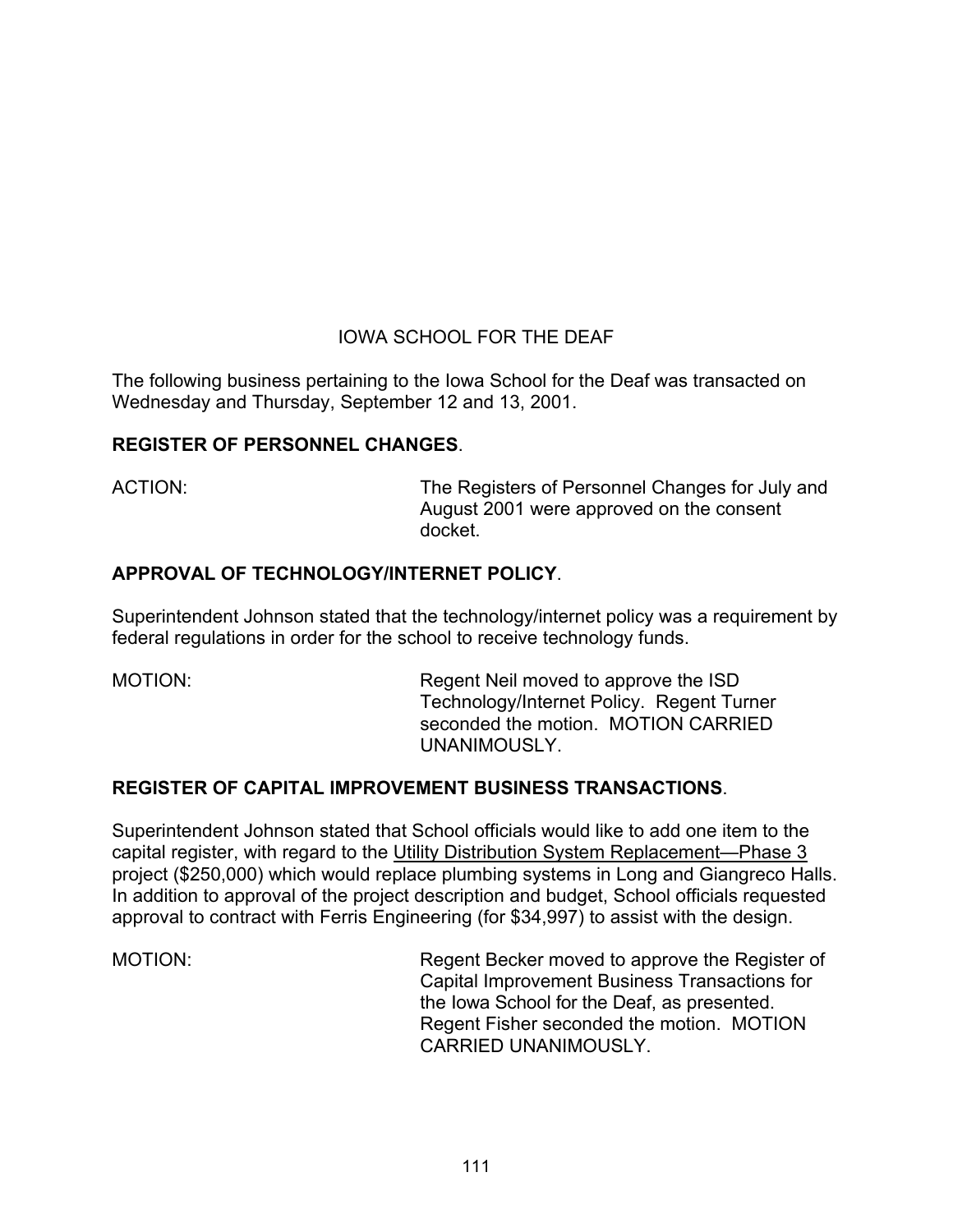## IOWA SCHOOL FOR THE DEAF

The following business pertaining to the Iowa School for the Deaf was transacted on Wednesday and Thursday, September 12 and 13, 2001.

**REGISTER OF PERSONNEL CHANGES**.

ACTION: The Registers of Personnel Changes for July and August 2001 were approved on the consent docket.

**APPROVAL OF TECHNOLOGY/INTERNET POLICY**.

Superintendent Johnson stated that the technology/internet policy was a requirement by federal regulations in order for the school to receive technology funds.

MOTION: Regent Neil moved to approve the ISD Technology/Internet Policy. Regent Turner seconded the motion. MOTION CARRIED UNANIMOUSLY.

**REGISTER OF CAPITAL IMPROVEMENT BUSINESS TRANSACTIONS**.

Superintendent Johnson stated that School officials would like to add one item to the capital register, with regard to the <u>Utility Distribution System Replacement—Phase 3</u> project ($250,000) which would replace plumbing systems in Long and Giangreco Halls. In addition to approval of the project description and budget, School officials requested approval to contract with Ferris Engineering (for $34,997) to assist with the design.

MOTION: Regent Becker moved to approve the Register of Capital Improvement Business Transactions for the Iowa School for the Deaf, as presented. Regent Fisher seconded the motion. MOTION CARRIED UNANIMOUSLY.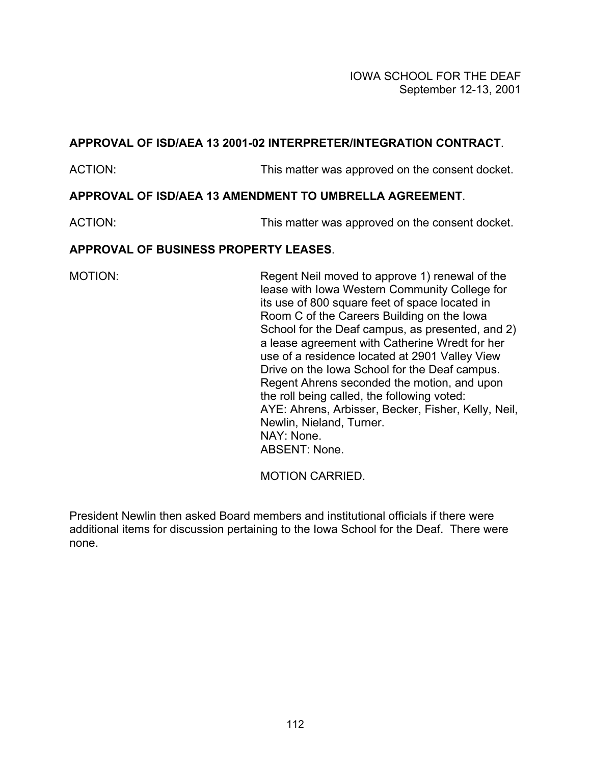IOWA SCHOOL FOR THE DEAF
September 12-13, 2001

**APPROVAL OF ISD/AEA 13 2001-02 INTERPRETER/INTEGRATION CONTRACT**.

ACTION: This matter was approved on the consent docket.

**APPROVAL OF ISD/AEA 13 AMENDMENT TO UMBRELLA AGREEMENT**.

ACTION: This matter was approved on the consent docket.

**APPROVAL OF BUSINESS PROPERTY LEASES**.

MOTION: Regent Neil moved to approve 1) renewal of the lease with Iowa Western Community College for its use of 800 square feet of space located in Room C of the Careers Building on the Iowa School for the Deaf campus, as presented, and 2) a lease agreement with Catherine Wredt for her use of a residence located at 2901 Valley View Drive on the Iowa School for the Deaf campus. Regent Ahrens seconded the motion, and upon the roll being called, the following voted:
AYE: Ahrens, Arbisser, Becker, Fisher, Kelly, Neil, Newlin, Nieland, Turner.
NAY: None.
ABSENT: None.

MOTION CARRIED.

President Newlin then asked Board members and institutional officials if there were additional items for discussion pertaining to the Iowa School for the Deaf. There were none.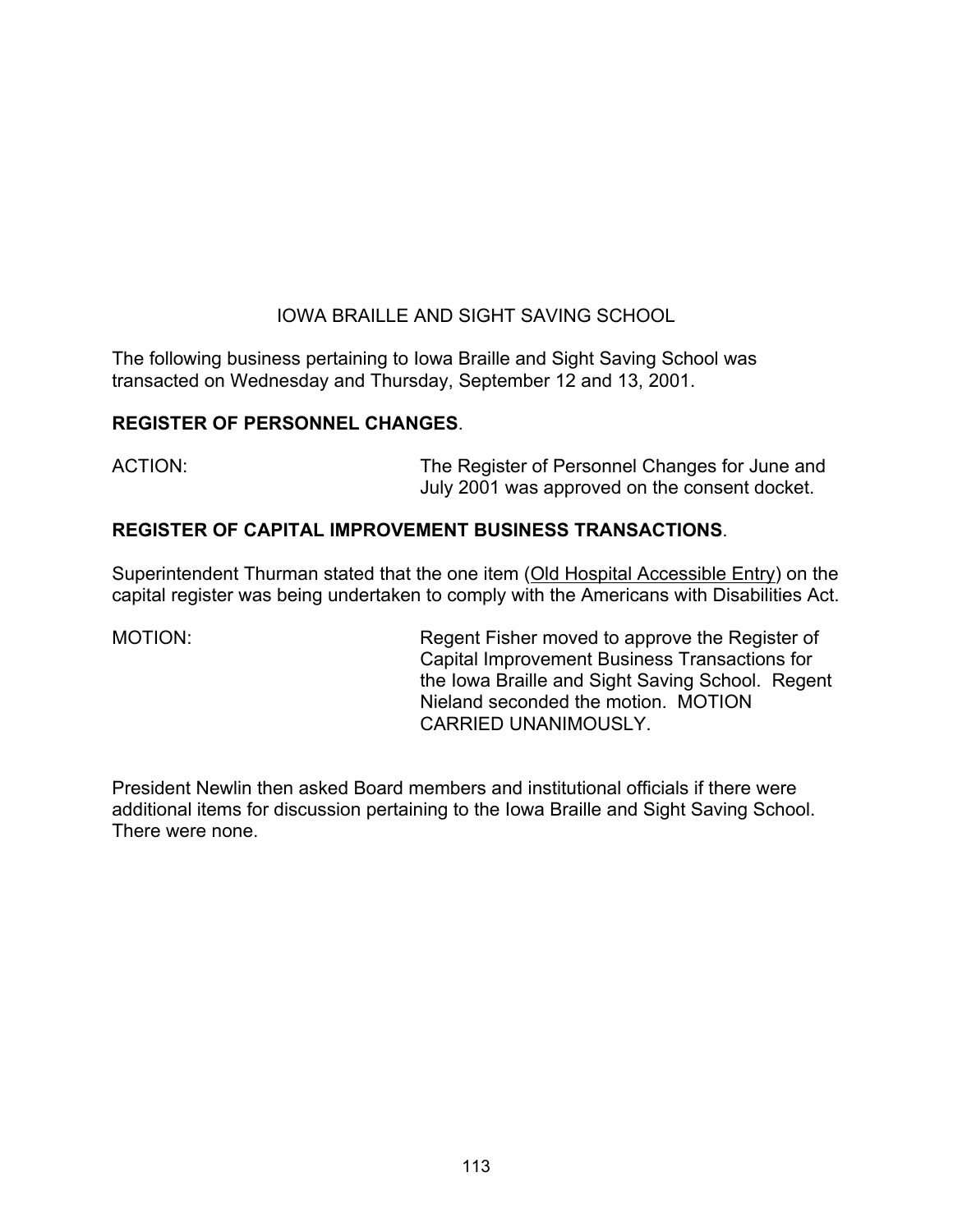## IOWA BRAILLE AND SIGHT SAVING SCHOOL

The following business pertaining to Iowa Braille and Sight Saving School was transacted on Wednesday and Thursday, September 12 and 13, 2001.

**REGISTER OF PERSONNEL CHANGES**.

ACTION: The Register of Personnel Changes for June and July 2001 was approved on the consent docket.

**REGISTER OF CAPITAL IMPROVEMENT BUSINESS TRANSACTIONS**.

Superintendent Thurman stated that the one item (Old Hospital Accessible Entry) on the capital register was being undertaken to comply with the Americans with Disabilities Act.

MOTION: Regent Fisher moved to approve the Register of Capital Improvement Business Transactions for the Iowa Braille and Sight Saving School. Regent Nieland seconded the motion. MOTION CARRIED UNANIMOUSLY.

President Newlin then asked Board members and institutional officials if there were additional items for discussion pertaining to the Iowa Braille and Sight Saving School. There were none.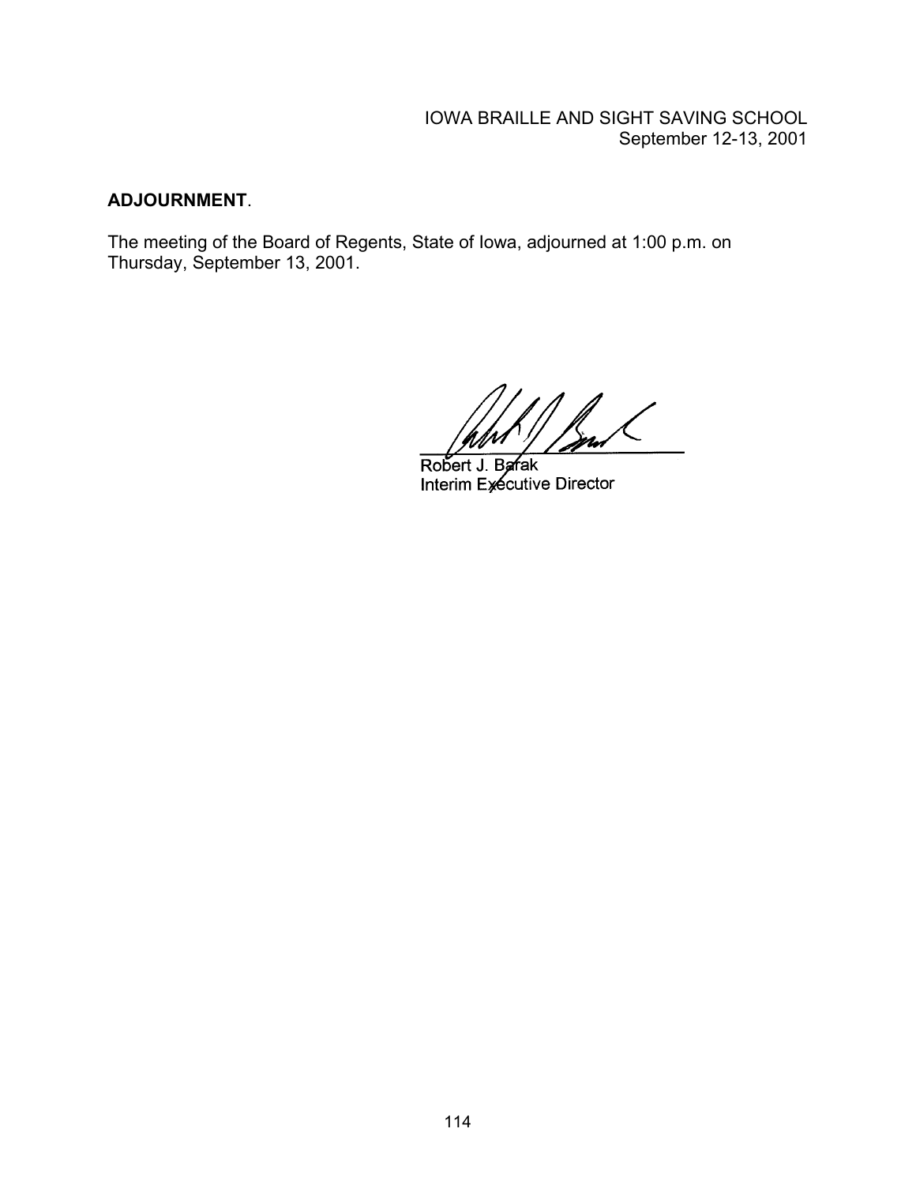IOWA BRAILLE AND SIGHT SAVING SCHOOL
September 12-13, 2001

**ADJOURNMENT**.

The meeting of the Board of Regents, State of Iowa, adjourned at 1:00 p.m. on Thursday, September 13, 2001.

Robert J. Barak
Interim Executive Director